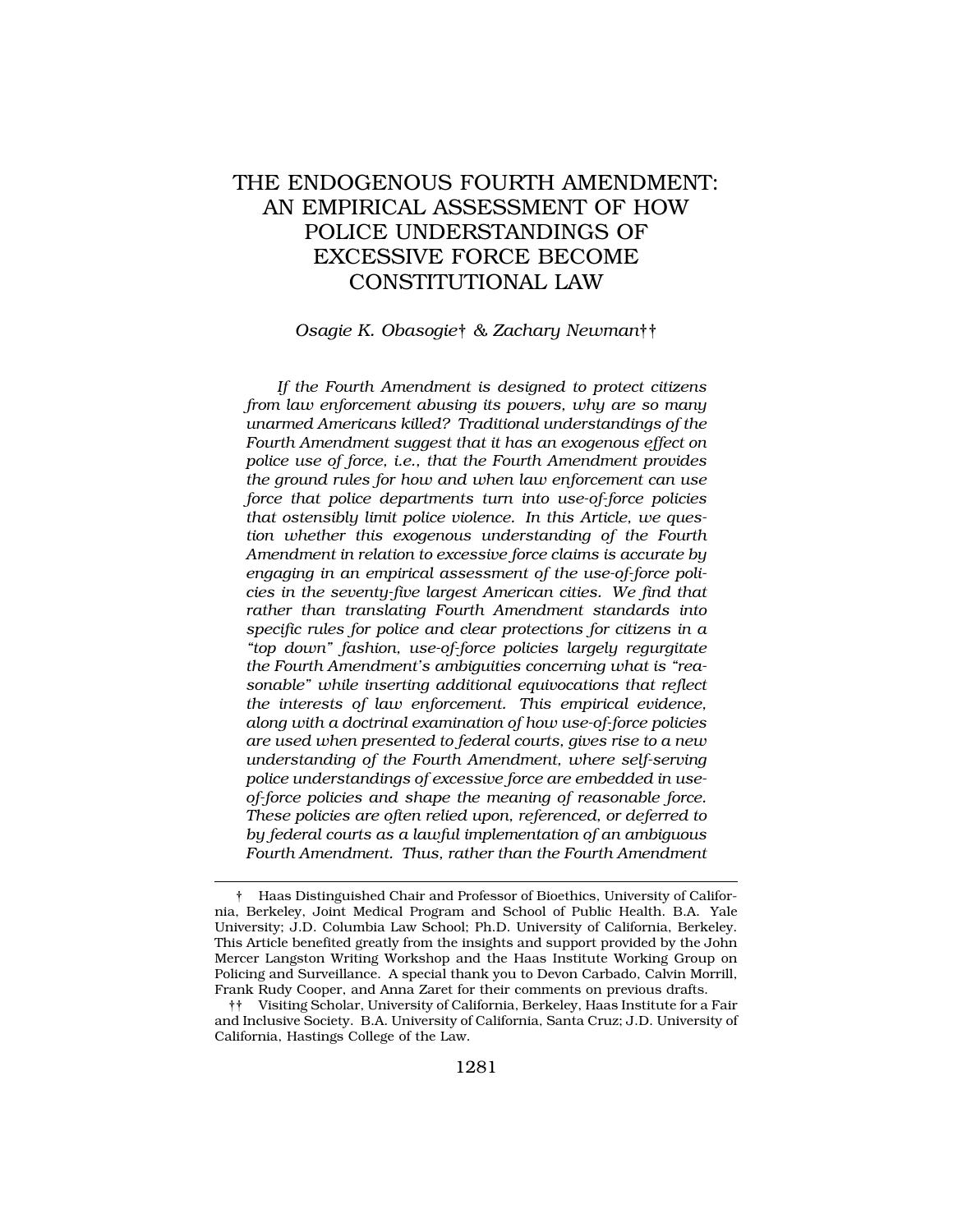# THE ENDOGENOUS FOURTH AMENDMENT: AN EMPIRICAL ASSESSMENT OF HOW POLICE UNDERSTANDINGS OF EXCESSIVE FORCE BECOME CONSTITUTIONAL LAW

*Osagie K. Obasogie† & Zachary Newman††*

*If the Fourth Amendment is designed to protect citizens from law enforcement abusing its powers, why are so many unarmed Americans killed? Traditional understandings of the Fourth Amendment suggest that it has an exogenous effect on police use of force, i.e., that the Fourth Amendment provides the ground rules for how and when law enforcement can use force that police departments turn into use-of-force policies that ostensibly limit police violence. In this Article, we question whether this exogenous understanding of the Fourth Amendment in relation to excessive force claims is accurate by engaging in an empirical assessment of the use-of-force policies in the seventy-five largest American cities. We find that rather than translating Fourth Amendment standards into specific rules for police and clear protections for citizens in a "top down" fashion, use-of-force policies largely regurgitate the Fourth Amendment's ambiguities concerning what is "reasonable" while inserting additional equivocations that reflect the interests of law enforcement. This empirical evidence, along with a doctrinal examination of how use-of-force policies are used when presented to federal courts, gives rise to a new understanding of the Fourth Amendment, where self-serving police understandings of excessive force are embedded in use-of-force policies and shape the meaning of reasonable force. These policies are often relied upon, referenced, or deferred to by federal courts as a lawful implementation of an ambiguous Fourth Amendment. Thus, rather than the Fourth Amendment*

---

† Haas Distinguished Chair and Professor of Bioethics, University of California, Berkeley, Joint Medical Program and School of Public Health. B.A. Yale University; J.D. Columbia Law School; Ph.D. University of California, Berkeley. This Article benefited greatly from the insights and support provided by the John Mercer Langston Writing Workshop and the Haas Institute Working Group on Policing and Surveillance. A special thank you to Devon Carbado, Calvin Morrill, Frank Rudy Cooper, and Anna Zaret for their comments on previous drafts.

†† Visiting Scholar, University of California, Berkeley, Haas Institute for a Fair and Inclusive Society. B.A. University of California, Santa Cruz; J.D. University of California, Hastings College of the Law.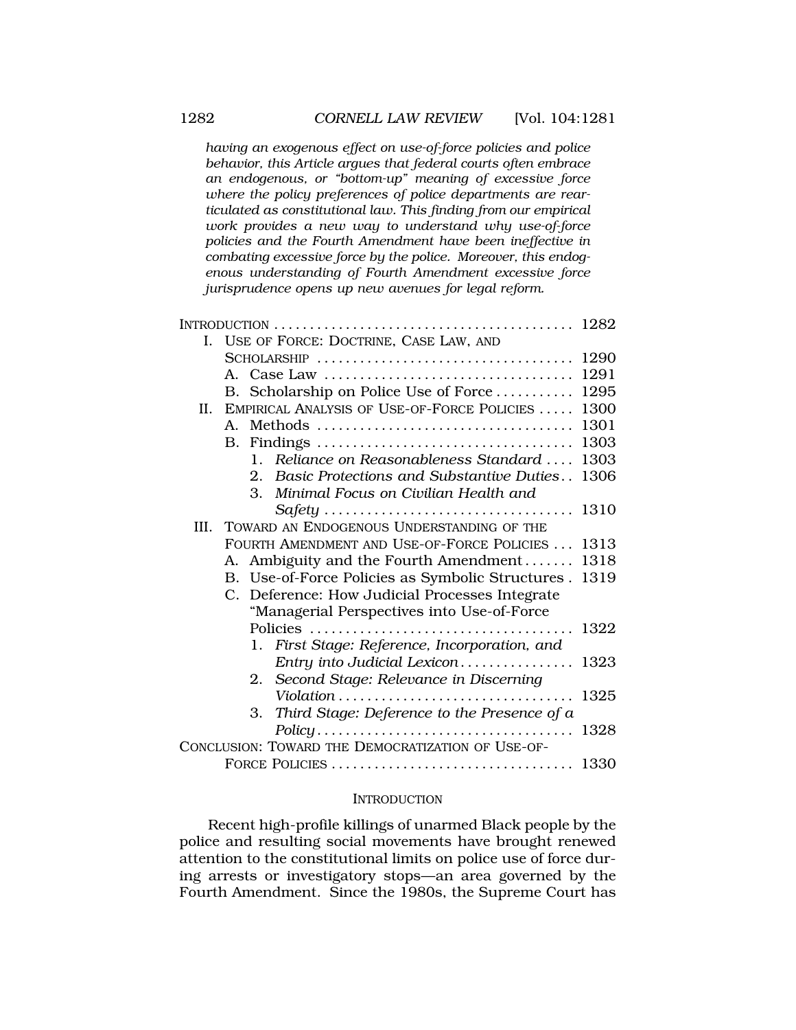*having an exogenous effect on use-of-force policies and police behavior, this Article argues that federal courts often embrace an endogenous, or "bottom-up" meaning of excessive force where the policy preferences of police departments are rearticulated as constitutional law. This finding from our empirical work provides a new way to understand why use-of-force policies and the Fourth Amendment have been ineffective in combating excessive force by the police. Moreover, this endogenous understanding of Fourth Amendment excessive force jurisprudence opens up new avenues for legal reform.*

INTRODUCTION .......................................... 1282
- I. USE OF FORCE: DOCTRINE, CASE LAW, AND SCHOLARSHIP .................................. 1290
  - A. Case Law .................................. 1291
  - B. Scholarship on Police Use of Force ........... 1295
- II. EMPIRICAL ANALYSIS OF USE-OF-FORCE POLICIES ..... 1300
  - A. Methods .................................. 1301
  - B. Findings .................................. 1303
    1. *Reliance on Reasonableness Standard* .... 1303
    2. *Basic Protections and Substantive Duties*.. 1306
    3. *Minimal Focus on Civilian Health and Safety* .................................. 1310
- III. TOWARD AN ENDOGENOUS UNDERSTANDING OF THE FOURTH AMENDMENT AND USE-OF-FORCE POLICIES ... 1313
  - A. Ambiguity and the Fourth Amendment ....... 1318
  - B. Use-of-Force Policies as Symbolic Structures . 1319
  - C. Deference: How Judicial Processes Integrate "Managerial Perspectives into Use-of-Force Policies .................................... 1322
    1. *First Stage: Reference, Incorporation, and Entry into Judicial Lexicon*................ 1323
    2. *Second Stage: Relevance in Discerning Violation*................................ 1325
    3. *Third Stage: Deference to the Presence of a Policy*................................... 1328

CONCLUSION: TOWARD THE DEMOCRATIZATION OF USE-OF-FORCE POLICIES ................................. 1330

## INTRODUCTION

Recent high-profile killings of unarmed Black people by the police and resulting social movements have brought renewed attention to the constitutional limits on police use of force during arrests or investigatory stops—an area governed by the Fourth Amendment. Since the 1980s, the Supreme Court has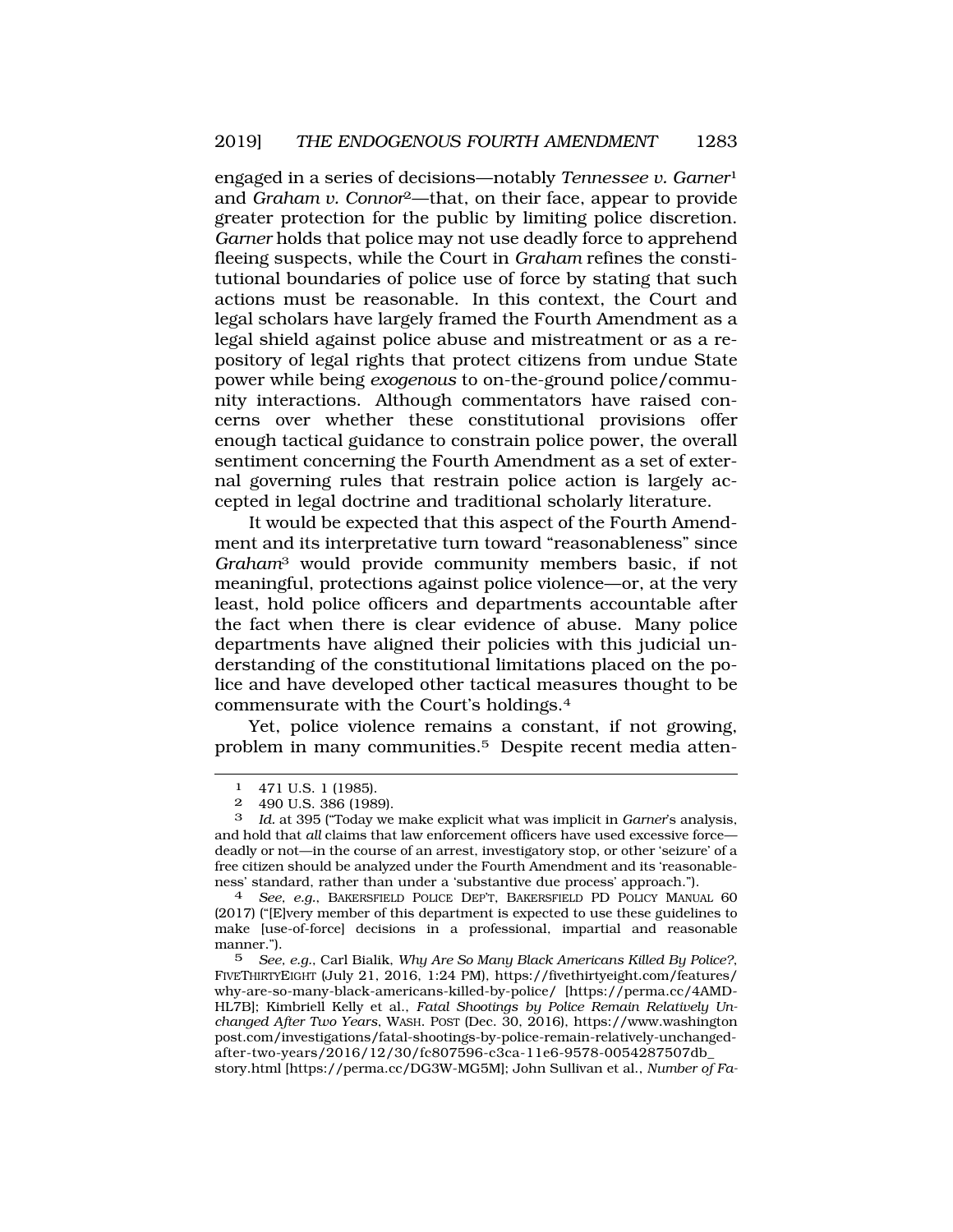engaged in a series of decisions—notably *Tennessee v. Garner*[1] and *Graham v. Connor*[2]—that, on their face, appear to provide greater protection for the public by limiting police discretion. *Garner* holds that police may not use deadly force to apprehend fleeing suspects, while the Court in *Graham* refines the constitutional boundaries of police use of force by stating that such actions must be reasonable. In this context, the Court and legal scholars have largely framed the Fourth Amendment as a legal shield against police abuse and mistreatment or as a repository of legal rights that protect citizens from undue State power while being *exogenous* to on-the-ground police/community interactions. Although commentators have raised concerns over whether these constitutional provisions offer enough tactical guidance to constrain police power, the overall sentiment concerning the Fourth Amendment as a set of external governing rules that restrain police action is largely accepted in legal doctrine and traditional scholarly literature.

It would be expected that this aspect of the Fourth Amendment and its interpretative turn toward "reasonableness" since *Graham*[3] would provide community members basic, if not meaningful, protections against police violence—or, at the very least, hold police officers and departments accountable after the fact when there is clear evidence of abuse. Many police departments have aligned their policies with this judicial understanding of the constitutional limitations placed on the police and have developed other tactical measures thought to be commensurate with the Court's holdings.[4]

Yet, police violence remains a constant, if not growing, problem in many communities.[5] Despite recent media atten-

---

1 471 U.S. 1 (1985).

2 490 U.S. 386 (1989).

3 *Id.* at 395 ("Today we make explicit what was implicit in *Garner*'s analysis, and hold that *all* claims that law enforcement officers have used excessive force—deadly or not—in the course of an arrest, investigatory stop, or other 'seizure' of a free citizen should be analyzed under the Fourth Amendment and its 'reasonableness' standard, rather than under a 'substantive due process' approach.").

4 *See, e.g.*, BAKERSFIELD POLICE DEP'T, BAKERSFIELD PD POLICY MANUAL 60 (2017) ("[E]very member of this department is expected to use these guidelines to make [use-of-force] decisions in a professional, impartial and reasonable manner.").

5 *See, e.g.*, Carl Bialik, *Why Are So Many Black Americans Killed By Police?*, FIVETHIRTYEIGHT (July 21, 2016, 1:24 PM), https://fivethirtyeight.com/features/why-are-so-many-black-americans-killed-by-police/ [https://perma.cc/4AMD-HL7B]; Kimbriell Kelly et al., *Fatal Shootings by Police Remain Relatively Unchanged After Two Years*, WASH. POST (Dec. 30, 2016), https://www.washingtonpost.com/investigations/fatal-shootings-by-police-remain-relatively-unchanged-after-two-years/2016/12/30/fc807596-c3ca-11e6-9578-0054287507db_story.html [https://perma.cc/DG3W-MG5M]; John Sullivan et al., *Number of Fa-*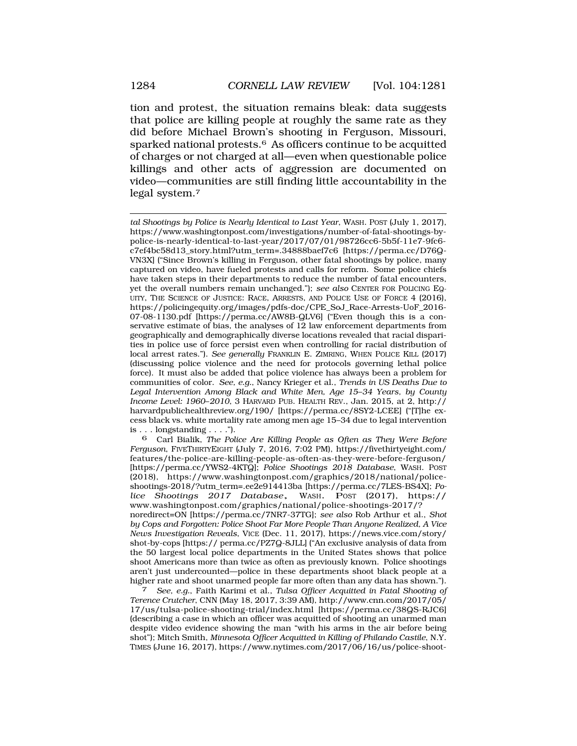tion and protest, the situation remains bleak: data suggests that police are killing people at roughly the same rate as they did before Michael Brown's shooting in Ferguson, Missouri, sparked national protests.[6] As officers continue to be acquitted of charges or not charged at all—even when questionable police killings and other acts of aggression are documented on video—communities are still finding little accountability in the legal system.[7]

---

*tal Shootings by Police is Nearly Identical to Last Year*, WASH. POST (July 1, 2017), https://www.washingtonpost.com/investigations/number-of-fatal-shootings-by-police-is-nearly-identical-to-last-year/2017/07/01/98726cc6-5b5f-11e7-9fc6-c7ef4bc58d13_story.html?utm_term=.34888baef7c6 [https://perma.cc/D76Q-VN3X] ("Since Brown's killing in Ferguson, other fatal shootings by police, many captured on video, have fueled protests and calls for reform. Some police chiefs have taken steps in their departments to reduce the number of fatal encounters, yet the overall numbers remain unchanged."); *see also* CENTER FOR POLICING EQUITY, THE SCIENCE OF JUSTICE: RACE, ARRESTS, AND POLICE USE OF FORCE 4 (2016), https://policingequity.org/images/pdfs-doc/CPE_SoJ_Race-Arrests-UoF_2016-07-08-1130.pdf [https://perma.cc/AW8B-QLV6] ("Even though this is a conservative estimate of bias, the analyses of 12 law enforcement departments from geographically and demographically diverse locations revealed that racial disparities in police use of force persist even when controlling for racial distribution of local arrest rates."). *See generally* FRANKLIN E. ZIMRING, WHEN POLICE KILL (2017) (discussing police violence and the need for protocols governing lethal police force). It must also be added that police violence has always been a problem for communities of color. *See, e.g.*, Nancy Krieger et al., *Trends in US Deaths Due to Legal Intervention Among Black and White Men, Age 15–34 Years, by County Income Level: 1960–2010*, 3 HARVARD PUB. HEALTH REV., Jan. 2015, at 2, http://harvardpublichealthreview.org/190/ [https://perma.cc/8SY2-LCEE] ("[T]he excess black vs. white mortality rate among men age 15–34 due to legal intervention is . . . longstanding . . . .").

[6] Carl Bialik, *The Police Are Killing People as Often as They Were Before Ferguson*, FIVETHIRTYEIGHT (July 7, 2016, 7:02 PM), https://fivethirtyeight.com/features/the-police-are-killing-people-as-often-as-they-were-before-ferguson/ [https://perma.cc/YWS2-4KTQ]; *Police Shootings 2018 Database*, WASH. POST (2018), https://www.washingtonpost.com/graphics/2018/national/police-shootings-2018/?utm_term=.ee2e914413ba [https://perma.cc/7LES-BS4X]; *Police Shootings 2017 Database*, WASH. POST (2017), https://www.washingtonpost.com/graphics/national/police-shootings-2017/?noredirect=ON [https://perma.cc/7NR7-37TG]; *see also* Rob Arthur et al., *Shot by Cops and Forgotten: Police Shoot Far More People Than Anyone Realized, A Vice News Investigation Reveals*, VICE (Dec. 11, 2017), https://news.vice.com/story/shot-by-cops [https:// perma.cc/PZ7Q-8JLL] ("An exclusive analysis of data from the 50 largest local police departments in the United States shows that police shoot Americans more than twice as often as previously known. Police shootings aren't just undercounted—police in these departments shoot black people at a higher rate and shoot unarmed people far more often than any data has shown.").

[7] *See, e.g.*, Faith Karimi et al., *Tulsa Officer Acquitted in Fatal Shooting of Terence Crutcher*, CNN (May 18, 2017, 3:39 AM), http://www.cnn.com/2017/05/17/us/tulsa-police-shooting-trial/index.html [https://perma.cc/38QS-RJC6] (describing a case in which an officer was acquitted of shooting an unarmed man despite video evidence showing the man "with his arms in the air before being shot"); Mitch Smith, *Minnesota Officer Acquitted in Killing of Philando Castile*, N.Y. TIMES (June 16, 2017), https://www.nytimes.com/2017/06/16/us/police-shoot-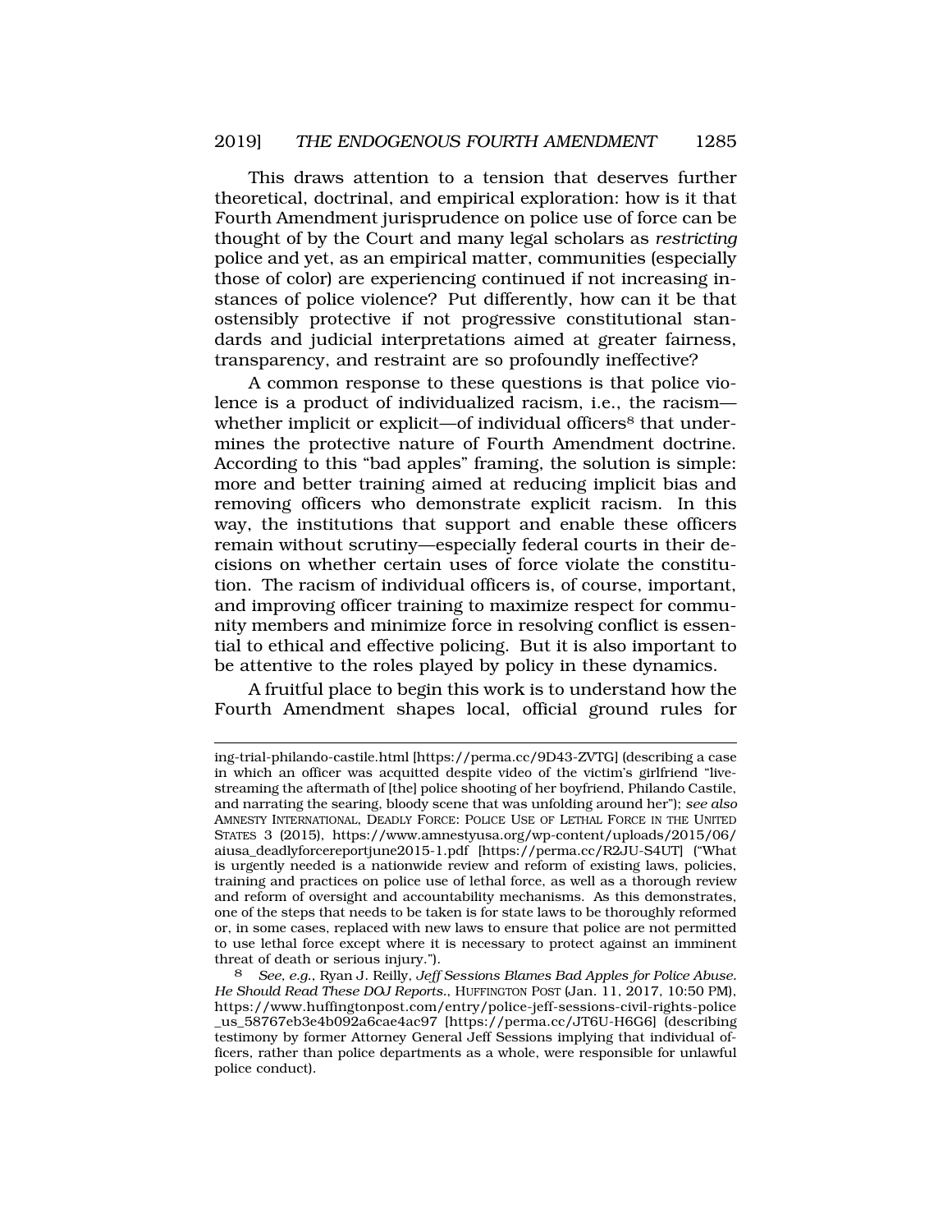This draws attention to a tension that deserves further theoretical, doctrinal, and empirical exploration: how is it that Fourth Amendment jurisprudence on police use of force can be thought of by the Court and many legal scholars as *restricting* police and yet, as an empirical matter, communities (especially those of color) are experiencing continued if not increasing instances of police violence? Put differently, how can it be that ostensibly protective if not progressive constitutional standards and judicial interpretations aimed at greater fairness, transparency, and restraint are so profoundly ineffective?

A common response to these questions is that police violence is a product of individualized racism, i.e., the racism—whether implicit or explicit—of individual officers[8] that undermines the protective nature of Fourth Amendment doctrine. According to this "bad apples" framing, the solution is simple: more and better training aimed at reducing implicit bias and removing officers who demonstrate explicit racism. In this way, the institutions that support and enable these officers remain without scrutiny—especially federal courts in their decisions on whether certain uses of force violate the constitution. The racism of individual officers is, of course, important, and improving officer training to maximize respect for community members and minimize force in resolving conflict is essential to ethical and effective policing. But it is also important to be attentive to the roles played by policy in these dynamics.

A fruitful place to begin this work is to understand how the Fourth Amendment shapes local, official ground rules for

---

ing-trial-philando-castile.html [https://perma.cc/9D43-ZVTG] (describing a case in which an officer was acquitted despite video of the victim's girlfriend "live-streaming the aftermath of [the] police shooting of her boyfriend, Philando Castile, and narrating the searing, bloody scene that was unfolding around her"); *see also* AMNESTY INTERNATIONAL, DEADLY FORCE: POLICE USE OF LETHAL FORCE IN THE UNITED STATES 3 (2015), https://www.amnestyusa.org/wp-content/uploads/2015/06/aiusa_deadlyforcereportjune2015-1.pdf [https://perma.cc/R2JU-S4UT] ("What is urgently needed is a nationwide review and reform of existing laws, policies, training and practices on police use of lethal force, as well as a thorough review and reform of oversight and accountability mechanisms. As this demonstrates, one of the steps that needs to be taken is for state laws to be thoroughly reformed or, in some cases, replaced with new laws to ensure that police are not permitted to use lethal force except where it is necessary to protect against an imminent threat of death or serious injury.").

[8] *See, e.g.*, Ryan J. Reilly, *Jeff Sessions Blames Bad Apples for Police Abuse. He Should Read These DOJ Reports.*, HUFFINGTON POST (Jan. 11, 2017, 10:50 PM), https://www.huffingtonpost.com/entry/police-jeff-sessions-civil-rights-police_us_58767eb3e4b092a6cae4ac97 [https://perma.cc/JT6U-H6G6] (describing testimony by former Attorney General Jeff Sessions implying that individual officers, rather than police departments as a whole, were responsible for unlawful police conduct).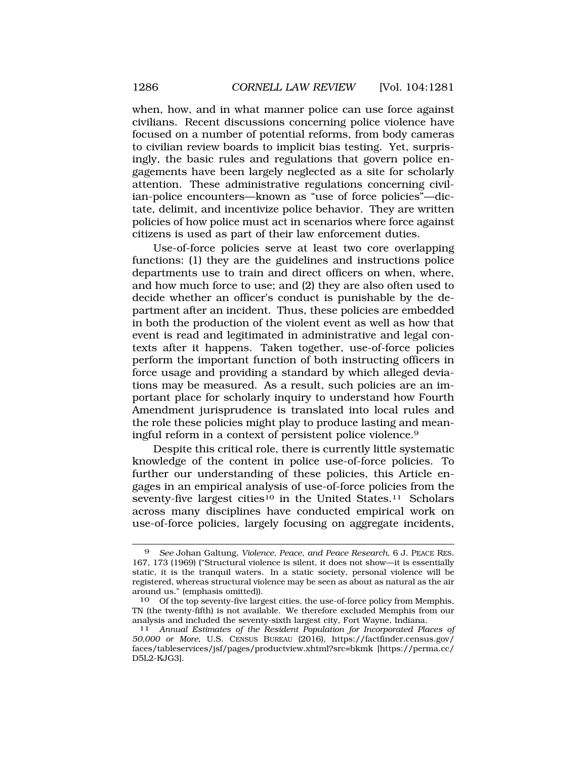when, how, and in what manner police can use force against civilians. Recent discussions concerning police violence have focused on a number of potential reforms, from body cameras to civilian review boards to implicit bias testing. Yet, surprisingly, the basic rules and regulations that govern police engagements have been largely neglected as a site for scholarly attention. These administrative regulations concerning civilian-police encounters—known as "use of force policies"—dictate, delimit, and incentivize police behavior. They are written policies of how police must act in scenarios where force against citizens is used as part of their law enforcement duties.

Use-of-force policies serve at least two core overlapping functions: (1) they are the guidelines and instructions police departments use to train and direct officers on when, where, and how much force to use; and (2) they are also often used to decide whether an officer's conduct is punishable by the department after an incident. Thus, these policies are embedded in both the production of the violent event as well as how that event is read and legitimated in administrative and legal contexts after it happens. Taken together, use-of-force policies perform the important function of both instructing officers in force usage and providing a standard by which alleged deviations may be measured. As a result, such policies are an important place for scholarly inquiry to understand how Fourth Amendment jurisprudence is translated into local rules and the role these policies might play to produce lasting and meaningful reform in a context of persistent police violence.[9]

Despite this critical role, there is currently little systematic knowledge of the content in police use-of-force policies. To further our understanding of these policies, this Article engages in an empirical analysis of use-of-force policies from the seventy-five largest cities[10] in the United States.[11] Scholars across many disciplines have conducted empirical work on use-of-force policies, largely focusing on aggregate incidents,

---

9 *See* Johan Galtung, *Violence, Peace, and Peace Research*, 6 J. PEACE RES. 167, 173 (1969) ("Structural violence is silent, it does not show—it is essentially static, it is the tranquil waters. In a static society, personal violence will be registered, whereas structural violence may be seen as about as natural as the air around us." (emphasis omitted)).

10 Of the top seventy-five largest cities, the use-of-force policy from Memphis, TN (the twenty-fifth) is not available. We therefore excluded Memphis from our analysis and included the seventy-sixth largest city, Fort Wayne, Indiana.

11 *Annual Estimates of the Resident Population for Incorporated Places of 50,000 or More*, U.S. CENSUS BUREAU (2016), https://factfinder.census.gov/faces/tableservices/jsf/pages/productview.xhtml?src=bkmk [https://perma.cc/D5L2-KJG3].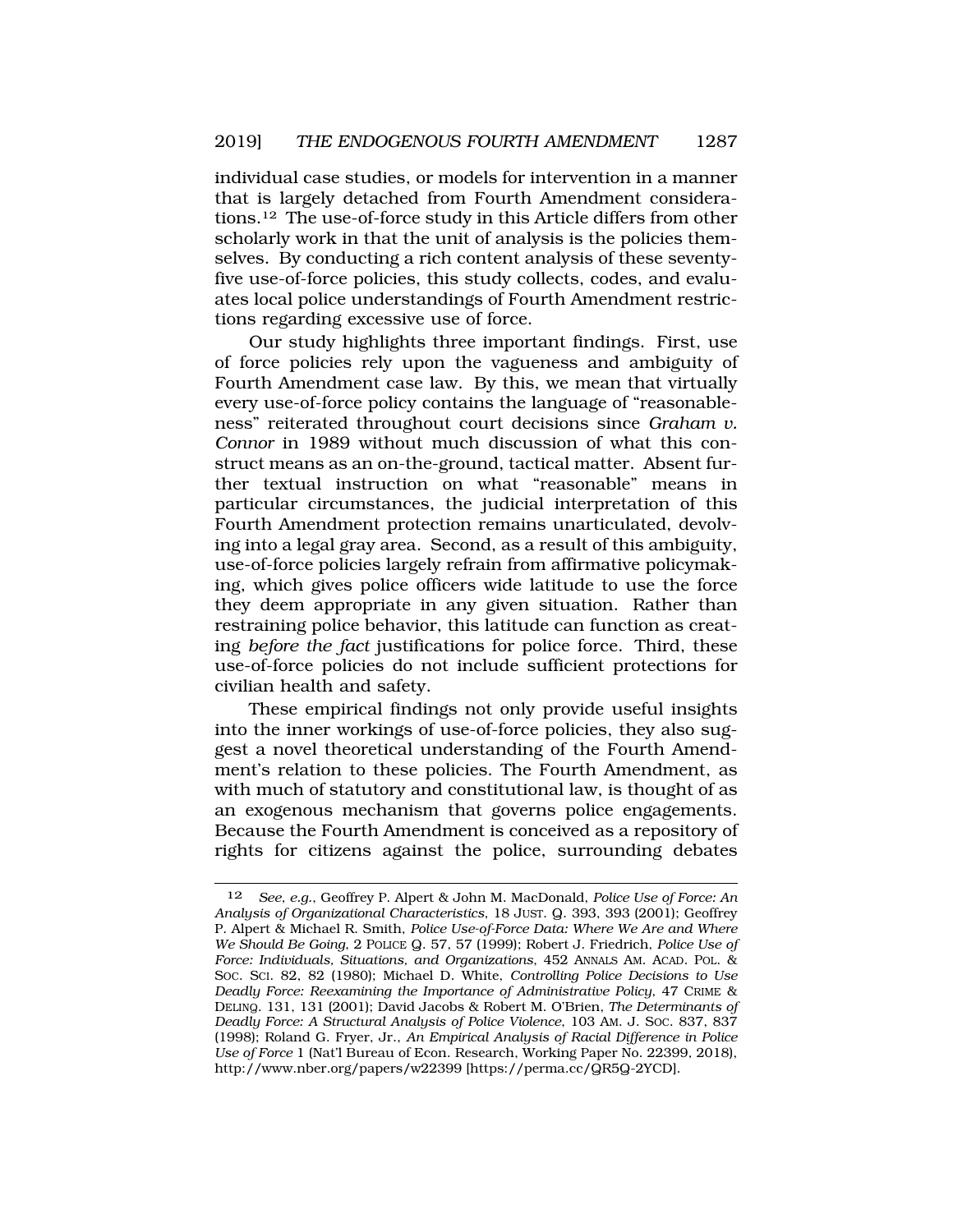individual case studies, or models for intervention in a manner that is largely detached from Fourth Amendment considerations.[12] The use-of-force study in this Article differs from other scholarly work in that the unit of analysis is the policies themselves. By conducting a rich content analysis of these seventy-five use-of-force policies, this study collects, codes, and evaluates local police understandings of Fourth Amendment restrictions regarding excessive use of force.

Our study highlights three important findings. First, use of force policies rely upon the vagueness and ambiguity of Fourth Amendment case law. By this, we mean that virtually every use-of-force policy contains the language of "reasonableness" reiterated throughout court decisions since *Graham v. Connor* in 1989 without much discussion of what this construct means as an on-the-ground, tactical matter. Absent further textual instruction on what "reasonable" means in particular circumstances, the judicial interpretation of this Fourth Amendment protection remains unarticulated, devolving into a legal gray area. Second, as a result of this ambiguity, use-of-force policies largely refrain from affirmative policymaking, which gives police officers wide latitude to use the force they deem appropriate in any given situation. Rather than restraining police behavior, this latitude can function as creating *before the fact* justifications for police force. Third, these use-of-force policies do not include sufficient protections for civilian health and safety.

These empirical findings not only provide useful insights into the inner workings of use-of-force policies, they also suggest a novel theoretical understanding of the Fourth Amendment's relation to these policies. The Fourth Amendment, as with much of statutory and constitutional law, is thought of as an exogenous mechanism that governs police engagements. Because the Fourth Amendment is conceived as a repository of rights for citizens against the police, surrounding debates

---

12 *See, e.g.*, Geoffrey P. Alpert & John M. MacDonald, *Police Use of Force: An Analysis of Organizational Characteristics*, 18 JUST. Q. 393, 393 (2001); Geoffrey P. Alpert & Michael R. Smith, *Police Use-of-Force Data: Where We Are and Where We Should Be Going*, 2 POLICE Q. 57, 57 (1999); Robert J. Friedrich, *Police Use of Force: Individuals, Situations, and Organizations*, 452 ANNALS AM. ACAD. POL. & SOC. SCI. 82, 82 (1980); Michael D. White, *Controlling Police Decisions to Use Deadly Force: Reexamining the Importance of Administrative Policy*, 47 CRIME & DELINQ. 131, 131 (2001); David Jacobs & Robert M. O'Brien, *The Determinants of Deadly Force: A Structural Analysis of Police Violence*, 103 AM. J. SOC. 837, 837 (1998); Roland G. Fryer, Jr., *An Empirical Analysis of Racial Difference in Police Use of Force* 1 (Nat'l Bureau of Econ. Research, Working Paper No. 22399, 2018), http://www.nber.org/papers/w22399 [https://perma.cc/QR5Q-2YCD].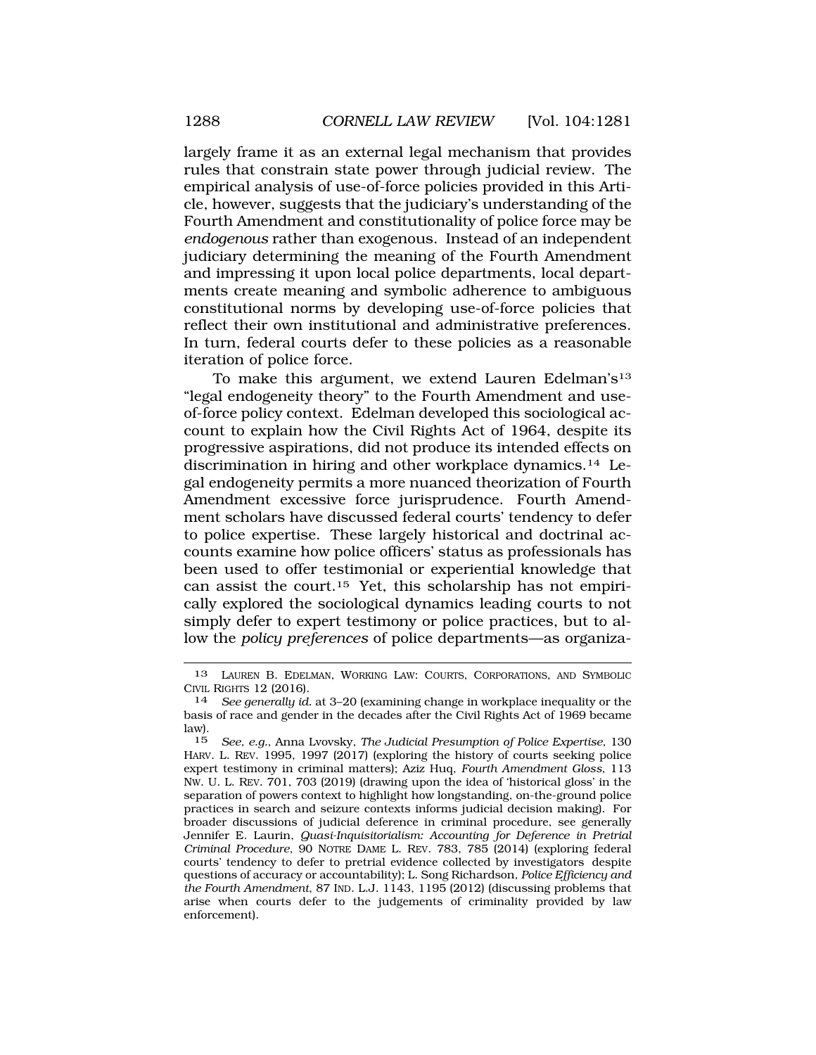largely frame it as an external legal mechanism that provides rules that constrain state power through judicial review. The empirical analysis of use-of-force policies provided in this Article, however, suggests that the judiciary's understanding of the Fourth Amendment and constitutionality of police force may be *endogenous* rather than exogenous. Instead of an independent judiciary determining the meaning of the Fourth Amendment and impressing it upon local police departments, local departments create meaning and symbolic adherence to ambiguous constitutional norms by developing use-of-force policies that reflect their own institutional and administrative preferences. In turn, federal courts defer to these policies as a reasonable iteration of police force.

To make this argument, we extend Lauren Edelman's[13] "legal endogeneity theory" to the Fourth Amendment and use-of-force policy context. Edelman developed this sociological account to explain how the Civil Rights Act of 1964, despite its progressive aspirations, did not produce its intended effects on discrimination in hiring and other workplace dynamics.[14] Legal endogeneity permits a more nuanced theorization of Fourth Amendment excessive force jurisprudence. Fourth Amendment scholars have discussed federal courts' tendency to defer to police expertise. These largely historical and doctrinal accounts examine how police officers' status as professionals has been used to offer testimonial or experiential knowledge that can assist the court.[15] Yet, this scholarship has not empirically explored the sociological dynamics leading courts to not simply defer to expert testimony or police practices, but to allow the *policy preferences* of police departments—as organiza-

---

13 LAUREN B. EDELMAN, WORKING LAW: COURTS, CORPORATIONS, AND SYMBOLIC CIVIL RIGHTS 12 (2016).

14 *See generally id.* at 3–20 (examining change in workplace inequality or the basis of race and gender in the decades after the Civil Rights Act of 1969 became law).

15 *See, e.g.*, Anna Lvovsky, *The Judicial Presumption of Police Expertise*, 130 HARV. L. REV. 1995, 1997 (2017) (exploring the history of courts seeking police expert testimony in criminal matters); Aziz Huq, *Fourth Amendment Gloss*, 113 NW. U. L. REV. 701, 703 (2019) (drawing upon the idea of 'historical gloss' in the separation of powers context to highlight how longstanding, on-the-ground police practices in search and seizure contexts informs judicial decision making). For broader discussions of judicial deference in criminal procedure, see generally Jennifer E. Laurin, *Quasi-Inquisitorialism: Accounting for Deference in Pretrial Criminal Procedure*, 90 NOTRE DAME L. REV. 783, 785 (2014) (exploring federal courts' tendency to defer to pretrial evidence collected by investigators despite questions of accuracy or accountability); L. Song Richardson, *Police Efficiency and the Fourth Amendment*, 87 IND. L.J. 1143, 1195 (2012) (discussing problems that arise when courts defer to the judgements of criminality provided by law enforcement).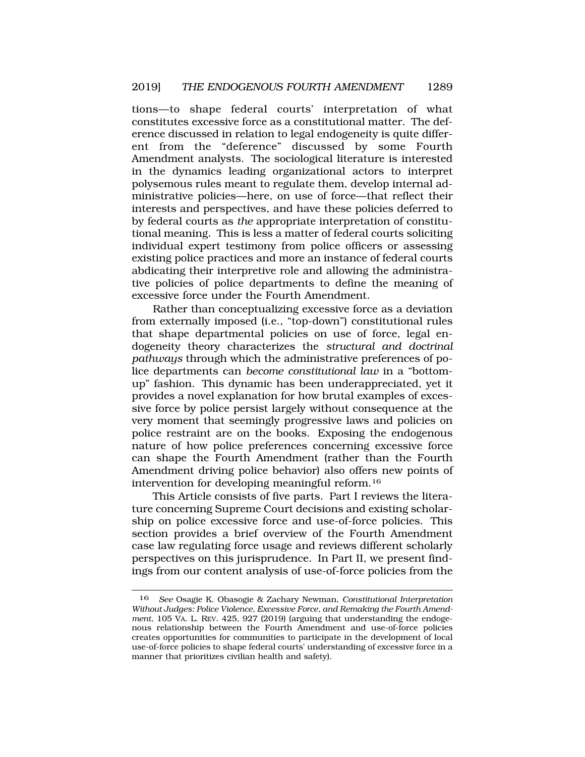tions—to shape federal courts' interpretation of what constitutes excessive force as a constitutional matter. The deference discussed in relation to legal endogeneity is quite different from the "deference" discussed by some Fourth Amendment analysts. The sociological literature is interested in the dynamics leading organizational actors to interpret polysemous rules meant to regulate them, develop internal administrative policies—here, on use of force—that reflect their interests and perspectives, and have these policies deferred to by federal courts as *the* appropriate interpretation of constitutional meaning. This is less a matter of federal courts soliciting individual expert testimony from police officers or assessing existing police practices and more an instance of federal courts abdicating their interpretive role and allowing the administrative policies of police departments to define the meaning of excessive force under the Fourth Amendment.

Rather than conceptualizing excessive force as a deviation from externally imposed (i.e., "top-down") constitutional rules that shape departmental policies on use of force, legal endogeneity theory characterizes the *structural and doctrinal pathways* through which the administrative preferences of police departments can *become constitutional law* in a "bottom-up" fashion. This dynamic has been underappreciated, yet it provides a novel explanation for how brutal examples of excessive force by police persist largely without consequence at the very moment that seemingly progressive laws and policies on police restraint are on the books. Exposing the endogenous nature of how police preferences concerning excessive force can shape the Fourth Amendment (rather than the Fourth Amendment driving police behavior) also offers new points of intervention for developing meaningful reform.[16]

This Article consists of five parts. Part I reviews the literature concerning Supreme Court decisions and existing scholarship on police excessive force and use-of-force policies. This section provides a brief overview of the Fourth Amendment case law regulating force usage and reviews different scholarly perspectives on this jurisprudence. In Part II, we present findings from our content analysis of use-of-force policies from the

---

16 *See* Osagie K. Obasogie & Zachary Newman, *Constitutional Interpretation Without Judges: Police Violence, Excessive Force, and Remaking the Fourth Amendment*, 105 VA. L. REV. 425, 927 (2019) (arguing that understanding the endogenous relationship between the Fourth Amendment and use-of-force policies creates opportunities for communities to participate in the development of local use-of-force policies to shape federal courts' understanding of excessive force in a manner that prioritizes civilian health and safety).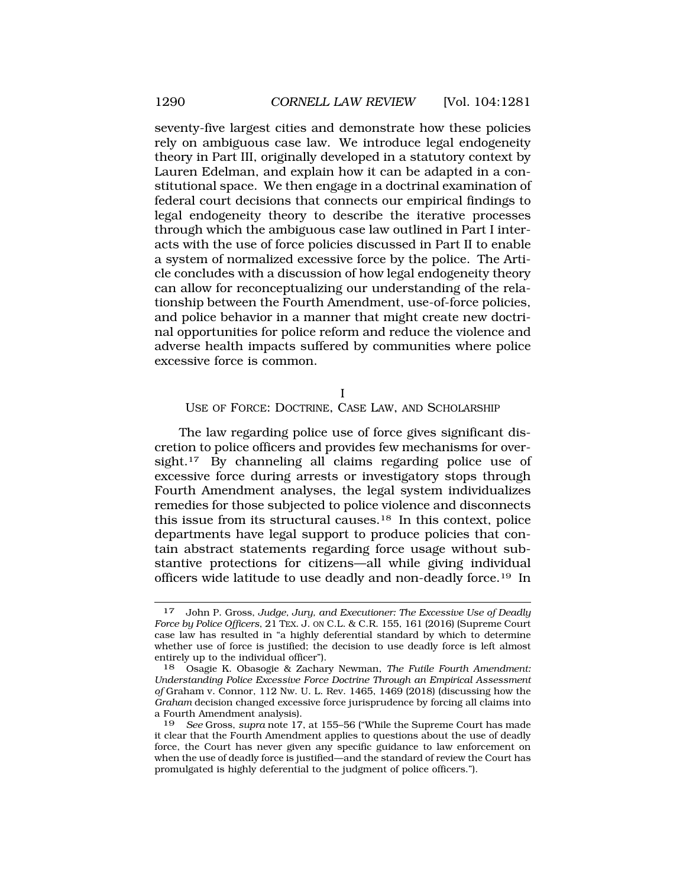seventy-five largest cities and demonstrate how these policies rely on ambiguous case law. We introduce legal endogeneity theory in Part III, originally developed in a statutory context by Lauren Edelman, and explain how it can be adapted in a constitutional space. We then engage in a doctrinal examination of federal court decisions that connects our empirical findings to legal endogeneity theory to describe the iterative processes through which the ambiguous case law outlined in Part I interacts with the use of force policies discussed in Part II to enable a system of normalized excessive force by the police. The Article concludes with a discussion of how legal endogeneity theory can allow for reconceptualizing our understanding of the relationship between the Fourth Amendment, use-of-force policies, and police behavior in a manner that might create new doctrinal opportunities for police reform and reduce the violence and adverse health impacts suffered by communities where police excessive force is common.

## I
## USE OF FORCE: DOCTRINE, CASE LAW, AND SCHOLARSHIP

The law regarding police use of force gives significant discretion to police officers and provides few mechanisms for oversight.[17] By channeling all claims regarding police use of excessive force during arrests or investigatory stops through Fourth Amendment analyses, the legal system individualizes remedies for those subjected to police violence and disconnects this issue from its structural causes.[18] In this context, police departments have legal support to produce policies that contain abstract statements regarding force usage without substantive protections for citizens—all while giving individual officers wide latitude to use deadly and non-deadly force.[19] In

---

17 John P. Gross, *Judge, Jury, and Executioner: The Excessive Use of Deadly Force by Police Officers*, 21 TEX. J. ON C.L. & C.R. 155, 161 (2016) (Supreme Court case law has resulted in "a highly deferential standard by which to determine whether use of force is justified; the decision to use deadly force is left almost entirely up to the individual officer").

18 Osagie K. Obasogie & Zachary Newman, *The Futile Fourth Amendment: Understanding Police Excessive Force Doctrine Through an Empirical Assessment of* Graham v. Connor, 112 Nw. U. L. Rev. 1465, 1469 (2018) (discussing how the *Graham* decision changed excessive force jurisprudence by forcing all claims into a Fourth Amendment analysis).

19 *See* Gross, *supra* note 17, at 155–56 ("While the Supreme Court has made it clear that the Fourth Amendment applies to questions about the use of deadly force, the Court has never given any specific guidance to law enforcement on when the use of deadly force is justified—and the standard of review the Court has promulgated is highly deferential to the judgment of police officers.").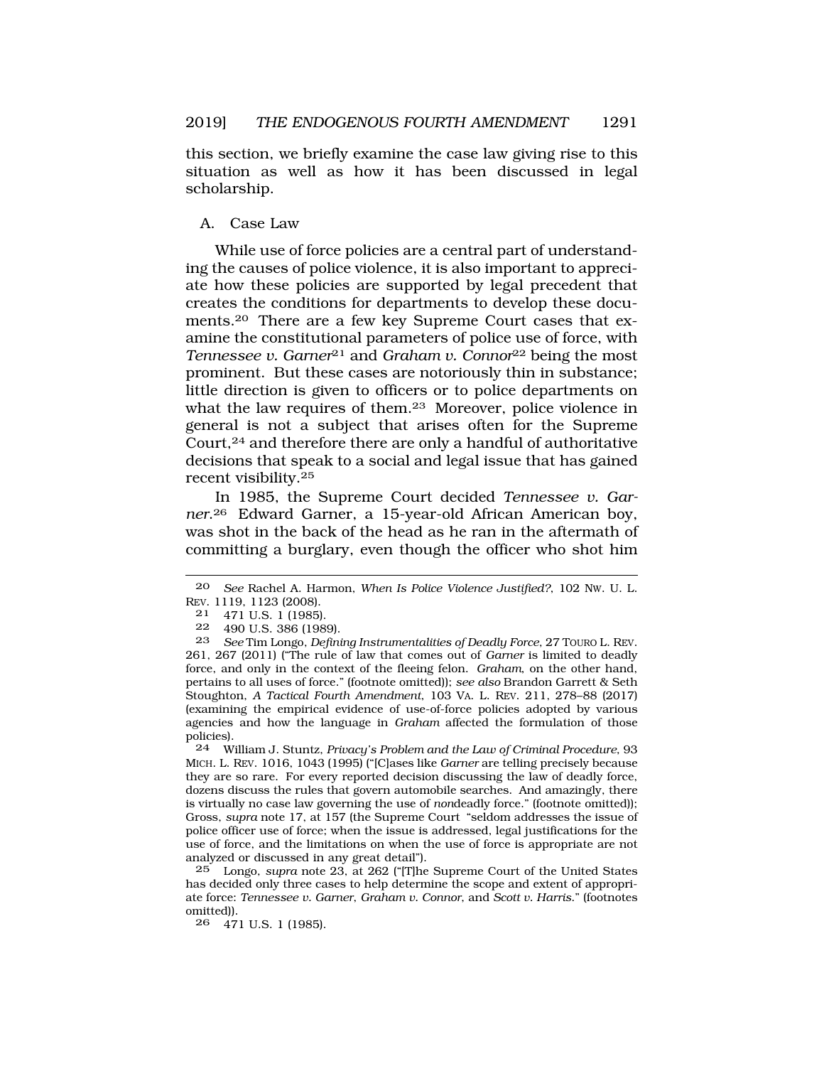this section, we briefly examine the case law giving rise to this situation as well as how it has been discussed in legal scholarship.

### A. Case Law

While use of force policies are a central part of understanding the causes of police violence, it is also important to appreciate how these policies are supported by legal precedent that creates the conditions for departments to develop these documents.[20] There are a few key Supreme Court cases that examine the constitutional parameters of police use of force, with *Tennessee v. Garner*[21] and *Graham v. Connor*[22] being the most prominent. But these cases are notoriously thin in substance; little direction is given to officers or to police departments on what the law requires of them.[23] Moreover, police violence in general is not a subject that arises often for the Supreme Court,[24] and therefore there are only a handful of authoritative decisions that speak to a social and legal issue that has gained recent visibility.[25]

In 1985, the Supreme Court decided *Tennessee v. Garner*.[26] Edward Garner, a 15-year-old African American boy, was shot in the back of the head as he ran in the aftermath of committing a burglary, even though the officer who shot him

---

20 *See* Rachel A. Harmon, *When Is Police Violence Justified?*, 102 NW. U. L. REV. 1119, 1123 (2008).

21 471 U.S. 1 (1985).

22 490 U.S. 386 (1989).

23 *See* Tim Longo, *Defining Instrumentalities of Deadly Force*, 27 TOURO L. REV. 261, 267 (2011) ("The rule of law that comes out of *Garner* is limited to deadly force, and only in the context of the fleeing felon. *Graham*, on the other hand, pertains to all uses of force." (footnote omitted)); *see also* Brandon Garrett & Seth Stoughton, *A Tactical Fourth Amendment*, 103 VA. L. REV. 211, 278–88 (2017) (examining the empirical evidence of use-of-force policies adopted by various agencies and how the language in *Graham* affected the formulation of those policies).

24 William J. Stuntz, *Privacy's Problem and the Law of Criminal Procedure*, 93 MICH. L. REV. 1016, 1043 (1995) ("[C]ases like *Garner* are telling precisely because they are so rare. For every reported decision discussing the law of deadly force, dozens discuss the rules that govern automobile searches. And amazingly, there is virtually no case law governing the use of *non*deadly force." (footnote omitted)); Gross, *supra* note 17, at 157 (the Supreme Court "seldom addresses the issue of police officer use of force; when the issue is addressed, legal justifications for the use of force, and the limitations on when the use of force is appropriate are not analyzed or discussed in any great detail").

25 Longo, *supra* note 23, at 262 ("[T]he Supreme Court of the United States has decided only three cases to help determine the scope and extent of appropriate force: *Tennessee v. Garner*, *Graham v. Connor*, and *Scott v. Harris*." (footnotes omitted)).

26 471 U.S. 1 (1985).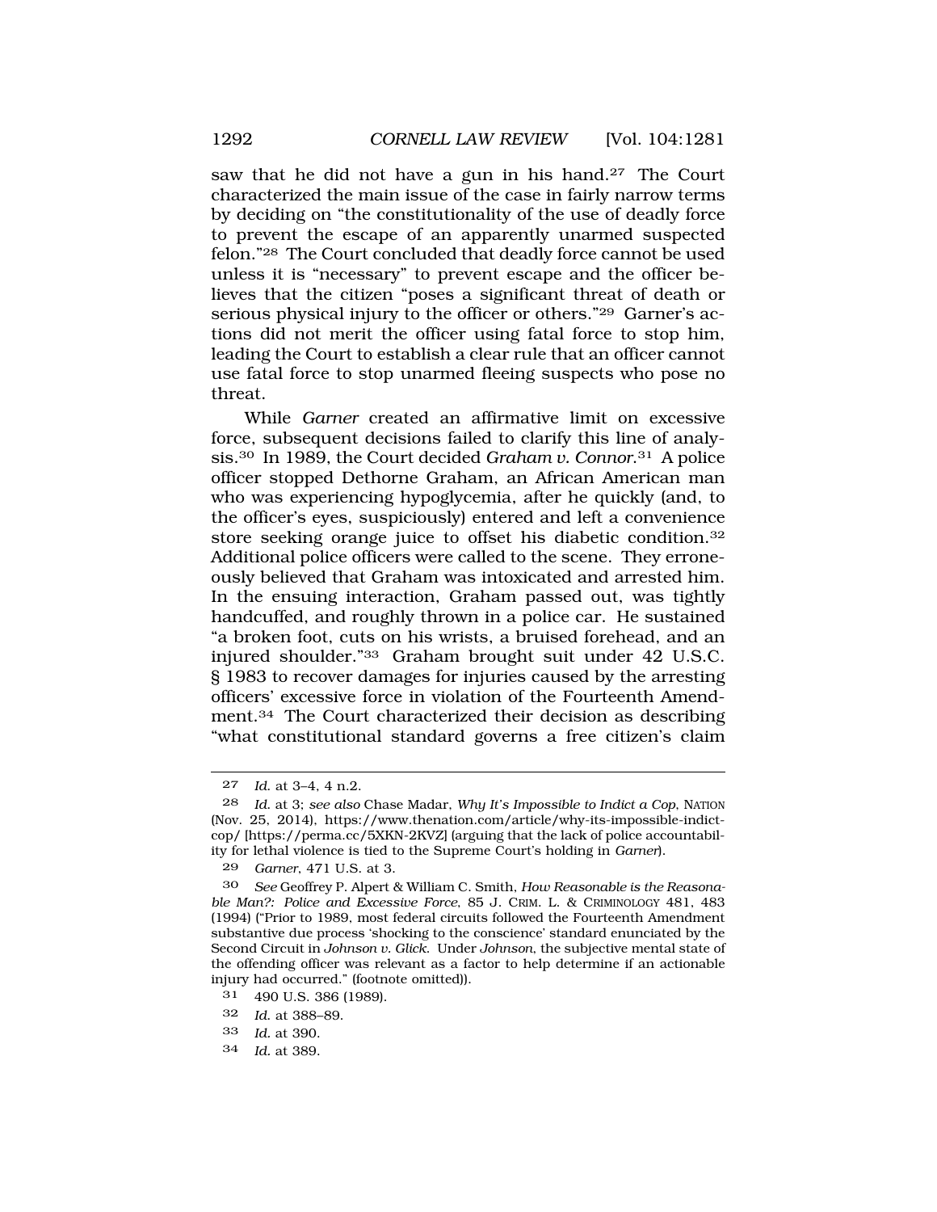saw that he did not have a gun in his hand.[27] The Court characterized the main issue of the case in fairly narrow terms by deciding on "the constitutionality of the use of deadly force to prevent the escape of an apparently unarmed suspected felon."[28] The Court concluded that deadly force cannot be used unless it is "necessary" to prevent escape and the officer believes that the citizen "poses a significant threat of death or serious physical injury to the officer or others."[29] Garner's actions did not merit the officer using fatal force to stop him, leading the Court to establish a clear rule that an officer cannot use fatal force to stop unarmed fleeing suspects who pose no threat.

While *Garner* created an affirmative limit on excessive force, subsequent decisions failed to clarify this line of analysis.[30] In 1989, the Court decided *Graham v. Connor*.[31] A police officer stopped Dethorne Graham, an African American man who was experiencing hypoglycemia, after he quickly (and, to the officer's eyes, suspiciously) entered and left a convenience store seeking orange juice to offset his diabetic condition.[32] Additional police officers were called to the scene. They erroneously believed that Graham was intoxicated and arrested him. In the ensuing interaction, Graham passed out, was tightly handcuffed, and roughly thrown in a police car. He sustained "a broken foot, cuts on his wrists, a bruised forehead, and an injured shoulder."[33] Graham brought suit under 42 U.S.C. § 1983 to recover damages for injuries caused by the arresting officers' excessive force in violation of the Fourteenth Amendment.[34] The Court characterized their decision as describing "what constitutional standard governs a free citizen's claim

---

27 *Id.* at 3–4, 4 n.2.

28 *Id.* at 3; *see also* Chase Madar, *Why It's Impossible to Indict a Cop*, NATION (Nov. 25, 2014), https://www.thenation.com/article/why-its-impossible-indict-cop/ [https://perma.cc/5XKN-2KVZ] (arguing that the lack of police accountability for lethal violence is tied to the Supreme Court's holding in *Garner*).

29 *Garner*, 471 U.S. at 3.

30 *See* Geoffrey P. Alpert & William C. Smith, *How Reasonable is the Reasonable Man?: Police and Excessive Force*, 85 J. CRIM. L. & CRIMINOLOGY 481, 483 (1994) ("Prior to 1989, most federal circuits followed the Fourteenth Amendment substantive due process 'shocking to the conscience' standard enunciated by the Second Circuit in *Johnson v. Glick*. Under *Johnson*, the subjective mental state of the offending officer was relevant as a factor to help determine if an actionable injury had occurred." (footnote omitted)).

31 490 U.S. 386 (1989).

32 *Id.* at 388–89.

33 *Id.* at 390.

34 *Id.* at 389.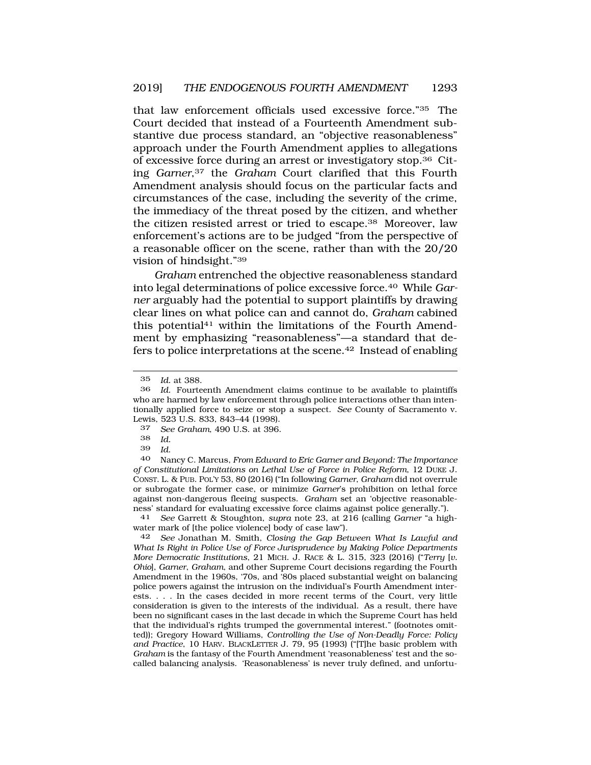that law enforcement officials used excessive force."[35] The Court decided that instead of a Fourteenth Amendment substantive due process standard, an "objective reasonableness" approach under the Fourth Amendment applies to allegations of excessive force during an arrest or investigatory stop.[36] Citing *Garner*,[37] the *Graham* Court clarified that this Fourth Amendment analysis should focus on the particular facts and circumstances of the case, including the severity of the crime, the immediacy of the threat posed by the citizen, and whether the citizen resisted arrest or tried to escape.[38] Moreover, law enforcement's actions are to be judged "from the perspective of a reasonable officer on the scene, rather than with the 20/20 vision of hindsight."[39]

*Graham* entrenched the objective reasonableness standard into legal determinations of police excessive force.[40] While *Garner* arguably had the potential to support plaintiffs by drawing clear lines on what police can and cannot do, *Graham* cabined this potential[41] within the limitations of the Fourth Amendment by emphasizing "reasonableness"—a standard that defers to police interpretations at the scene.[42] Instead of enabling

---

35 *Id.* at 388.

36 *Id.* Fourteenth Amendment claims continue to be available to plaintiffs who are harmed by law enforcement through police interactions other than intentionally applied force to seize or stop a suspect. *See* County of Sacramento v. Lewis, 523 U.S. 833, 843–44 (1998).

37 *See Graham*, 490 U.S. at 396.

38 *Id.*

39 *Id.*

40 Nancy C. Marcus, *From Edward to Eric Garner and Beyond: The Importance of Constitutional Limitations on Lethal Use of Force in Police Reform*, 12 DUKE J. CONST. L. & PUB. POL'Y 53, 80 (2016) ("In following *Garner*, *Graham* did not overrule or subrogate the former case, or minimize *Garner*'s prohibition on lethal force against non-dangerous fleeing suspects. *Graham* set an 'objective reasonableness' standard for evaluating excessive force claims against police generally.").

41 *See* Garrett & Stoughton, *supra* note 23, at 216 (calling *Garner* "a high-water mark of [the police violence] body of case law").

42 *See* Jonathan M. Smith, *Closing the Gap Between What Is Lawful and What Is Right in Police Use of Force Jurisprudence by Making Police Departments More Democratic Institutions*, 21 MICH. J. RACE & L. 315, 323 (2016) ("*Terry* [*v. Ohio*], *Garner*, *Graham*, and other Supreme Court decisions regarding the Fourth Amendment in the 1960s, '70s, and '80s placed substantial weight on balancing police powers against the intrusion on the individual's Fourth Amendment interests. . . . In the cases decided in more recent terms of the Court, very little consideration is given to the interests of the individual. As a result, there have been no significant cases in the last decade in which the Supreme Court has held that the individual's rights trumped the governmental interest." (footnotes omitted)); Gregory Howard Williams, *Controlling the Use of Non-Deadly Force: Policy and Practice*, 10 HARV. BLACKLETTER J. 79, 95 (1993) ("[T]he basic problem with *Graham* is the fantasy of the Fourth Amendment 'reasonableness' test and the so-called balancing analysis. 'Reasonableness' is never truly defined, and unfortu-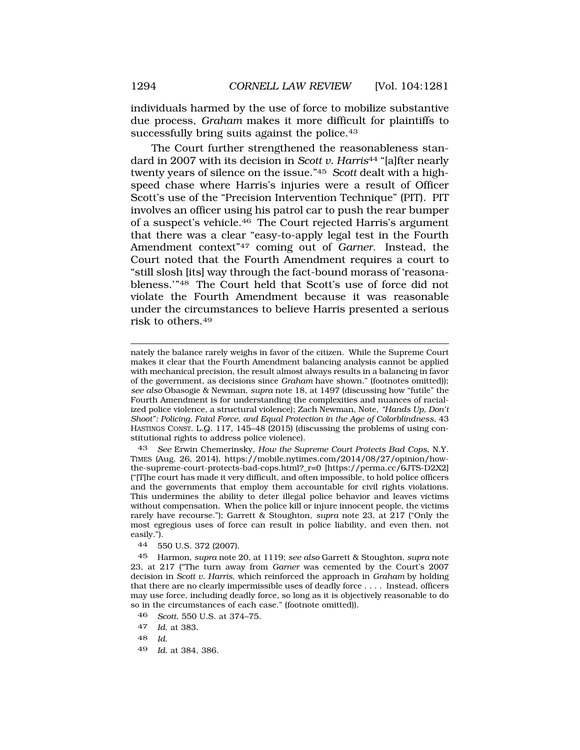individuals harmed by the use of force to mobilize substantive due process, *Graham* makes it more difficult for plaintiffs to successfully bring suits against the police.[43]

The Court further strengthened the reasonableness standard in 2007 with its decision in *Scott v. Harris*[44] "[a]fter nearly twenty years of silence on the issue."[45] *Scott* dealt with a high-speed chase where Harris's injuries were a result of Officer Scott's use of the "Precision Intervention Technique" (PIT). PIT involves an officer using his patrol car to push the rear bumper of a suspect's vehicle.[46] The Court rejected Harris's argument that there was a clear "easy-to-apply legal test in the Fourth Amendment context"[47] coming out of *Garner*. Instead, the Court noted that the Fourth Amendment requires a court to "still slosh [its] way through the fact-bound morass of 'reasonableness.'"[48] The Court held that Scott's use of force did not violate the Fourth Amendment because it was reasonable under the circumstances to believe Harris presented a serious risk to others.[49]

---

nately the balance rarely weighs in favor of the citizen. While the Supreme Court makes it clear that the Fourth Amendment balancing analysis cannot be applied with mechanical precision, the result almost always results in a balancing in favor of the government, as decisions since *Graham* have shown." (footnotes omitted)); *see also* Obasogie & Newman, *supra* note 18, at 1497 (discussing how "futile" the Fourth Amendment is for understanding the complexities and nuances of racialized police violence, a structural violence); Zach Newman, Note, *"Hands Up, Don't Shoot": Policing, Fatal Force, and Equal Protection in the Age of Colorblindness*, 43 HASTINGS CONST. L.Q. 117, 145–48 (2015) (discussing the problems of using constitutional rights to address police violence).

43 *See* Erwin Chemerinsky, *How the Supreme Court Protects Bad Cops*, N.Y. TIMES (Aug. 26, 2014), https://mobile.nytimes.com/2014/08/27/opinion/how-the-supreme-court-protects-bad-cops.html?_r=0 [https://perma.cc/6JTS-D2X2] ("[T]he court has made it very difficult, and often impossible, to hold police officers and the governments that employ them accountable for civil rights violations. This undermines the ability to deter illegal police behavior and leaves victims without compensation. When the police kill or injure innocent people, the victims rarely have recourse."); Garrett & Stoughton, *supra* note 23, at 217 ("Only the most egregious uses of force can result in police liability, and even then, not easily.").

44 550 U.S. 372 (2007).

45 Harmon, *supra* note 20, at 1119; *see also* Garrett & Stoughton, *supra* note 23, at 217 ("The turn away from *Garner* was cemented by the Court's 2007 decision in *Scott v. Harris*, which reinforced the approach in *Graham* by holding that there are no clearly impermissible uses of deadly force . . . . Instead, officers may use force, including deadly force, so long as it is objectively reasonable to do so in the circumstances of each case." (footnote omitted)).

46 *Scott*, 550 U.S. at 374–75.

47 *Id.* at 383.

48 *Id.*

49 *Id.* at 384, 386.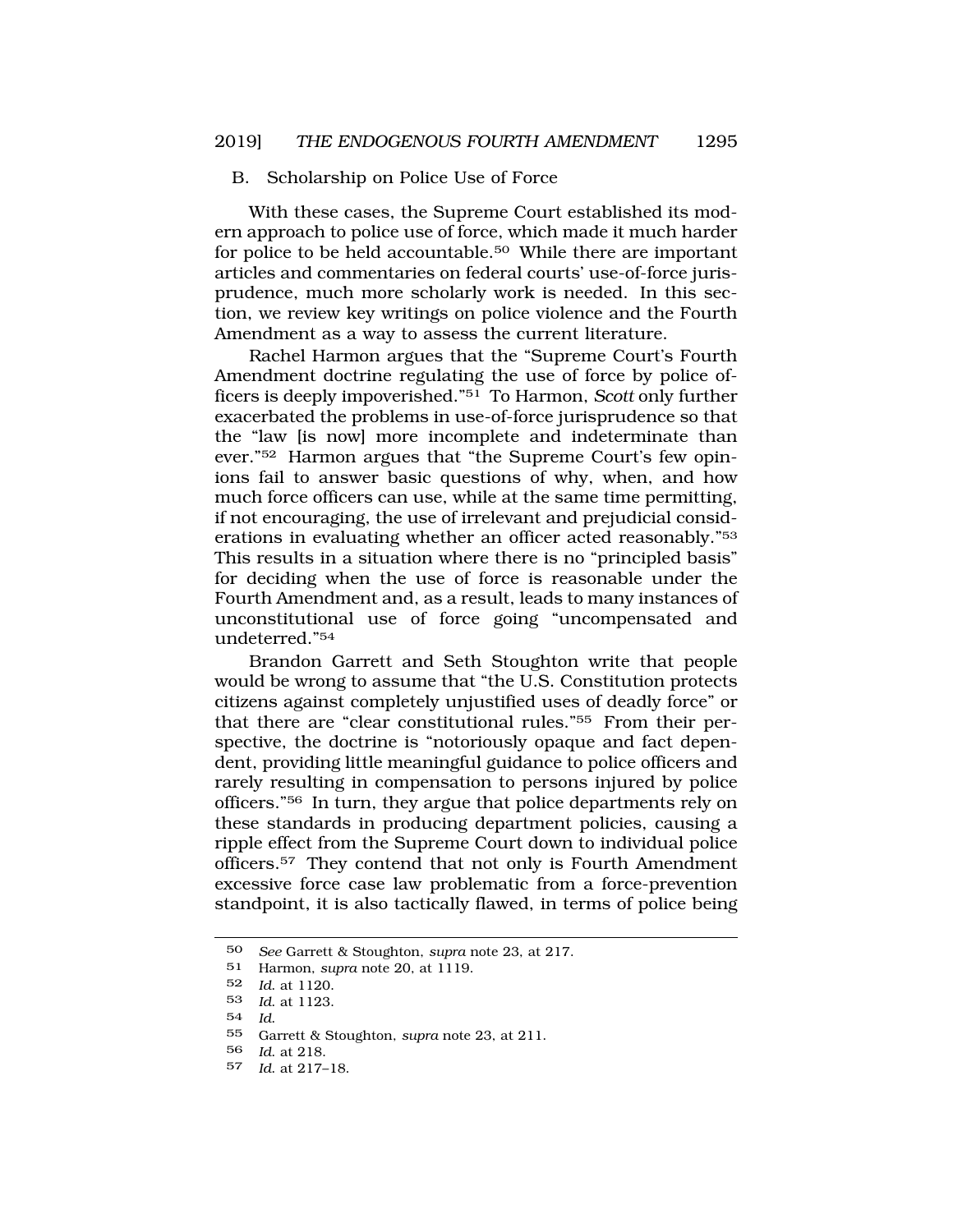## B. Scholarship on Police Use of Force

With these cases, the Supreme Court established its modern approach to police use of force, which made it much harder for police to be held accountable.[50] While there are important articles and commentaries on federal courts' use-of-force jurisprudence, much more scholarly work is needed. In this section, we review key writings on police violence and the Fourth Amendment as a way to assess the current literature.

Rachel Harmon argues that the "Supreme Court's Fourth Amendment doctrine regulating the use of force by police officers is deeply impoverished."[51] To Harmon, *Scott* only further exacerbated the problems in use-of-force jurisprudence so that the "law [is now] more incomplete and indeterminate than ever."[52] Harmon argues that "the Supreme Court's few opinions fail to answer basic questions of why, when, and how much force officers can use, while at the same time permitting, if not encouraging, the use of irrelevant and prejudicial considerations in evaluating whether an officer acted reasonably."[53] This results in a situation where there is no "principled basis" for deciding when the use of force is reasonable under the Fourth Amendment and, as a result, leads to many instances of unconstitutional use of force going "uncompensated and undeterred."[54]

Brandon Garrett and Seth Stoughton write that people would be wrong to assume that "the U.S. Constitution protects citizens against completely unjustified uses of deadly force" or that there are "clear constitutional rules."[55] From their perspective, the doctrine is "notoriously opaque and fact dependent, providing little meaningful guidance to police officers and rarely resulting in compensation to persons injured by police officers."[56] In turn, they argue that police departments rely on these standards in producing department policies, causing a ripple effect from the Supreme Court down to individual police officers.[57] They contend that not only is Fourth Amendment excessive force case law problematic from a force-prevention standpoint, it is also tactically flawed, in terms of police being

---

50 *See* Garrett & Stoughton, *supra* note 23, at 217.

51 Harmon, *supra* note 20, at 1119.

52 *Id.* at 1120.

53 *Id.* at 1123.

54 *Id.*

55 Garrett & Stoughton, *supra* note 23, at 211.

56 *Id.* at 218.

57 *Id.* at 217–18.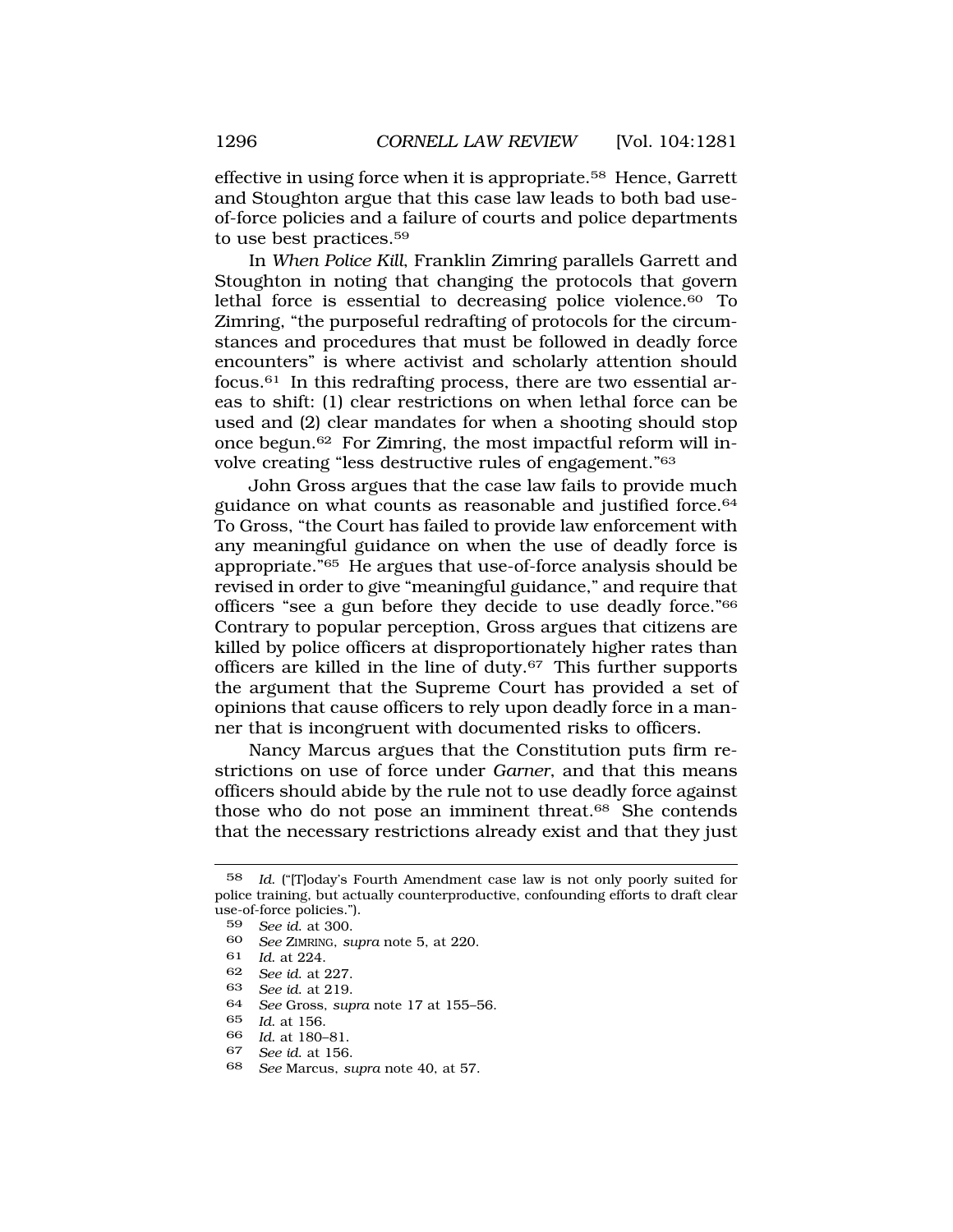effective in using force when it is appropriate.[58] Hence, Garrett and Stoughton argue that this case law leads to both bad use-of-force policies and a failure of courts and police departments to use best practices.[59]

In *When Police Kill*, Franklin Zimring parallels Garrett and Stoughton in noting that changing the protocols that govern lethal force is essential to decreasing police violence.[60] To Zimring, "the purposeful redrafting of protocols for the circumstances and procedures that must be followed in deadly force encounters" is where activist and scholarly attention should focus.[61] In this redrafting process, there are two essential areas to shift: (1) clear restrictions on when lethal force can be used and (2) clear mandates for when a shooting should stop once begun.[62] For Zimring, the most impactful reform will involve creating "less destructive rules of engagement."[63]

John Gross argues that the case law fails to provide much guidance on what counts as reasonable and justified force.[64] To Gross, "the Court has failed to provide law enforcement with any meaningful guidance on when the use of deadly force is appropriate."[65] He argues that use-of-force analysis should be revised in order to give "meaningful guidance," and require that officers "see a gun before they decide to use deadly force."[66] Contrary to popular perception, Gross argues that citizens are killed by police officers at disproportionately higher rates than officers are killed in the line of duty.[67] This further supports the argument that the Supreme Court has provided a set of opinions that cause officers to rely upon deadly force in a manner that is incongruent with documented risks to officers.

Nancy Marcus argues that the Constitution puts firm restrictions on use of force under *Garner*, and that this means officers should abide by the rule not to use deadly force against those who do not pose an imminent threat.[68] She contends that the necessary restrictions already exist and that they just

---

58 *Id.* ("[T]oday's Fourth Amendment case law is not only poorly suited for police training, but actually counterproductive, confounding efforts to draft clear use-of-force policies.").

59 *See id.* at 300.

60 *See* ZIMRING, *supra* note 5, at 220.

61 *Id.* at 224.

62 *See id.* at 227.

63 *See id.* at 219.

64 *See* Gross, *supra* note 17 at 155–56.

65 *Id.* at 156.

66 *Id.* at 180–81.

67 *See id.* at 156.

68 *See* Marcus, *supra* note 40, at 57.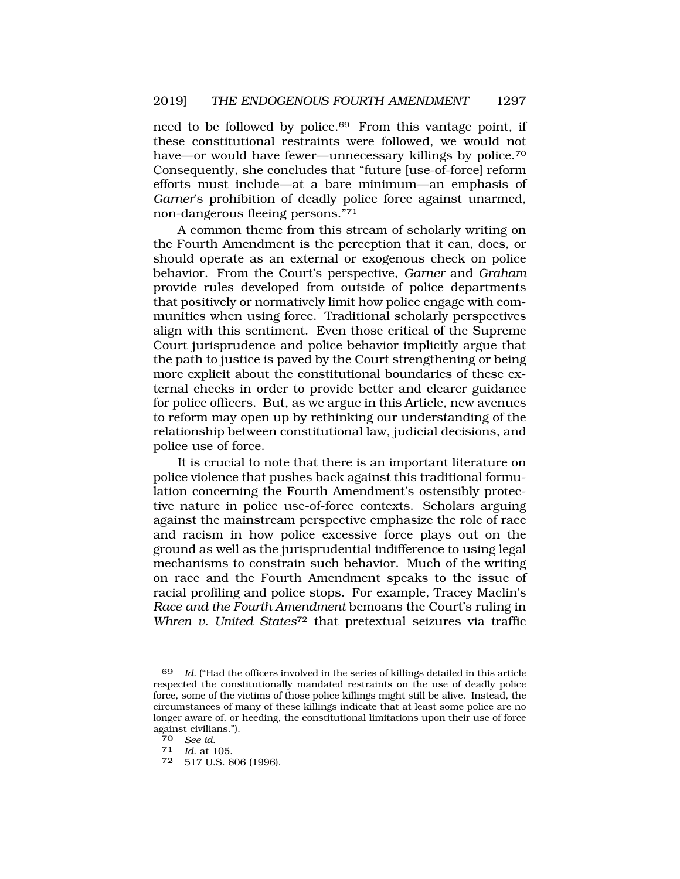need to be followed by police.[69] From this vantage point, if these constitutional restraints were followed, we would not have—or would have fewer—unnecessary killings by police.[70] Consequently, she concludes that "future [use-of-force] reform efforts must include—at a bare minimum—an emphasis of *Garner*'s prohibition of deadly police force against unarmed, non-dangerous fleeing persons."[71]

A common theme from this stream of scholarly writing on the Fourth Amendment is the perception that it can, does, or should operate as an external or exogenous check on police behavior. From the Court's perspective, *Garner* and *Graham* provide rules developed from outside of police departments that positively or normatively limit how police engage with communities when using force. Traditional scholarly perspectives align with this sentiment. Even those critical of the Supreme Court jurisprudence and police behavior implicitly argue that the path to justice is paved by the Court strengthening or being more explicit about the constitutional boundaries of these external checks in order to provide better and clearer guidance for police officers. But, as we argue in this Article, new avenues to reform may open up by rethinking our understanding of the relationship between constitutional law, judicial decisions, and police use of force.

It is crucial to note that there is an important literature on police violence that pushes back against this traditional formulation concerning the Fourth Amendment's ostensibly protective nature in police use-of-force contexts. Scholars arguing against the mainstream perspective emphasize the role of race and racism in how police excessive force plays out on the ground as well as the jurisprudential indifference to using legal mechanisms to constrain such behavior. Much of the writing on race and the Fourth Amendment speaks to the issue of racial profiling and police stops. For example, Tracey Maclin's *Race and the Fourth Amendment* bemoans the Court's ruling in *Whren v. United States*[72] that pretextual seizures via traffic

---

[69] *Id.* ("Had the officers involved in the series of killings detailed in this article respected the constitutionally mandated restraints on the use of deadly police force, some of the victims of those police killings might still be alive. Instead, the circumstances of many of these killings indicate that at least some police are no longer aware of, or heeding, the constitutional limitations upon their use of force against civilians.").

[70] *See id.*

[71] *Id.* at 105.

[72] 517 U.S. 806 (1996).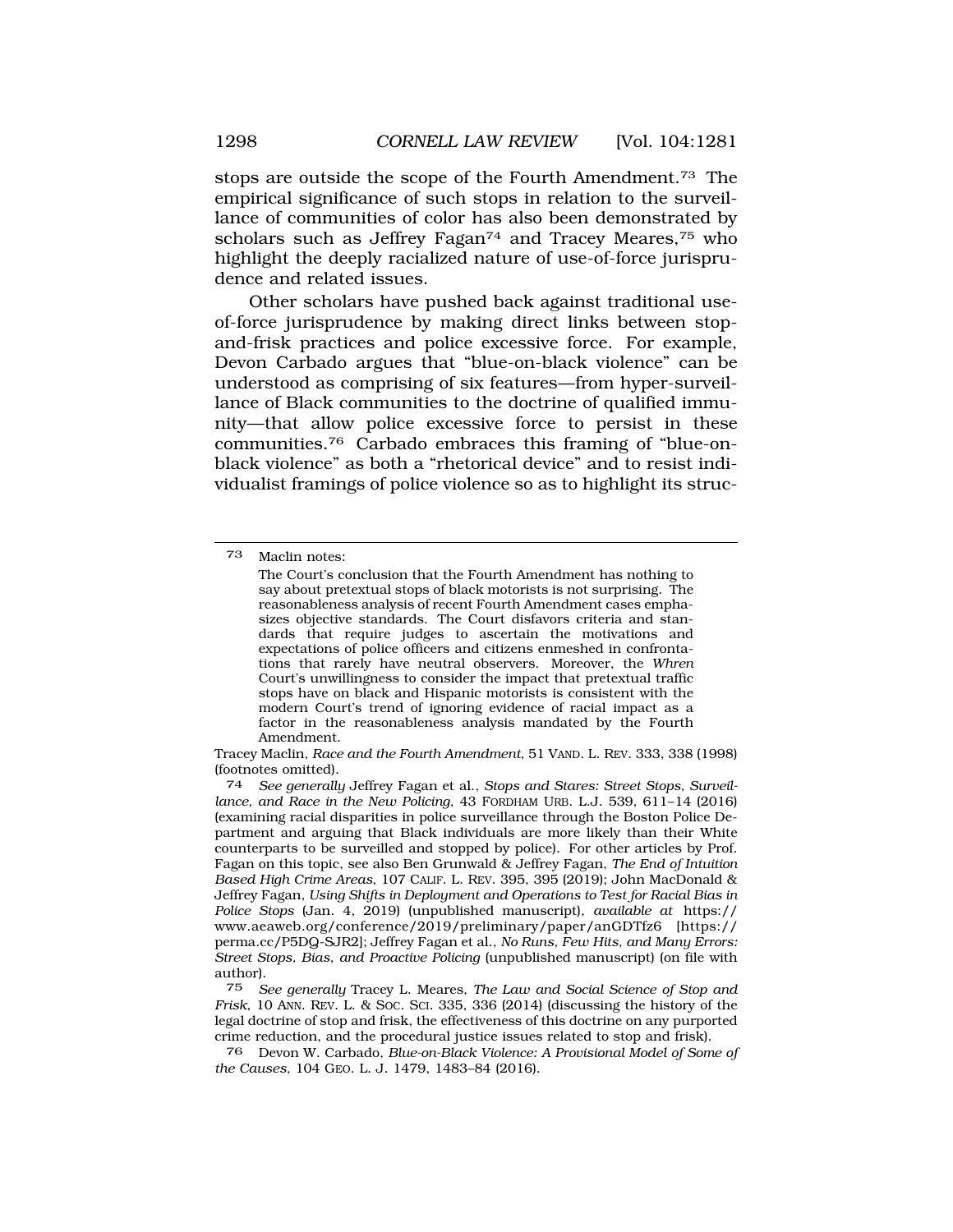stops are outside the scope of the Fourth Amendment.[73] The empirical significance of such stops in relation to the surveillance of communities of color has also been demonstrated by scholars such as Jeffrey Fagan[74] and Tracey Meares,[75] who highlight the deeply racialized nature of use-of-force jurisprudence and related issues.

Other scholars have pushed back against traditional use-of-force jurisprudence by making direct links between stop-and-frisk practices and police excessive force. For example, Devon Carbado argues that "blue-on-black violence" can be understood as comprising of six features—from hyper-surveillance of Black communities to the doctrine of qualified immunity—that allow police excessive force to persist in these communities.[76] Carbado embraces this framing of "blue-on-black violence" as both a "rhetorical device" and to resist individualist framings of police violence so as to highlight its struc-

---

73 Maclin notes:

> The Court's conclusion that the Fourth Amendment has nothing to say about pretextual stops of black motorists is not surprising. The reasonableness analysis of recent Fourth Amendment cases emphasizes objective standards. The Court disfavors criteria and standards that require judges to ascertain the motivations and expectations of police officers and citizens enmeshed in confrontations that rarely have neutral observers. Moreover, the *Whren* Court's unwillingness to consider the impact that pretextual traffic stops have on black and Hispanic motorists is consistent with the modern Court's trend of ignoring evidence of racial impact as a factor in the reasonableness analysis mandated by the Fourth Amendment.

Tracey Maclin, *Race and the Fourth Amendment*, 51 VAND. L. REV. 333, 338 (1998) (footnotes omitted).

74 *See generally* Jeffrey Fagan et al., *Stops and Stares: Street Stops, Surveillance, and Race in the New Policing*, 43 FORDHAM URB. L.J. 539, 611–14 (2016) (examining racial disparities in police surveillance through the Boston Police Department and arguing that Black individuals are more likely than their White counterparts to be surveilled and stopped by police). For other articles by Prof. Fagan on this topic, see also Ben Grunwald & Jeffrey Fagan, *The End of Intuition Based High Crime Areas*, 107 CALIF. L. REV. 395, 395 (2019); John MacDonald & Jeffrey Fagan, *Using Shifts in Deployment and Operations to Test for Racial Bias in Police Stops* (Jan. 4, 2019) (unpublished manuscript), *available at* https://www.aeaweb.org/conference/2019/preliminary/paper/anGDTfz6 [https://perma.cc/P5DQ-SJR2]; Jeffrey Fagan et al., *No Runs, Few Hits, and Many Errors: Street Stops, Bias, and Proactive Policing* (unpublished manuscript) (on file with author).

75 *See generally* Tracey L. Meares, *The Law and Social Science of Stop and Frisk*, 10 ANN. REV. L. & SOC. SCI. 335, 336 (2014) (discussing the history of the legal doctrine of stop and frisk, the effectiveness of this doctrine on any purported crime reduction, and the procedural justice issues related to stop and frisk).

76 Devon W. Carbado, *Blue-on-Black Violence: A Provisional Model of Some of the Causes*, 104 GEO. L. J. 1479, 1483–84 (2016).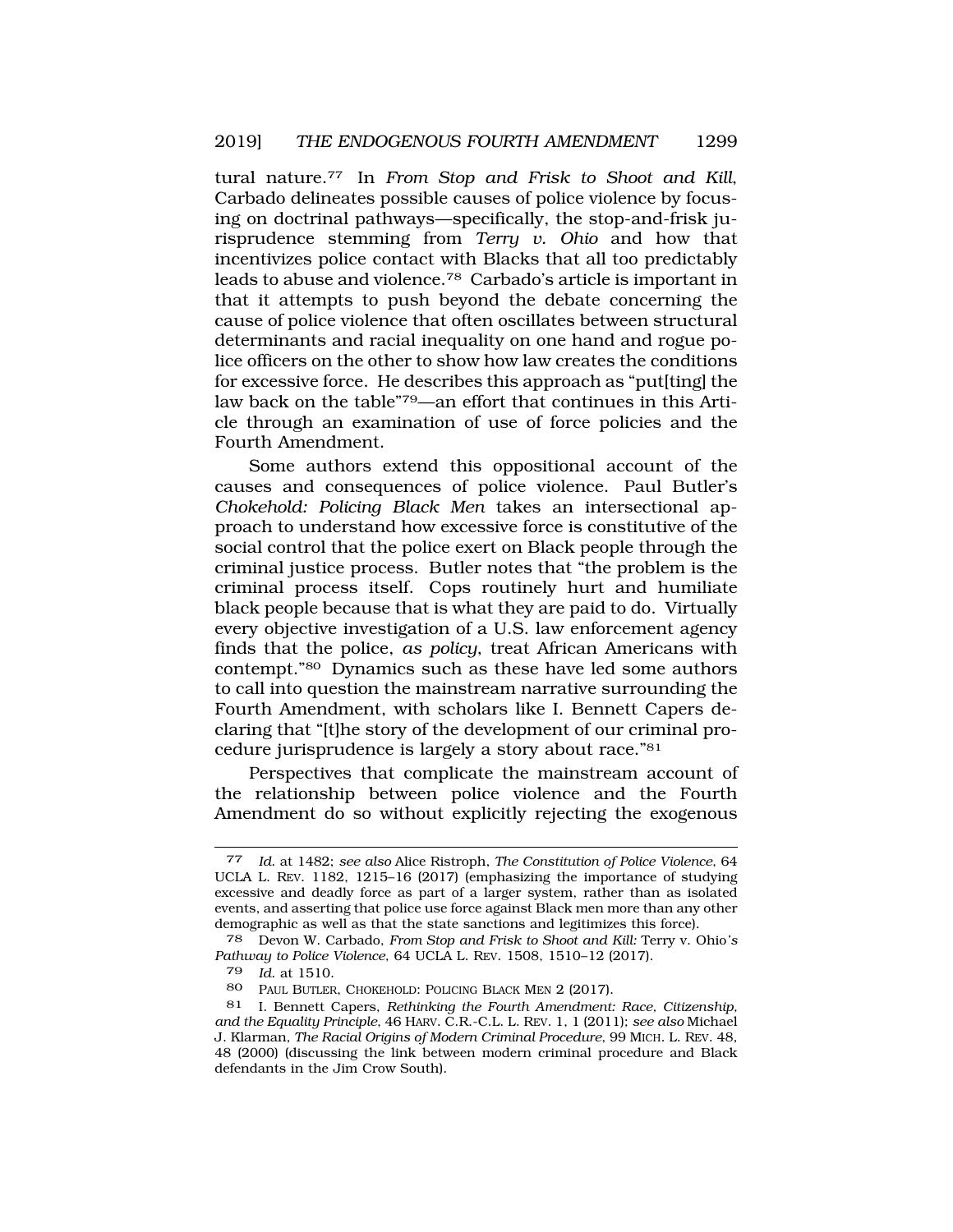tural nature.[77] In *From Stop and Frisk to Shoot and Kill*, Carbado delineates possible causes of police violence by focusing on doctrinal pathways—specifically, the stop-and-frisk jurisprudence stemming from *Terry v. Ohio* and how that incentivizes police contact with Blacks that all too predictably leads to abuse and violence.[78] Carbado's article is important in that it attempts to push beyond the debate concerning the cause of police violence that often oscillates between structural determinants and racial inequality on one hand and rogue police officers on the other to show how law creates the conditions for excessive force. He describes this approach as "put[ting] the law back on the table"[79]—an effort that continues in this Article through an examination of use of force policies and the Fourth Amendment.

Some authors extend this oppositional account of the causes and consequences of police violence. Paul Butler's *Chokehold: Policing Black Men* takes an intersectional approach to understand how excessive force is constitutive of the social control that the police exert on Black people through the criminal justice process. Butler notes that "the problem is the criminal process itself. Cops routinely hurt and humiliate black people because that is what they are paid to do. Virtually every objective investigation of a U.S. law enforcement agency finds that the police, *as policy*, treat African Americans with contempt."[80] Dynamics such as these have led some authors to call into question the mainstream narrative surrounding the Fourth Amendment, with scholars like I. Bennett Capers declaring that "[t]he story of the development of our criminal procedure jurisprudence is largely a story about race."[81]

Perspectives that complicate the mainstream account of the relationship between police violence and the Fourth Amendment do so without explicitly rejecting the exogenous

---

77 *Id.* at 1482; *see also* Alice Ristroph, *The Constitution of Police Violence*, 64 UCLA L. REV. 1182, 1215–16 (2017) (emphasizing the importance of studying excessive and deadly force as part of a larger system, rather than as isolated events, and asserting that police use force against Black men more than any other demographic as well as that the state sanctions and legitimizes this force).

78 Devon W. Carbado, *From Stop and Frisk to Shoot and Kill:* Terry v. Ohio*'s Pathway to Police Violence*, 64 UCLA L. REV. 1508, 1510–12 (2017).

79 *Id.* at 1510.

80 PAUL BUTLER, CHOKEHOLD: POLICING BLACK MEN 2 (2017).

81 I. Bennett Capers, *Rethinking the Fourth Amendment: Race, Citizenship, and the Equality Principle*, 46 HARV. C.R.-C.L. L. REV. 1, 1 (2011); *see also* Michael J. Klarman, *The Racial Origins of Modern Criminal Procedure*, 99 MICH. L. REV. 48, 48 (2000) (discussing the link between modern criminal procedure and Black defendants in the Jim Crow South).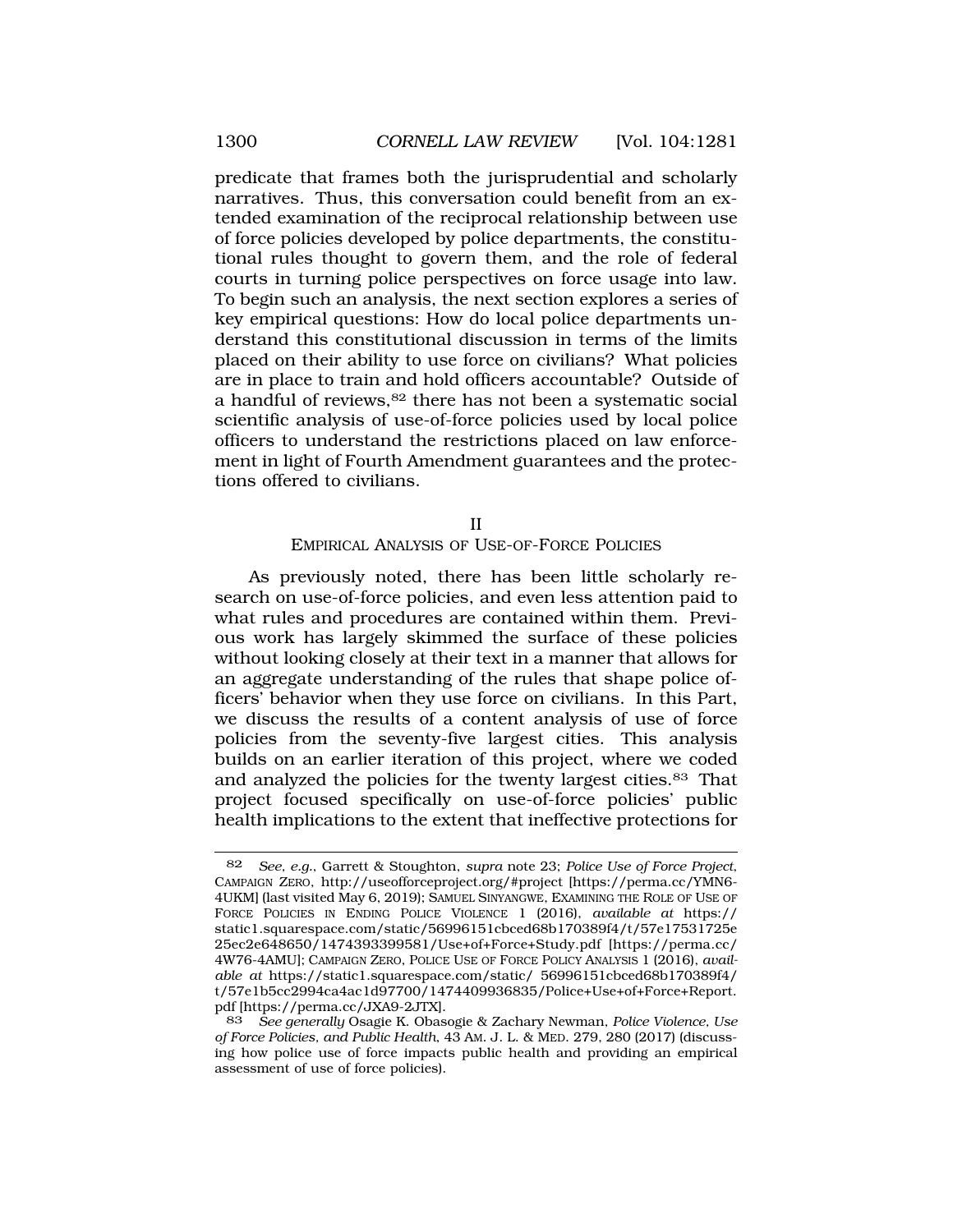predicate that frames both the jurisprudential and scholarly narratives. Thus, this conversation could benefit from an extended examination of the reciprocal relationship between use of force policies developed by police departments, the constitutional rules thought to govern them, and the role of federal courts in turning police perspectives on force usage into law. To begin such an analysis, the next section explores a series of key empirical questions: How do local police departments understand this constitutional discussion in terms of the limits placed on their ability to use force on civilians? What policies are in place to train and hold officers accountable? Outside of a handful of reviews,[82] there has not been a systematic social scientific analysis of use-of-force policies used by local police officers to understand the restrictions placed on law enforcement in light of Fourth Amendment guarantees and the protections offered to civilians.

## II
## EMPIRICAL ANALYSIS OF USE-OF-FORCE POLICIES

As previously noted, there has been little scholarly research on use-of-force policies, and even less attention paid to what rules and procedures are contained within them. Previous work has largely skimmed the surface of these policies without looking closely at their text in a manner that allows for an aggregate understanding of the rules that shape police officers' behavior when they use force on civilians. In this Part, we discuss the results of a content analysis of use of force policies from the seventy-five largest cities. This analysis builds on an earlier iteration of this project, where we coded and analyzed the policies for the twenty largest cities.[83] That project focused specifically on use-of-force policies' public health implications to the extent that ineffective protections for

---

82 *See, e.g.*, Garrett & Stoughton, *supra* note 23; *Police Use of Force Project*, CAMPAIGN ZERO, http://useofforceproject.org/#project [https://perma.cc/YMN6-4UKM] (last visited May 6, 2019); SAMUEL SINYANGWE, EXAMINING THE ROLE OF USE OF FORCE POLICIES IN ENDING POLICE VIOLENCE 1 (2016), *available at* https://static1.squarespace.com/static/56996151cbced68b170389f4/t/57e17531725e25ec2e648650/1474393399581/Use+of+Force+Study.pdf [https://perma.cc/4W76-4AMU]; CAMPAIGN ZERO, POLICE USE OF FORCE POLICY ANALYSIS 1 (2016), *available at* https://static1.squarespace.com/static/ 56996151cbced68b170389f4/t/57e1b5cc2994ca4ac1d97700/1474409936835/Police+Use+of+Force+Report.pdf [https://perma.cc/JXA9-2JTX].

83 *See generally* Osagie K. Obasogie & Zachary Newman, *Police Violence, Use of Force Policies, and Public Health*, 43 AM. J. L. & MED. 279, 280 (2017) (discussing how police use of force impacts public health and providing an empirical assessment of use of force policies).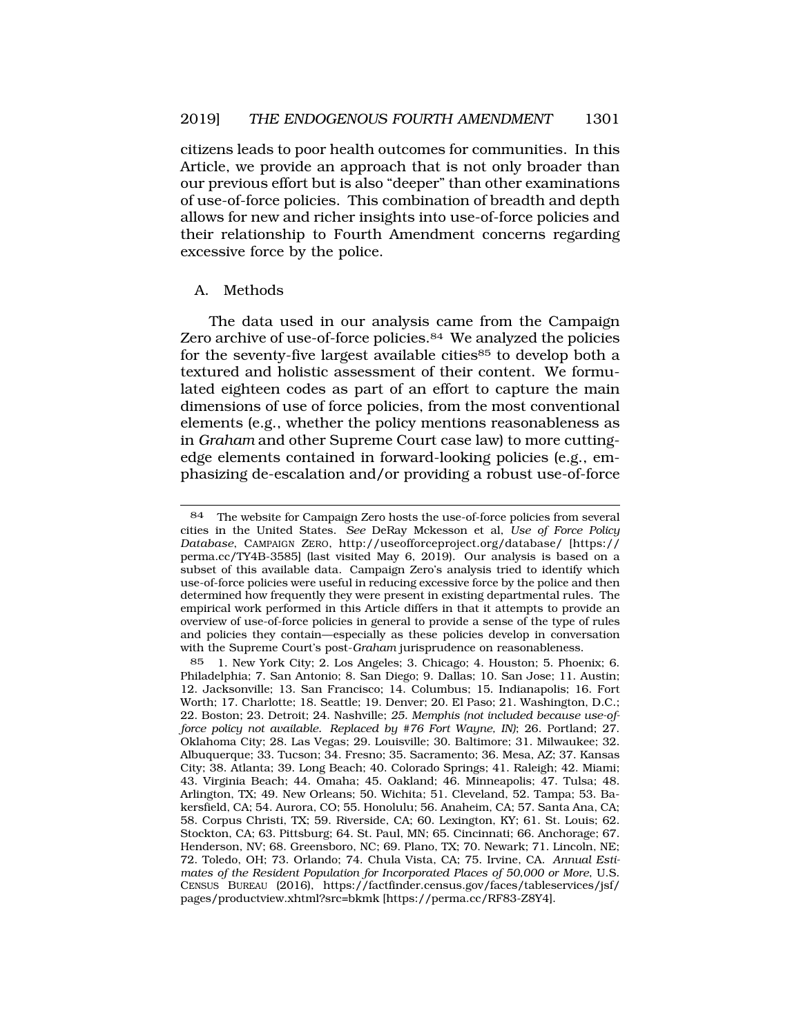citizens leads to poor health outcomes for communities. In this Article, we provide an approach that is not only broader than our previous effort but is also "deeper" than other examinations of use-of-force policies. This combination of breadth and depth allows for new and richer insights into use-of-force policies and their relationship to Fourth Amendment concerns regarding excessive force by the police.

### A. Methods

The data used in our analysis came from the Campaign Zero archive of use-of-force policies.[84] We analyzed the policies for the seventy-five largest available cities[85] to develop both a textured and holistic assessment of their content. We formulated eighteen codes as part of an effort to capture the main dimensions of use of force policies, from the most conventional elements (e.g., whether the policy mentions reasonableness as in *Graham* and other Supreme Court case law) to more cutting-edge elements contained in forward-looking policies (e.g., emphasizing de-escalation and/or providing a robust use-of-force

---

[84] The website for Campaign Zero hosts the use-of-force policies from several cities in the United States. *See* DeRay Mckesson et al, *Use of Force Policy Database*, CAMPAIGN ZERO, http://useofforceproject.org/database/ [https://perma.cc/TY4B-3585] (last visited May 6, 2019). Our analysis is based on a subset of this available data. Campaign Zero's analysis tried to identify which use-of-force policies were useful in reducing excessive force by the police and then determined how frequently they were present in existing departmental rules. The empirical work performed in this Article differs in that it attempts to provide an overview of use-of-force policies in general to provide a sense of the type of rules and policies they contain—especially as these policies develop in conversation with the Supreme Court's post-*Graham* jurisprudence on reasonableness.

[85] 1. New York City; 2. Los Angeles; 3. Chicago; 4. Houston; 5. Phoenix; 6. Philadelphia; 7. San Antonio; 8. San Diego; 9. Dallas; 10. San Jose; 11. Austin; 12. Jacksonville; 13. San Francisco; 14. Columbus; 15. Indianapolis; 16. Fort Worth; 17. Charlotte; 18. Seattle; 19. Denver; 20. El Paso; 21. Washington, D.C.; 22. Boston; 23. Detroit; 24. Nashville; *25. Memphis (not included because use-of-force policy not available. Replaced by #76 Fort Wayne, IN)*; 26. Portland; 27. Oklahoma City; 28. Las Vegas; 29. Louisville; 30. Baltimore; 31. Milwaukee; 32. Albuquerque; 33. Tucson; 34. Fresno; 35. Sacramento; 36. Mesa, AZ; 37. Kansas City; 38. Atlanta; 39. Long Beach; 40. Colorado Springs; 41. Raleigh; 42. Miami; 43. Virginia Beach; 44. Omaha; 45. Oakland; 46. Minneapolis; 47. Tulsa; 48. Arlington, TX; 49. New Orleans; 50. Wichita; 51. Cleveland, 52. Tampa; 53. Bakersfield, CA; 54. Aurora, CO; 55. Honolulu; 56. Anaheim, CA; 57. Santa Ana, CA; 58. Corpus Christi, TX; 59. Riverside, CA; 60. Lexington, KY; 61. St. Louis; 62. Stockton, CA; 63. Pittsburg; 64. St. Paul, MN; 65. Cincinnati; 66. Anchorage; 67. Henderson, NV; 68. Greensboro, NC; 69. Plano, TX; 70. Newark; 71. Lincoln, NE; 72. Toledo, OH; 73. Orlando; 74. Chula Vista, CA; 75. Irvine, CA. *Annual Estimates of the Resident Population for Incorporated Places of 50,000 or More*, U.S. CENSUS BUREAU (2016), https://factfinder.census.gov/faces/tableservices/jsf/pages/productview.xhtml?src=bkmk [https://perma.cc/RF83-Z8Y4].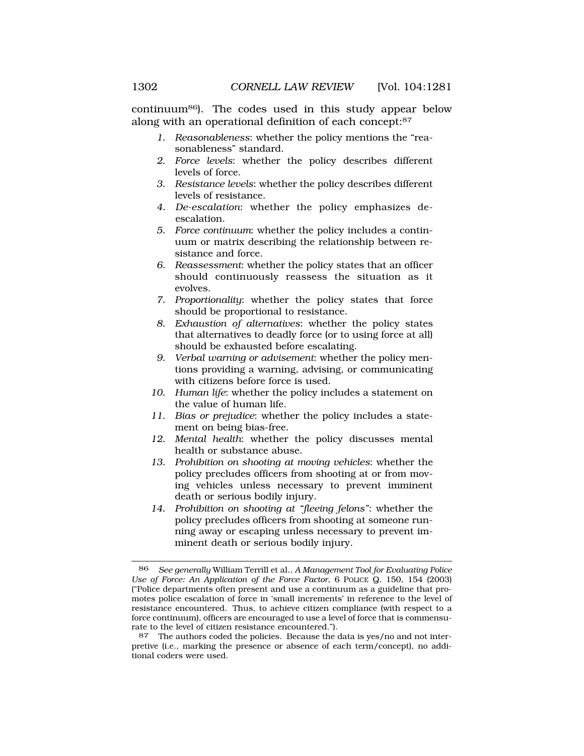continuum[86]). The codes used in this study appear below along with an operational definition of each concept:[87]

1. *Reasonableness*: whether the policy mentions the "reasonableness" standard.
2. *Force levels*: whether the policy describes different levels of force.
3. *Resistance levels*: whether the policy describes different levels of resistance.
4. *De-escalation*: whether the policy emphasizes de-escalation.
5. *Force continuum*: whether the policy includes a continuum or matrix describing the relationship between resistance and force.
6. *Reassessment*: whether the policy states that an officer should continuously reassess the situation as it evolves.
7. *Proportionality*: whether the policy states that force should be proportional to resistance.
8. *Exhaustion of alternatives*: whether the policy states that alternatives to deadly force (or to using force at all) should be exhausted before escalating.
9. *Verbal warning or advisement*: whether the policy mentions providing a warning, advising, or communicating with citizens before force is used.
10. *Human life*: whether the policy includes a statement on the value of human life.
11. *Bias or prejudice*: whether the policy includes a statement on being bias-free.
12. *Mental health*: whether the policy discusses mental health or substance abuse.
13. *Prohibition on shooting at moving vehicles*: whether the policy precludes officers from shooting at or from moving vehicles unless necessary to prevent imminent death or serious bodily injury.
14. *Prohibition on shooting at "fleeing felons"*: whether the policy precludes officers from shooting at someone running away or escaping unless necessary to prevent imminent death or serious bodily injury.

---

86 *See generally* William Terrill et al., *A Management Tool for Evaluating Police Use of Force: An Application of the Force Factor*, 6 POLICE Q. 150, 154 (2003) ("Police departments often present and use a continuum as a guideline that promotes police escalation of force in 'small increments' in reference to the level of resistance encountered. Thus, to achieve citizen compliance (with respect to a force continuum), officers are encouraged to use a level of force that is commensurate to the level of citizen resistance encountered.").

87 The authors coded the policies. Because the data is yes/no and not interpretive (i.e., marking the presence or absence of each term/concept), no additional coders were used.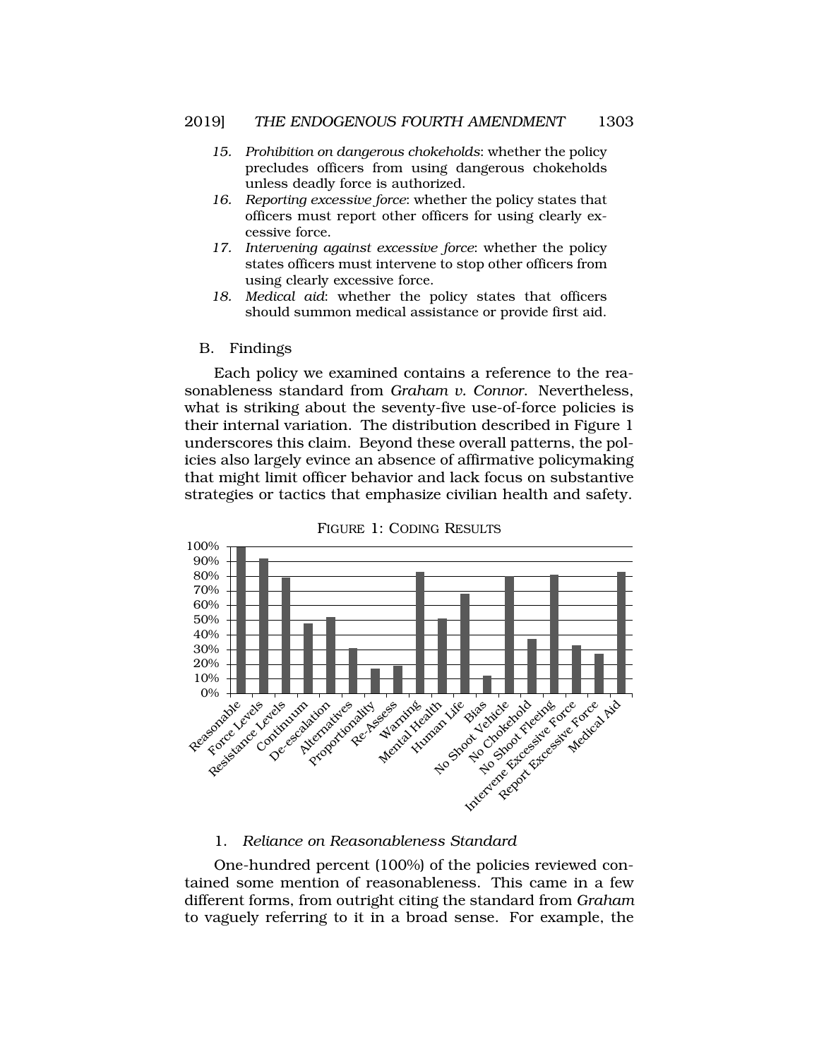15. *Prohibition on dangerous chokeholds*: whether the policy precludes officers from using dangerous chokeholds unless deadly force is authorized.
16. *Reporting excessive force*: whether the policy states that officers must report other officers for using clearly excessive force.
17. *Intervening against excessive force*: whether the policy states officers must intervene to stop other officers from using clearly excessive force.
18. *Medical aid*: whether the policy states that officers should summon medical assistance or provide first aid.

### B. Findings

Each policy we examined contains a reference to the reasonableness standard from *Graham v. Connor*. Nevertheless, what is striking about the seventy-five use-of-force policies is their internal variation. The distribution described in Figure 1 underscores this claim. Beyond these overall patterns, the policies also largely evince an absence of affirmative policymaking that might limit officer behavior and lack focus on substantive strategies or tactics that emphasize civilian health and safety.

FIGURE 1: CODING RESULTS

| Category | Approx. % |
|---|---|
| Reasonable | 100% |
| Force Levels | 92% |
| Resistance Levels | 79% |
| Continuum | 48% |
| De-escalation | 52% |
| Alternatives | 31% |
| Proportionality | 17% |
| Re-Assess | 19% |
| Warning | 83% |
| Mental Health | 51% |
| Human Life | 68% |
| Bias | 12% |
| No Shoot Vehicle | 80% |
| No Chokehold | 37% |
| No Shoot Fleeing | 81% |
| Intervene Excessive Force | 33% |
| Report Excessive Force | 27% |
| Medical Aid | 83% |

#### 1. *Reliance on Reasonableness Standard*

One-hundred percent (100%) of the policies reviewed contained some mention of reasonableness. This came in a few different forms, from outright citing the standard from *Graham* to vaguely referring to it in a broad sense. For example, the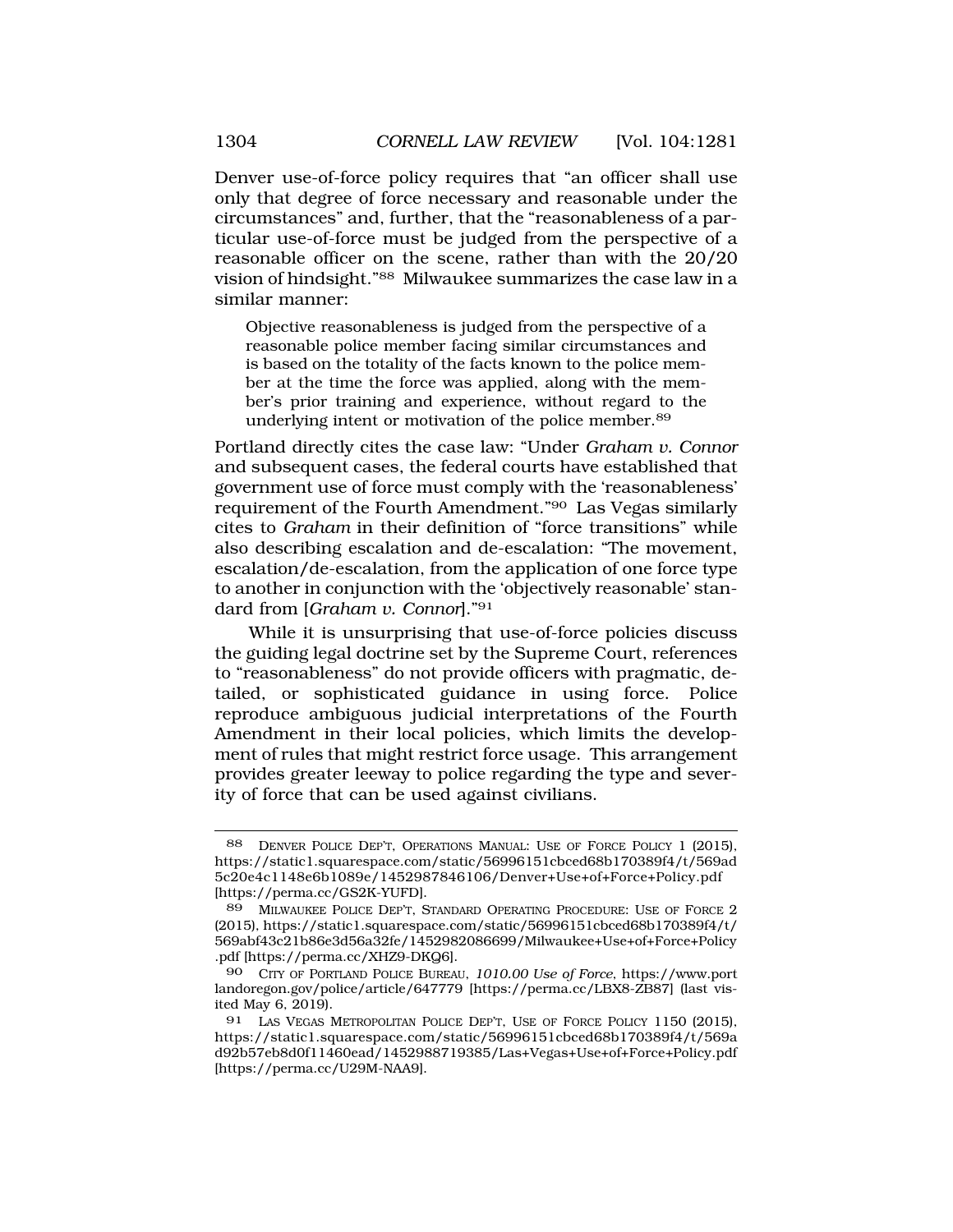Denver use-of-force policy requires that "an officer shall use only that degree of force necessary and reasonable under the circumstances" and, further, that the "reasonableness of a particular use-of-force must be judged from the perspective of a reasonable officer on the scene, rather than with the 20/20 vision of hindsight."[88] Milwaukee summarizes the case law in a similar manner:

> Objective reasonableness is judged from the perspective of a reasonable police member facing similar circumstances and is based on the totality of the facts known to the police member at the time the force was applied, along with the member's prior training and experience, without regard to the underlying intent or motivation of the police member.[89]

Portland directly cites the case law: "Under *Graham v. Connor* and subsequent cases, the federal courts have established that government use of force must comply with the 'reasonableness' requirement of the Fourth Amendment."[90] Las Vegas similarly cites to *Graham* in their definition of "force transitions" while also describing escalation and de-escalation: "The movement, escalation/de-escalation, from the application of one force type to another in conjunction with the 'objectively reasonable' standard from [*Graham v. Connor*]."[91]

While it is unsurprising that use-of-force policies discuss the guiding legal doctrine set by the Supreme Court, references to "reasonableness" do not provide officers with pragmatic, detailed, or sophisticated guidance in using force. Police reproduce ambiguous judicial interpretations of the Fourth Amendment in their local policies, which limits the development of rules that might restrict force usage. This arrangement provides greater leeway to police regarding the type and severity of force that can be used against civilians.

---

88 DENVER POLICE DEP'T, OPERATIONS MANUAL: USE OF FORCE POLICY 1 (2015), https://static1.squarespace.com/static/56996151cbced68b170389f4/t/569ad5c20e4c1148e6b1089e/1452987846106/Denver+Use+of+Force+Policy.pdf [https://perma.cc/GS2K-YUFD].

89 MILWAUKEE POLICE DEP'T, STANDARD OPERATING PROCEDURE: USE OF FORCE 2 (2015), https://static1.squarespace.com/static/56996151cbced68b170389f4/t/569abf43c21b86e3d56a32fe/1452982086699/Milwaukee+Use+of+Force+Policy.pdf [https://perma.cc/XHZ9-DKQ6].

90 CITY OF PORTLAND POLICE BUREAU, *1010.00 Use of Force*, https://www.portlandoregon.gov/police/article/647779 [https://perma.cc/LBX8-ZB87] (last visited May 6, 2019).

91 LAS VEGAS METROPOLITAN POLICE DEP'T, USE OF FORCE POLICY 1150 (2015), https://static1.squarespace.com/static/56996151cbced68b170389f4/t/569ad92b57eb8d0f11460ead/1452988719385/Las+Vegas+Use+of+Force+Policy.pdf [https://perma.cc/U29M-NAA9].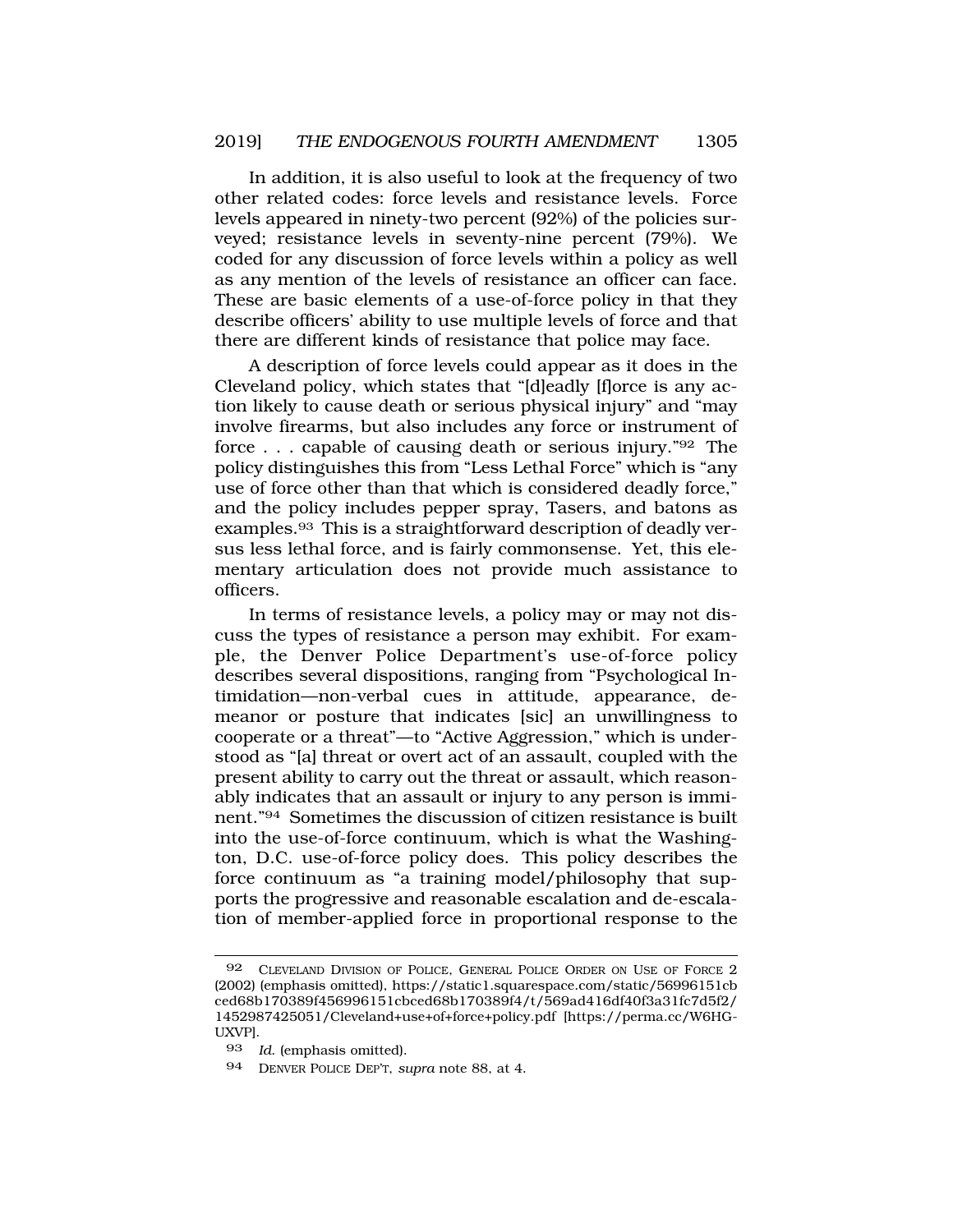In addition, it is also useful to look at the frequency of two other related codes: force levels and resistance levels. Force levels appeared in ninety-two percent (92%) of the policies surveyed; resistance levels in seventy-nine percent (79%). We coded for any discussion of force levels within a policy as well as any mention of the levels of resistance an officer can face. These are basic elements of a use-of-force policy in that they describe officers' ability to use multiple levels of force and that there are different kinds of resistance that police may face.

A description of force levels could appear as it does in the Cleveland policy, which states that "[d]eadly [f]orce is any action likely to cause death or serious physical injury" and "may involve firearms, but also includes any force or instrument of force . . . capable of causing death or serious injury."[92] The policy distinguishes this from "Less Lethal Force" which is "any use of force other than that which is considered deadly force," and the policy includes pepper spray, Tasers, and batons as examples.[93] This is a straightforward description of deadly versus less lethal force, and is fairly commonsense. Yet, this elementary articulation does not provide much assistance to officers.

In terms of resistance levels, a policy may or may not discuss the types of resistance a person may exhibit. For example, the Denver Police Department's use-of-force policy describes several dispositions, ranging from "Psychological Intimidation—non-verbal cues in attitude, appearance, demeanor or posture that indicates [sic] an unwillingness to cooperate or a threat"—to "Active Aggression," which is understood as "[a] threat or overt act of an assault, coupled with the present ability to carry out the threat or assault, which reasonably indicates that an assault or injury to any person is imminent."[94] Sometimes the discussion of citizen resistance is built into the use-of-force continuum, which is what the Washington, D.C. use-of-force policy does. This policy describes the force continuum as "a training model/philosophy that supports the progressive and reasonable escalation and de-escalation of member-applied force in proportional response to the

---

92 CLEVELAND DIVISION OF POLICE, GENERAL POLICE ORDER ON USE OF FORCE 2 (2002) (emphasis omitted), https://static1.squarespace.com/static/56996151cbced68b170389f456996151cbced68b170389f4/t/569ad416df40f3a31fc7d5f2/1452987425051/Cleveland+use+of+force+policy.pdf [https://perma.cc/W6HG-UXVP].

93 *Id.* (emphasis omitted).

94 DENVER POLICE DEP'T, *supra* note 88, at 4.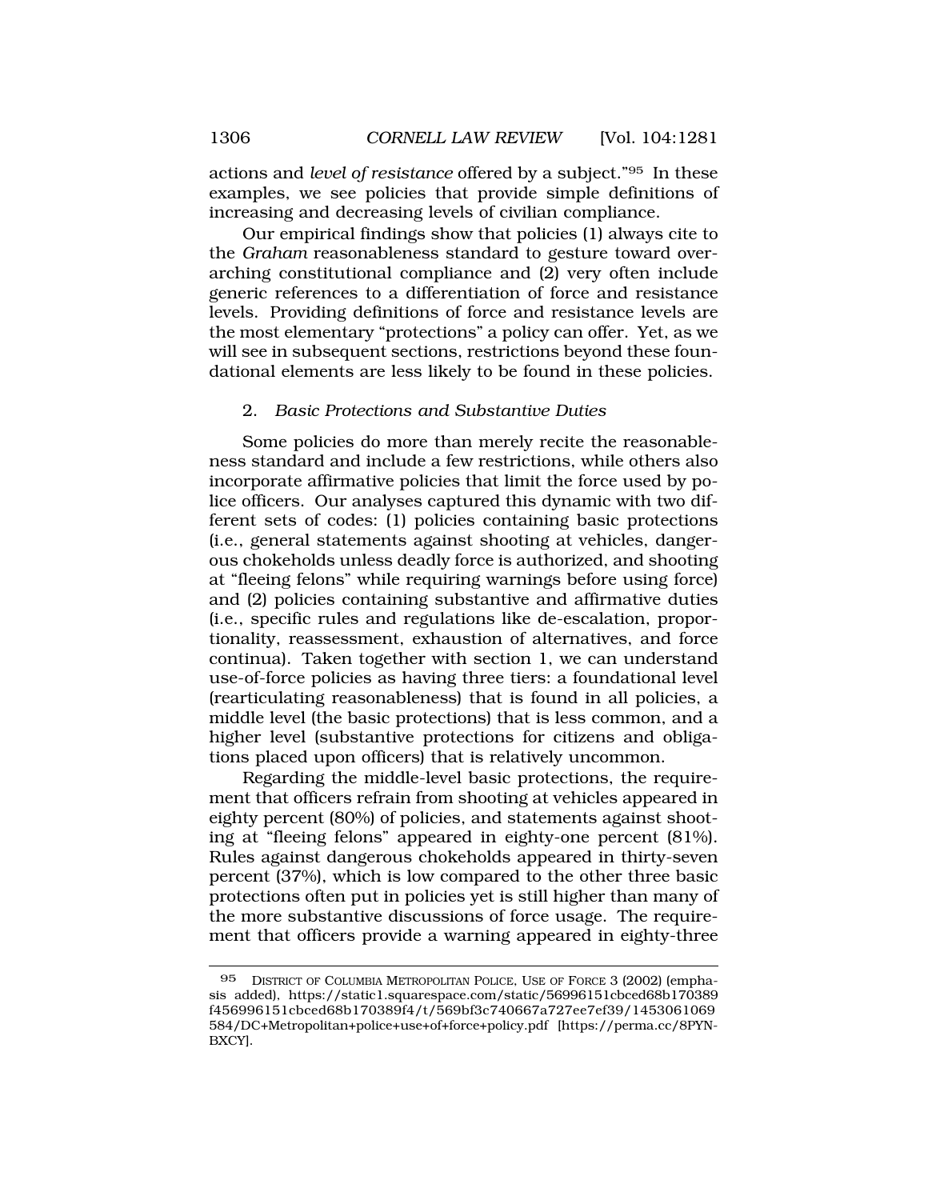actions and *level of resistance* offered by a subject."[95] In these examples, we see policies that provide simple definitions of increasing and decreasing levels of civilian compliance.

Our empirical findings show that policies (1) always cite to the *Graham* reasonableness standard to gesture toward overarching constitutional compliance and (2) very often include generic references to a differentiation of force and resistance levels. Providing definitions of force and resistance levels are the most elementary "protections" a policy can offer. Yet, as we will see in subsequent sections, restrictions beyond these foundational elements are less likely to be found in these policies.

### 2. *Basic Protections and Substantive Duties*

Some policies do more than merely recite the reasonableness standard and include a few restrictions, while others also incorporate affirmative policies that limit the force used by police officers. Our analyses captured this dynamic with two different sets of codes: (1) policies containing basic protections (i.e., general statements against shooting at vehicles, dangerous chokeholds unless deadly force is authorized, and shooting at "fleeing felons" while requiring warnings before using force) and (2) policies containing substantive and affirmative duties (i.e., specific rules and regulations like de-escalation, proportionality, reassessment, exhaustion of alternatives, and force continua). Taken together with section 1, we can understand use-of-force policies as having three tiers: a foundational level (rearticulating reasonableness) that is found in all policies, a middle level (the basic protections) that is less common, and a higher level (substantive protections for citizens and obligations placed upon officers) that is relatively uncommon.

Regarding the middle-level basic protections, the requirement that officers refrain from shooting at vehicles appeared in eighty percent (80%) of policies, and statements against shooting at "fleeing felons" appeared in eighty-one percent (81%). Rules against dangerous chokeholds appeared in thirty-seven percent (37%), which is low compared to the other three basic protections often put in policies yet is still higher than many of the more substantive discussions of force usage. The requirement that officers provide a warning appeared in eighty-three

---

[95] DISTRICT OF COLUMBIA METROPOLITAN POLICE, USE OF FORCE 3 (2002) (emphasis added), https://static1.squarespace.com/static/56996151cbced68b170389f456996151cbced68b170389f4/t/569bf3c740667a727ee7ef39/1453061069584/DC+Metropolitan+police+use+of+force+policy.pdf [https://perma.cc/8PYN-BXCY].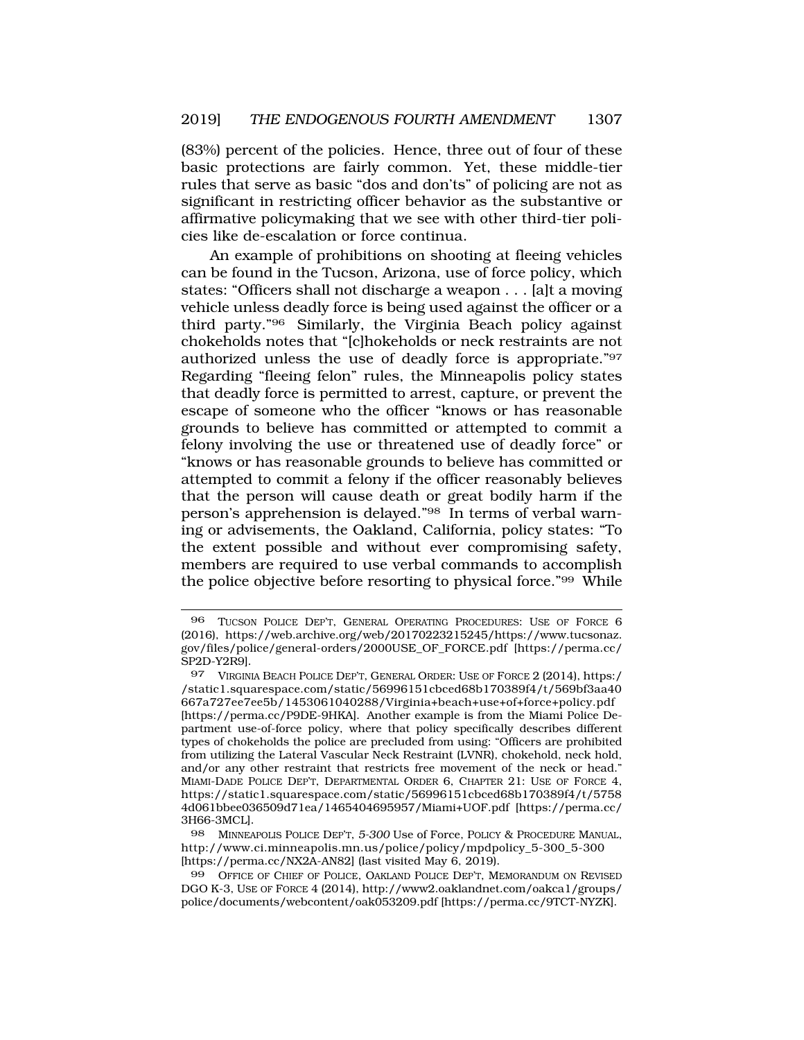(83%) percent of the policies. Hence, three out of four of these basic protections are fairly common. Yet, these middle-tier rules that serve as basic "dos and don'ts" of policing are not as significant in restricting officer behavior as the substantive or affirmative policymaking that we see with other third-tier policies like de-escalation or force continua.

An example of prohibitions on shooting at fleeing vehicles can be found in the Tucson, Arizona, use of force policy, which states: "Officers shall not discharge a weapon . . . [a]t a moving vehicle unless deadly force is being used against the officer or a third party."[96] Similarly, the Virginia Beach policy against chokeholds notes that "[c]hokeholds or neck restraints are not authorized unless the use of deadly force is appropriate."[97] Regarding "fleeing felon" rules, the Minneapolis policy states that deadly force is permitted to arrest, capture, or prevent the escape of someone who the officer "knows or has reasonable grounds to believe has committed or attempted to commit a felony involving the use or threatened use of deadly force" or "knows or has reasonable grounds to believe has committed or attempted to commit a felony if the officer reasonably believes that the person will cause death or great bodily harm if the person's apprehension is delayed."[98] In terms of verbal warning or advisements, the Oakland, California, policy states: "To the extent possible and without ever compromising safety, members are required to use verbal commands to accomplish the police objective before resorting to physical force."[99] While

---

96 TUCSON POLICE DEP'T, GENERAL OPERATING PROCEDURES: USE OF FORCE 6 (2016), https://web.archive.org/web/20170223215245/https://www.tucsonaz.gov/files/police/general-orders/2000USE_OF_FORCE.pdf [https://perma.cc/SP2D-Y2R9].

97 VIRGINIA BEACH POLICE DEP'T, GENERAL ORDER: USE OF FORCE 2 (2014), https://static1.squarespace.com/static/56996151cbced68b170389f4/t/569bf3aa40667a727ee7ee5b/1453061040288/Virginia+beach+use+of+force+policy.pdf [https://perma.cc/P9DE-9HKA]. Another example is from the Miami Police Department use-of-force policy, where that policy specifically describes different types of chokeholds the police are precluded from using: "Officers are prohibited from utilizing the Lateral Vascular Neck Restraint (LVNR), chokehold, neck hold, and/or any other restraint that restricts free movement of the neck or head." MIAMI-DADE POLICE DEP'T, DEPARTMENTAL ORDER 6, CHAPTER 21: USE OF FORCE 4, https://static1.squarespace.com/static/56996151cbced68b170389f4/t/57584d061bbee036509d71ea/1465404695957/Miami+UOF.pdf [https://perma.cc/3H66-3MCL].

98 MINNEAPOLIS POLICE DEP'T, *5-300* Use of Force, POLICY & PROCEDURE MANUAL, http://www.ci.minneapolis.mn.us/police/policy/mpdpolicy_5-300_5-300 [https://perma.cc/NX2A-AN82] (last visited May 6, 2019).

99 OFFICE OF CHIEF OF POLICE, OAKLAND POLICE DEP'T, MEMORANDUM ON REVISED DGO K-3, USE OF FORCE 4 (2014), http://www2.oaklandnet.com/oakca1/groups/police/documents/webcontent/oak053209.pdf [https://perma.cc/9TCT-NYZK].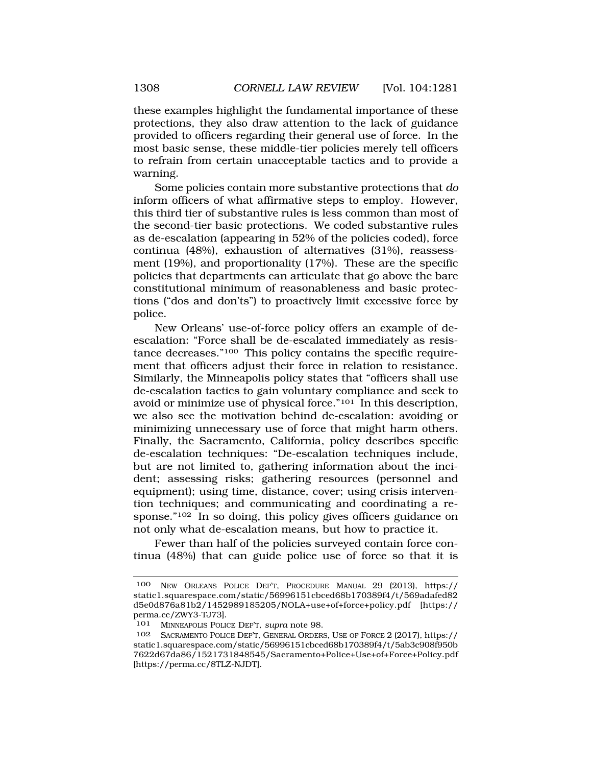these examples highlight the fundamental importance of these protections, they also draw attention to the lack of guidance provided to officers regarding their general use of force. In the most basic sense, these middle-tier policies merely tell officers to refrain from certain unacceptable tactics and to provide a warning.

Some policies contain more substantive protections that *do* inform officers of what affirmative steps to employ. However, this third tier of substantive rules is less common than most of the second-tier basic protections. We coded substantive rules as de-escalation (appearing in 52% of the policies coded), force continua (48%), exhaustion of alternatives (31%), reassessment (19%), and proportionality (17%). These are the specific policies that departments can articulate that go above the bare constitutional minimum of reasonableness and basic protections ("dos and don'ts") to proactively limit excessive force by police.

New Orleans' use-of-force policy offers an example of de-escalation: "Force shall be de-escalated immediately as resistance decreases."[100] This policy contains the specific requirement that officers adjust their force in relation to resistance. Similarly, the Minneapolis policy states that "officers shall use de-escalation tactics to gain voluntary compliance and seek to avoid or minimize use of physical force."[101] In this description, we also see the motivation behind de-escalation: avoiding or minimizing unnecessary use of force that might harm others. Finally, the Sacramento, California, policy describes specific de-escalation techniques: "De-escalation techniques include, but are not limited to, gathering information about the incident; assessing risks; gathering resources (personnel and equipment); using time, distance, cover; using crisis intervention techniques; and communicating and coordinating a response."[102] In so doing, this policy gives officers guidance on not only what de-escalation means, but how to practice it.

Fewer than half of the policies surveyed contain force continua (48%) that can guide police use of force so that it is

---

[100] NEW ORLEANS POLICE DEP'T, PROCEDURE MANUAL 29 (2013), https://static1.squarespace.com/static/56996151cbced68b170389f4/t/569adafed82d5e0d876a81b2/1452989185205/NOLA+use+of+force+policy.pdf [https://perma.cc/ZWY3-TJ73].

[101] MINNEAPOLIS POLICE DEP'T, *supra* note 98.

[102] SACRAMENTO POLICE DEP'T, GENERAL ORDERS, USE OF FORCE 2 (2017), https://static1.squarespace.com/static/56996151cbced68b170389f4/t/5ab3c908f950b7622d67da86/1521731848545/Sacramento+Police+Use+of+Force+Policy.pdf [https://perma.cc/8TLZ-NJDT].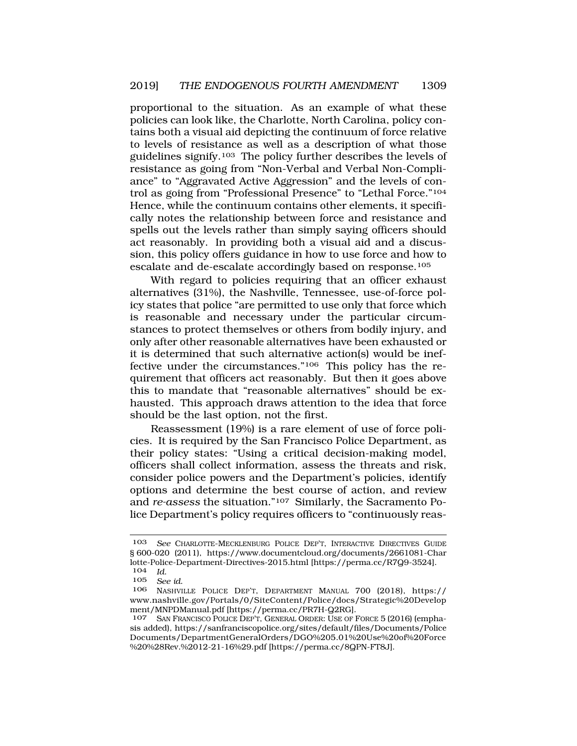proportional to the situation. As an example of what these policies can look like, the Charlotte, North Carolina, policy contains both a visual aid depicting the continuum of force relative to levels of resistance as well as a description of what those guidelines signify.[103] The policy further describes the levels of resistance as going from "Non-Verbal and Verbal Non-Compliance" to "Aggravated Active Aggression" and the levels of control as going from "Professional Presence" to "Lethal Force."[104] Hence, while the continuum contains other elements, it specifically notes the relationship between force and resistance and spells out the levels rather than simply saying officers should act reasonably. In providing both a visual aid and a discussion, this policy offers guidance in how to use force and how to escalate and de-escalate accordingly based on response.[105]

With regard to policies requiring that an officer exhaust alternatives (31%), the Nashville, Tennessee, use-of-force policy states that police "are permitted to use only that force which is reasonable and necessary under the particular circumstances to protect themselves or others from bodily injury, and only after other reasonable alternatives have been exhausted or it is determined that such alternative action(s) would be ineffective under the circumstances."[106] This policy has the requirement that officers act reasonably. But then it goes above this to mandate that "reasonable alternatives" should be exhausted. This approach draws attention to the idea that force should be the last option, not the first.

Reassessment (19%) is a rare element of use of force policies. It is required by the San Francisco Police Department, as their policy states: "Using a critical decision-making model, officers shall collect information, assess the threats and risk, consider police powers and the Department's policies, identify options and determine the best course of action, and review and *re-assess* the situation."[107] Similarly, the Sacramento Police Department's policy requires officers to "continuously reas-

---

103 *See* CHARLOTTE-MECKLENBURG POLICE DEP'T, INTERACTIVE DIRECTIVES GUIDE § 600-020 (2011), https://www.documentcloud.org/documents/2661081-Charlotte-Police-Department-Directives-2015.html [https://perma.cc/R7Q9-3524].

104 *Id.*

105 *See id.*

106 NASHVILLE POLICE DEP'T, DEPARTMENT MANUAL 700 (2018), https://www.nashville.gov/Portals/0/SiteContent/Police/docs/Strategic%20Development/MNPDManual.pdf [https://perma.cc/PR7H-Q2RG].

107 SAN FRANCISCO POLICE DEP'T, GENERAL ORDER: USE OF FORCE 5 (2016) (emphasis added), https://sanfranciscopolice.org/sites/default/files/Documents/PoliceDocuments/DepartmentGeneralOrders/DGO%205.01%20Use%20of%20Force%20%28Rev.%2012-21-16%29.pdf [https://perma.cc/8QPN-FT8J].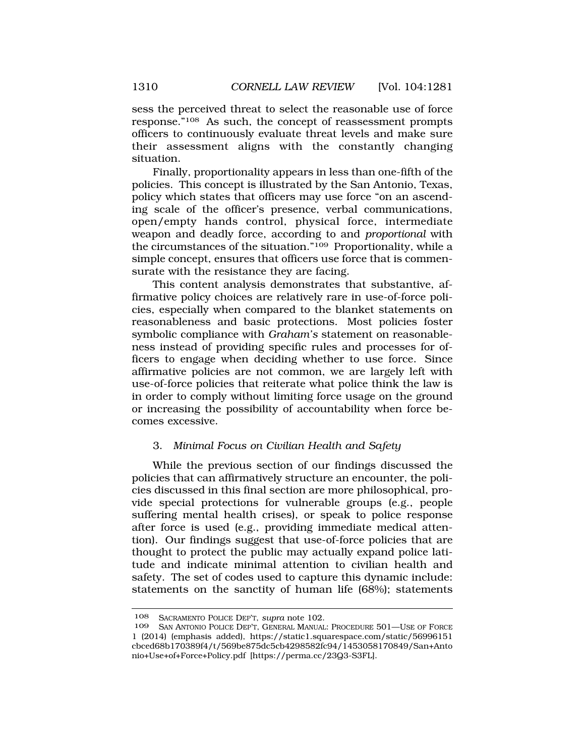sess the perceived threat to select the reasonable use of force response."[108] As such, the concept of reassessment prompts officers to continuously evaluate threat levels and make sure their assessment aligns with the constantly changing situation.

Finally, proportionality appears in less than one-fifth of the policies. This concept is illustrated by the San Antonio, Texas, policy which states that officers may use force "on an ascending scale of the officer's presence, verbal communications, open/empty hands control, physical force, intermediate weapon and deadly force, according to and *proportional* with the circumstances of the situation."[109] Proportionality, while a simple concept, ensures that officers use force that is commensurate with the resistance they are facing.

This content analysis demonstrates that substantive, affirmative policy choices are relatively rare in use-of-force policies, especially when compared to the blanket statements on reasonableness and basic protections. Most policies foster symbolic compliance with *Graham's* statement on reasonableness instead of providing specific rules and processes for officers to engage when deciding whether to use force. Since affirmative policies are not common, we are largely left with use-of-force policies that reiterate what police think the law is in order to comply without limiting force usage on the ground or increasing the possibility of accountability when force becomes excessive.

### 3. *Minimal Focus on Civilian Health and Safety*

While the previous section of our findings discussed the policies that can affirmatively structure an encounter, the policies discussed in this final section are more philosophical, provide special protections for vulnerable groups (e.g., people suffering mental health crises), or speak to police response after force is used (e.g., providing immediate medical attention). Our findings suggest that use-of-force policies that are thought to protect the public may actually expand police latitude and indicate minimal attention to civilian health and safety. The set of codes used to capture this dynamic include: statements on the sanctity of human life (68%); statements

---

108 SACRAMENTO POLICE DEP'T, *supra* note 102.

109 SAN ANTONIO POLICE DEP'T, GENERAL MANUAL: PROCEDURE 501—USE OF FORCE 1 (2014) (emphasis added), https://static1.squarespace.com/static/56996151cbced68b170389f4/t/569be875dc5cb4298582fc94/1453058170849/San+Antonio+Use+of+Force+Policy.pdf [https://perma.cc/23Q3-S3FL].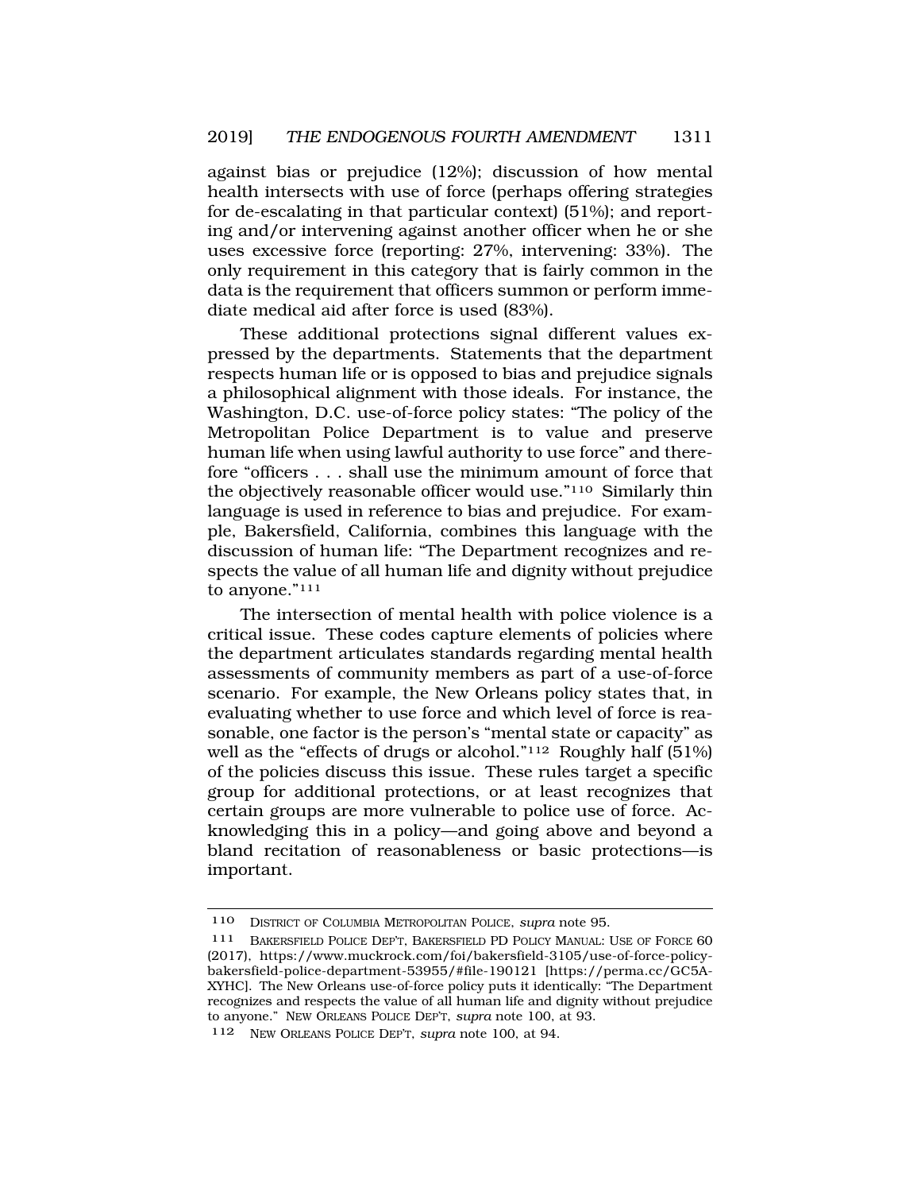against bias or prejudice (12%); discussion of how mental health intersects with use of force (perhaps offering strategies for de-escalating in that particular context) (51%); and reporting and/or intervening against another officer when he or she uses excessive force (reporting: 27%, intervening: 33%). The only requirement in this category that is fairly common in the data is the requirement that officers summon or perform immediate medical aid after force is used (83%).

These additional protections signal different values expressed by the departments. Statements that the department respects human life or is opposed to bias and prejudice signals a philosophical alignment with those ideals. For instance, the Washington, D.C. use-of-force policy states: "The policy of the Metropolitan Police Department is to value and preserve human life when using lawful authority to use force" and therefore "officers . . . shall use the minimum amount of force that the objectively reasonable officer would use."[110] Similarly thin language is used in reference to bias and prejudice. For example, Bakersfield, California, combines this language with the discussion of human life: "The Department recognizes and respects the value of all human life and dignity without prejudice to anyone."[111]

The intersection of mental health with police violence is a critical issue. These codes capture elements of policies where the department articulates standards regarding mental health assessments of community members as part of a use-of-force scenario. For example, the New Orleans policy states that, in evaluating whether to use force and which level of force is reasonable, one factor is the person's "mental state or capacity" as well as the "effects of drugs or alcohol."[112] Roughly half (51%) of the policies discuss this issue. These rules target a specific group for additional protections, or at least recognizes that certain groups are more vulnerable to police use of force. Acknowledging this in a policy—and going above and beyond a bland recitation of reasonableness or basic protections—is important.

---

110 DISTRICT OF COLUMBIA METROPOLITAN POLICE, *supra* note 95.

111 BAKERSFIELD POLICE DEP'T, BAKERSFIELD PD POLICY MANUAL: USE OF FORCE 60 (2017), https://www.muckrock.com/foi/bakersfield-3105/use-of-force-policy-bakersfield-police-department-53955/#file-190121 [https://perma.cc/GC5A-XYHC]. The New Orleans use-of-force policy puts it identically: "The Department recognizes and respects the value of all human life and dignity without prejudice to anyone." NEW ORLEANS POLICE DEP'T, *supra* note 100, at 93.

112 NEW ORLEANS POLICE DEP'T, *supra* note 100, at 94.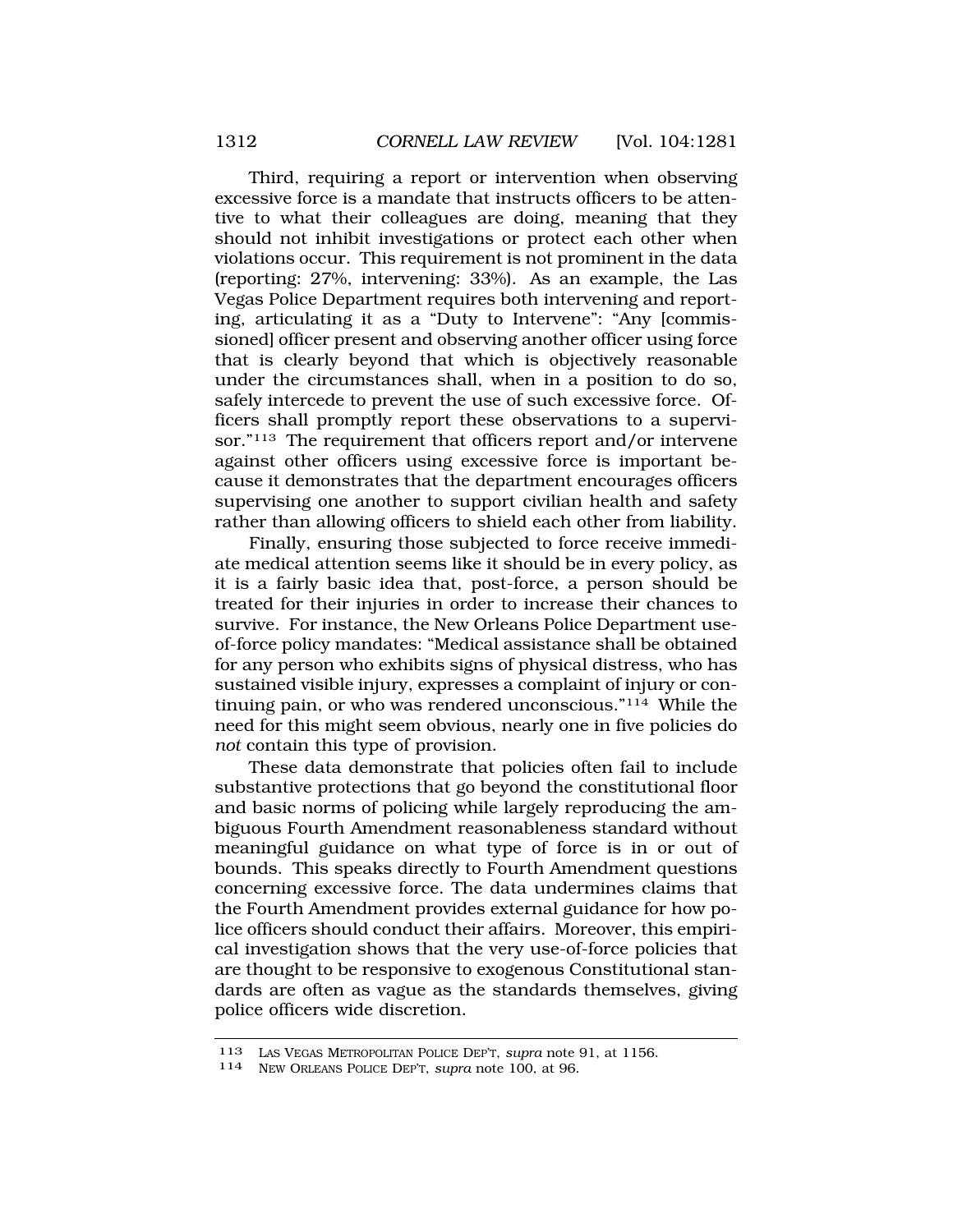Third, requiring a report or intervention when observing excessive force is a mandate that instructs officers to be attentive to what their colleagues are doing, meaning that they should not inhibit investigations or protect each other when violations occur. This requirement is not prominent in the data (reporting: 27%, intervening: 33%). As an example, the Las Vegas Police Department requires both intervening and reporting, articulating it as a "Duty to Intervene": "Any [commissioned] officer present and observing another officer using force that is clearly beyond that which is objectively reasonable under the circumstances shall, when in a position to do so, safely intercede to prevent the use of such excessive force. Officers shall promptly report these observations to a supervisor."[113] The requirement that officers report and/or intervene against other officers using excessive force is important because it demonstrates that the department encourages officers supervising one another to support civilian health and safety rather than allowing officers to shield each other from liability.

Finally, ensuring those subjected to force receive immediate medical attention seems like it should be in every policy, as it is a fairly basic idea that, post-force, a person should be treated for their injuries in order to increase their chances to survive. For instance, the New Orleans Police Department use-of-force policy mandates: "Medical assistance shall be obtained for any person who exhibits signs of physical distress, who has sustained visible injury, expresses a complaint of injury or continuing pain, or who was rendered unconscious."[114] While the need for this might seem obvious, nearly one in five policies do *not* contain this type of provision.

These data demonstrate that policies often fail to include substantive protections that go beyond the constitutional floor and basic norms of policing while largely reproducing the ambiguous Fourth Amendment reasonableness standard without meaningful guidance on what type of force is in or out of bounds. This speaks directly to Fourth Amendment questions concerning excessive force. The data undermines claims that the Fourth Amendment provides external guidance for how police officers should conduct their affairs. Moreover, this empirical investigation shows that the very use-of-force policies that are thought to be responsive to exogenous Constitutional standards are often as vague as the standards themselves, giving police officers wide discretion.

---

113 LAS VEGAS METROPOLITAN POLICE DEP'T, *supra* note 91, at 1156.

114 NEW ORLEANS POLICE DEP'T, *supra* note 100, at 96.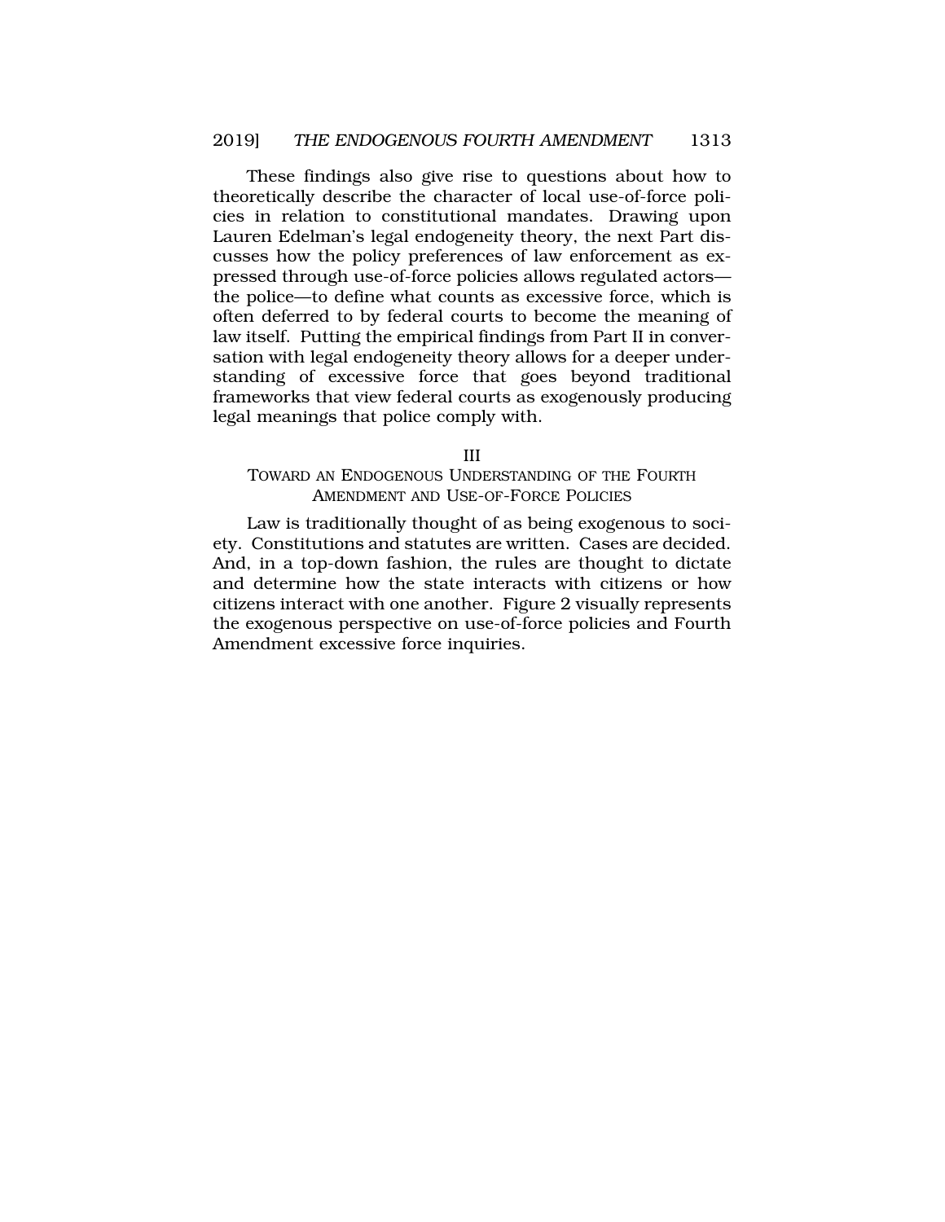These findings also give rise to questions about how to theoretically describe the character of local use-of-force policies in relation to constitutional mandates. Drawing upon Lauren Edelman's legal endogeneity theory, the next Part discusses how the policy preferences of law enforcement as expressed through use-of-force policies allows regulated actors—the police—to define what counts as excessive force, which is often deferred to by federal courts to become the meaning of law itself. Putting the empirical findings from Part II in conversation with legal endogeneity theory allows for a deeper understanding of excessive force that goes beyond traditional frameworks that view federal courts as exogenously producing legal meanings that police comply with.

## III
## TOWARD AN ENDOGENOUS UNDERSTANDING OF THE FOURTH AMENDMENT AND USE-OF-FORCE POLICIES

Law is traditionally thought of as being exogenous to society. Constitutions and statutes are written. Cases are decided. And, in a top-down fashion, the rules are thought to dictate and determine how the state interacts with citizens or how citizens interact with one another. Figure 2 visually represents the exogenous perspective on use-of-force policies and Fourth Amendment excessive force inquiries.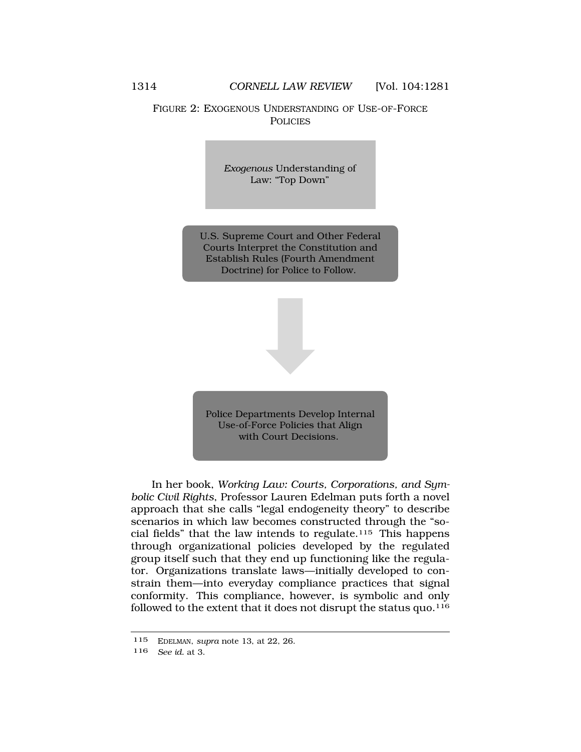FIGURE 2: EXOGENOUS UNDERSTANDING OF USE-OF-FORCE POLICIES

*Exogenous* Understanding of Law: "Top Down"

U.S. Supreme Court and Other Federal Courts Interpret the Constitution and Establish Rules (Fourth Amendment Doctrine) for Police to Follow.

↓

Police Departments Develop Internal Use-of-Force Policies that Align with Court Decisions.

In her book, *Working Law: Courts, Corporations, and Symbolic Civil Rights*, Professor Lauren Edelman puts forth a novel approach that she calls "legal endogeneity theory" to describe scenarios in which law becomes constructed through the "social fields" that the law intends to regulate.[115] This happens through organizational policies developed by the regulated group itself such that they end up functioning like the regulator. Organizations translate laws—initially developed to constrain them—into everyday compliance practices that signal conformity. This compliance, however, is symbolic and only followed to the extent that it does not disrupt the status quo.[116]

---

115 EDELMAN, *supra* note 13, at 22, 26.

116 *See id.* at 3.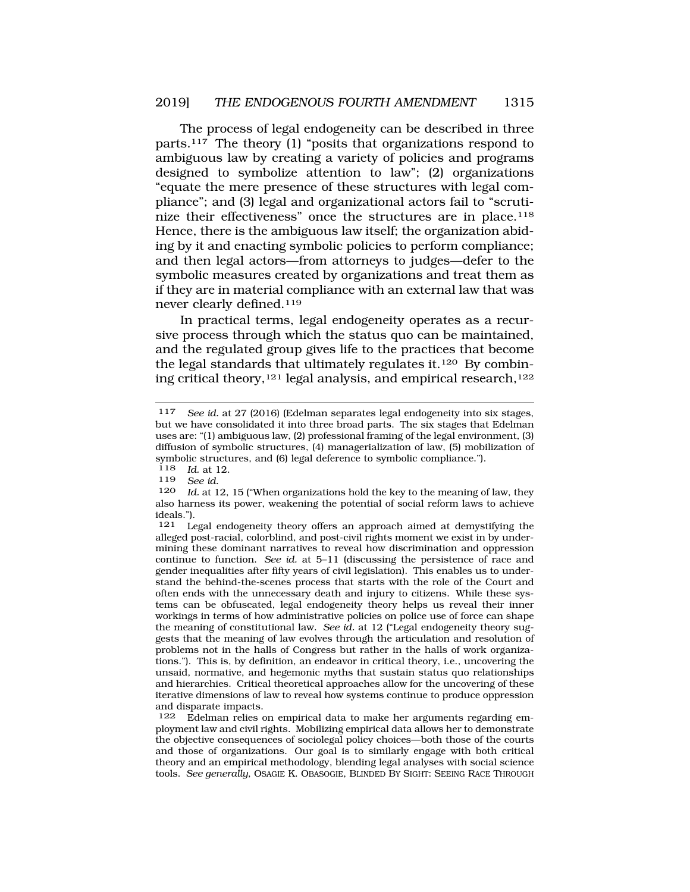The process of legal endogeneity can be described in three parts.[117] The theory (1) "posits that organizations respond to ambiguous law by creating a variety of policies and programs designed to symbolize attention to law"; (2) organizations "equate the mere presence of these structures with legal compliance"; and (3) legal and organizational actors fail to "scrutinize their effectiveness" once the structures are in place.[118] Hence, there is the ambiguous law itself; the organization abiding by it and enacting symbolic policies to perform compliance; and then legal actors—from attorneys to judges—defer to the symbolic measures created by organizations and treat them as if they are in material compliance with an external law that was never clearly defined.[119]

In practical terms, legal endogeneity operates as a recursive process through which the status quo can be maintained, and the regulated group gives life to the practices that become the legal standards that ultimately regulates it.[120] By combining critical theory,[121] legal analysis, and empirical research,[122]

---

[117] *See id.* at 27 (2016) (Edelman separates legal endogeneity into six stages, but we have consolidated it into three broad parts. The six stages that Edelman uses are: "(1) ambiguous law, (2) professional framing of the legal environment, (3) diffusion of symbolic structures, (4) managerialization of law, (5) mobilization of symbolic structures, and (6) legal deference to symbolic compliance.").

[118] *Id.* at 12.

[119] *See id.*

[120] *Id.* at 12, 15 ("When organizations hold the key to the meaning of law, they also harness its power, weakening the potential of social reform laws to achieve ideals.").

[121] Legal endogeneity theory offers an approach aimed at demystifying the alleged post-racial, colorblind, and post-civil rights moment we exist in by undermining these dominant narratives to reveal how discrimination and oppression continue to function. *See id.* at 5–11 (discussing the persistence of race and gender inequalities after fifty years of civil legislation). This enables us to understand the behind-the-scenes process that starts with the role of the Court and often ends with the unnecessary death and injury to citizens. While these systems can be obfuscated, legal endogeneity theory helps us reveal their inner workings in terms of how administrative policies on police use of force can shape the meaning of constitutional law. *See id.* at 12 ("Legal endogeneity theory suggests that the meaning of law evolves through the articulation and resolution of problems not in the halls of Congress but rather in the halls of work organizations."). This is, by definition, an endeavor in critical theory, i.e., uncovering the unsaid, normative, and hegemonic myths that sustain status quo relationships and hierarchies. Critical theoretical approaches allow for the uncovering of these iterative dimensions of law to reveal how systems continue to produce oppression and disparate impacts.

[122] Edelman relies on empirical data to make her arguments regarding employment law and civil rights. Mobilizing empirical data allows her to demonstrate the objective consequences of sociolegal policy choices—both those of the courts and those of organizations. Our goal is to similarly engage with both critical theory and an empirical methodology, blending legal analyses with social science tools. *See generally*, OSAGIE K. OBASOGIE, BLINDED BY SIGHT: SEEING RACE THROUGH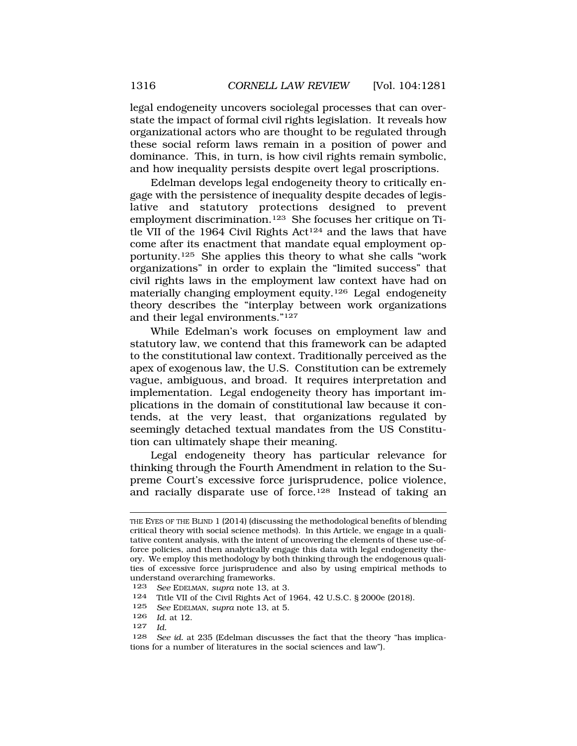legal endogeneity uncovers sociolegal processes that can overstate the impact of formal civil rights legislation. It reveals how organizational actors who are thought to be regulated through these social reform laws remain in a position of power and dominance. This, in turn, is how civil rights remain symbolic, and how inequality persists despite overt legal proscriptions.

Edelman develops legal endogeneity theory to critically engage with the persistence of inequality despite decades of legislative and statutory protections designed to prevent employment discrimination.[123] She focuses her critique on Title VII of the 1964 Civil Rights Act[124] and the laws that have come after its enactment that mandate equal employment opportunity.[125] She applies this theory to what she calls "work organizations" in order to explain the "limited success" that civil rights laws in the employment law context have had on materially changing employment equity.[126] Legal endogeneity theory describes the "interplay between work organizations and their legal environments."[127]

While Edelman's work focuses on employment law and statutory law, we contend that this framework can be adapted to the constitutional law context. Traditionally perceived as the apex of exogenous law, the U.S. Constitution can be extremely vague, ambiguous, and broad. It requires interpretation and implementation. Legal endogeneity theory has important implications in the domain of constitutional law because it contends, at the very least, that organizations regulated by seemingly detached textual mandates from the US Constitution can ultimately shape their meaning.

Legal endogeneity theory has particular relevance for thinking through the Fourth Amendment in relation to the Supreme Court's excessive force jurisprudence, police violence, and racially disparate use of force.[128] Instead of taking an

---

THE EYES OF THE BLIND 1 (2014) (discussing the methodological benefits of blending critical theory with social science methods). In this Article, we engage in a qualitative content analysis, with the intent of uncovering the elements of these use-of-force policies, and then analytically engage this data with legal endogeneity theory. We employ this methodology by both thinking through the endogenous qualities of excessive force jurisprudence and also by using empirical methods to understand overarching frameworks.

123 *See* EDELMAN, *supra* note 13, at 3.

124 Title VII of the Civil Rights Act of 1964, 42 U.S.C. § 2000e (2018).

125 *See* EDELMAN, *supra* note 13, at 5.

126 *Id.* at 12.

127 *Id.*

128 *See id.* at 235 (Edelman discusses the fact that the theory "has implications for a number of literatures in the social sciences and law").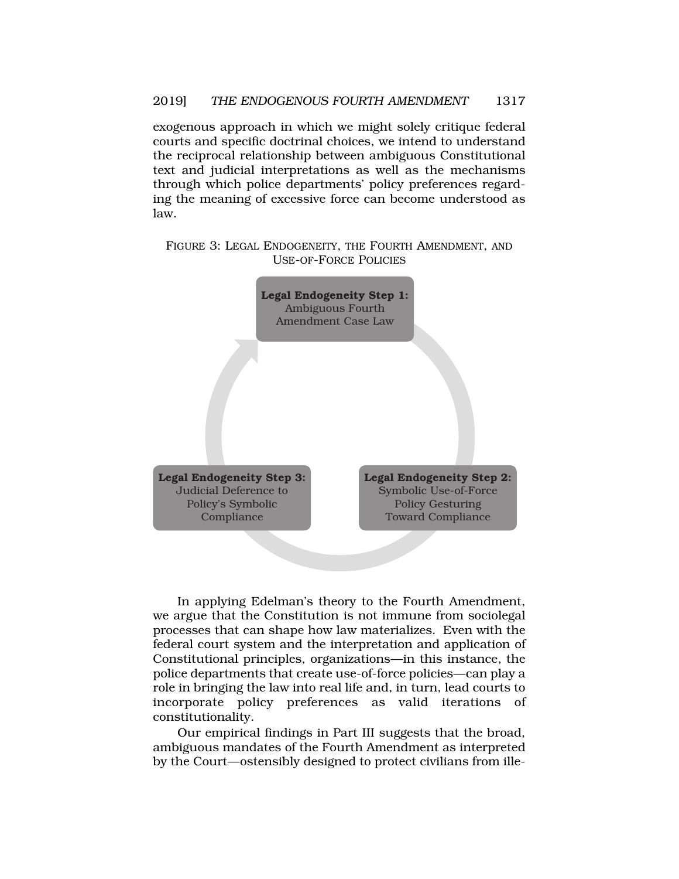exogenous approach in which we might solely critique federal courts and specific doctrinal choices, we intend to understand the reciprocal relationship between ambiguous Constitutional text and judicial interpretations as well as the mechanisms through which police departments' policy preferences regarding the meaning of excessive force can become understood as law.

FIGURE 3: LEGAL ENDOGENEITY, THE FOURTH AMENDMENT, AND USE-OF-FORCE POLICIES

**Legal Endogeneity Step 1:** Ambiguous Fourth Amendment Case Law

**Legal Endogeneity Step 2:** Symbolic Use-of-Force Policy Gesturing Toward Compliance

**Legal Endogeneity Step 3:** Judicial Deference to Policy's Symbolic Compliance

In applying Edelman's theory to the Fourth Amendment, we argue that the Constitution is not immune from sociolegal processes that can shape how law materializes. Even with the federal court system and the interpretation and application of Constitutional principles, organizations—in this instance, the police departments that create use-of-force policies—can play a role in bringing the law into real life and, in turn, lead courts to incorporate policy preferences as valid iterations of constitutionality.

Our empirical findings in Part III suggests that the broad, ambiguous mandates of the Fourth Amendment as interpreted by the Court—ostensibly designed to protect civilians from ille-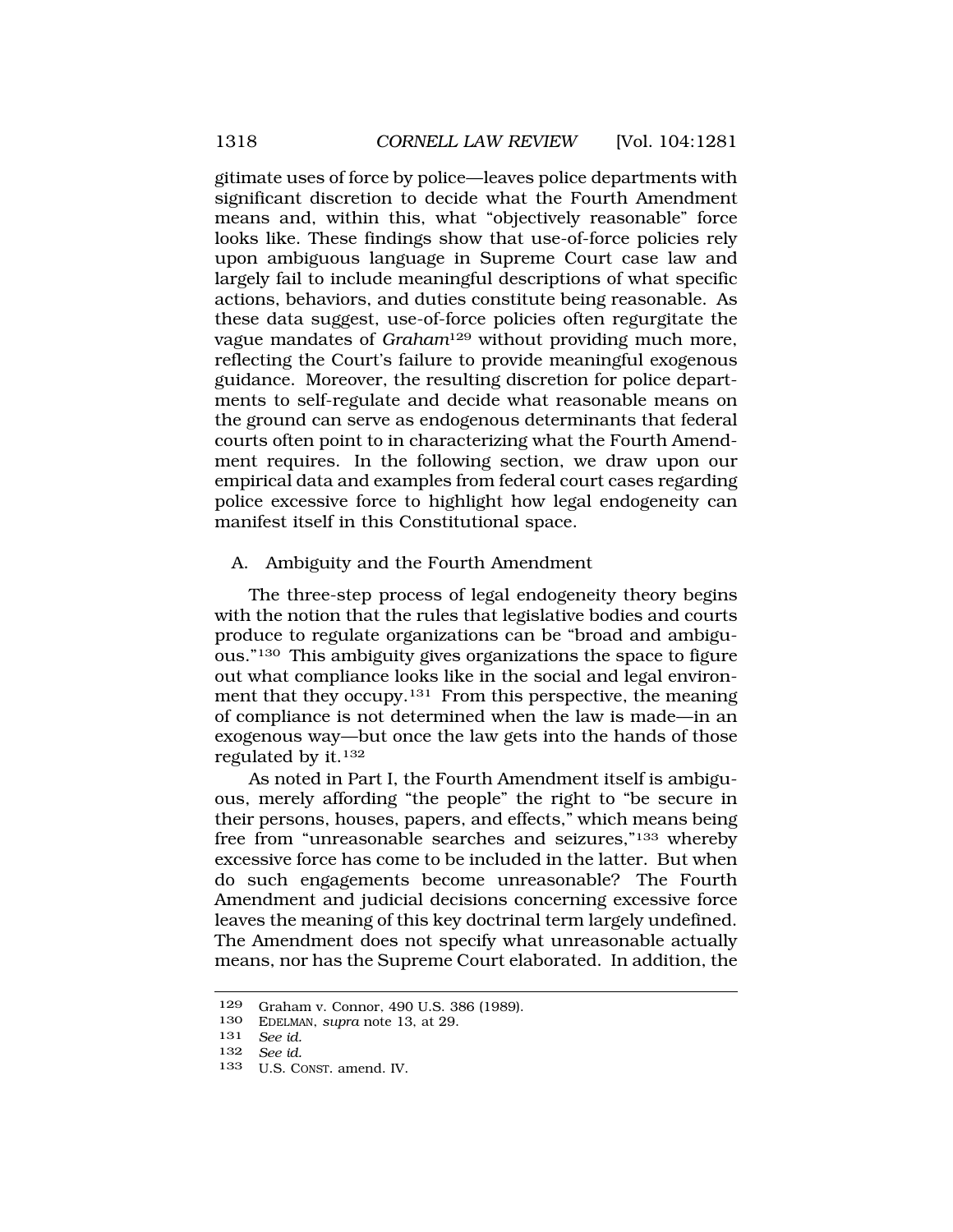gitimate uses of force by police—leaves police departments with significant discretion to decide what the Fourth Amendment means and, within this, what "objectively reasonable" force looks like. These findings show that use-of-force policies rely upon ambiguous language in Supreme Court case law and largely fail to include meaningful descriptions of what specific actions, behaviors, and duties constitute being reasonable. As these data suggest, use-of-force policies often regurgitate the vague mandates of *Graham*[129] without providing much more, reflecting the Court's failure to provide meaningful exogenous guidance. Moreover, the resulting discretion for police departments to self-regulate and decide what reasonable means on the ground can serve as endogenous determinants that federal courts often point to in characterizing what the Fourth Amendment requires. In the following section, we draw upon our empirical data and examples from federal court cases regarding police excessive force to highlight how legal endogeneity can manifest itself in this Constitutional space.

## A. Ambiguity and the Fourth Amendment

The three-step process of legal endogeneity theory begins with the notion that the rules that legislative bodies and courts produce to regulate organizations can be "broad and ambiguous."[130] This ambiguity gives organizations the space to figure out what compliance looks like in the social and legal environment that they occupy.[131] From this perspective, the meaning of compliance is not determined when the law is made—in an exogenous way—but once the law gets into the hands of those regulated by it.[132]

As noted in Part I, the Fourth Amendment itself is ambiguous, merely affording "the people" the right to "be secure in their persons, houses, papers, and effects," which means being free from "unreasonable searches and seizures,"[133] whereby excessive force has come to be included in the latter. But when do such engagements become unreasonable? The Fourth Amendment and judicial decisions concerning excessive force leaves the meaning of this key doctrinal term largely undefined. The Amendment does not specify what unreasonable actually means, nor has the Supreme Court elaborated. In addition, the

---

129 Graham v. Connor, 490 U.S. 386 (1989).

130 EDELMAN, *supra* note 13, at 29.

131 *See id.*

132 *See id.*

133 U.S. CONST. amend. IV.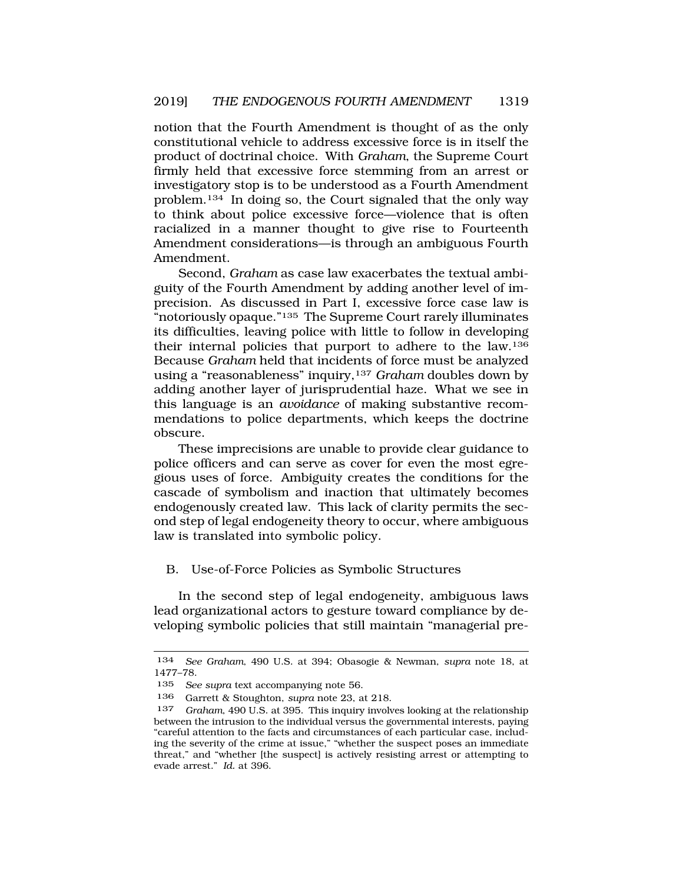notion that the Fourth Amendment is thought of as the only constitutional vehicle to address excessive force is in itself the product of doctrinal choice. With *Graham*, the Supreme Court firmly held that excessive force stemming from an arrest or investigatory stop is to be understood as a Fourth Amendment problem.[134] In doing so, the Court signaled that the only way to think about police excessive force—violence that is often racialized in a manner thought to give rise to Fourteenth Amendment considerations—is through an ambiguous Fourth Amendment.

Second, *Graham* as case law exacerbates the textual ambiguity of the Fourth Amendment by adding another level of imprecision. As discussed in Part I, excessive force case law is "notoriously opaque."[135] The Supreme Court rarely illuminates its difficulties, leaving police with little to follow in developing their internal policies that purport to adhere to the law.[136] Because *Graham* held that incidents of force must be analyzed using a "reasonableness" inquiry,[137] *Graham* doubles down by adding another layer of jurisprudential haze. What we see in this language is an *avoidance* of making substantive recommendations to police departments, which keeps the doctrine obscure.

These imprecisions are unable to provide clear guidance to police officers and can serve as cover for even the most egregious uses of force. Ambiguity creates the conditions for the cascade of symbolism and inaction that ultimately becomes endogenously created law. This lack of clarity permits the second step of legal endogeneity theory to occur, where ambiguous law is translated into symbolic policy.

### B. Use-of-Force Policies as Symbolic Structures

In the second step of legal endogeneity, ambiguous laws lead organizational actors to gesture toward compliance by developing symbolic policies that still maintain "managerial pre-

---

134 *See Graham*, 490 U.S. at 394; Obasogie & Newman, *supra* note 18, at 1477–78.

135 *See supra* text accompanying note 56.

136 Garrett & Stoughton, *supra* note 23, at 218.

137 *Graham*, 490 U.S. at 395. This inquiry involves looking at the relationship between the intrusion to the individual versus the governmental interests, paying "careful attention to the facts and circumstances of each particular case, including the severity of the crime at issue," "whether the suspect poses an immediate threat," and "whether [the suspect] is actively resisting arrest or attempting to evade arrest." *Id.* at 396.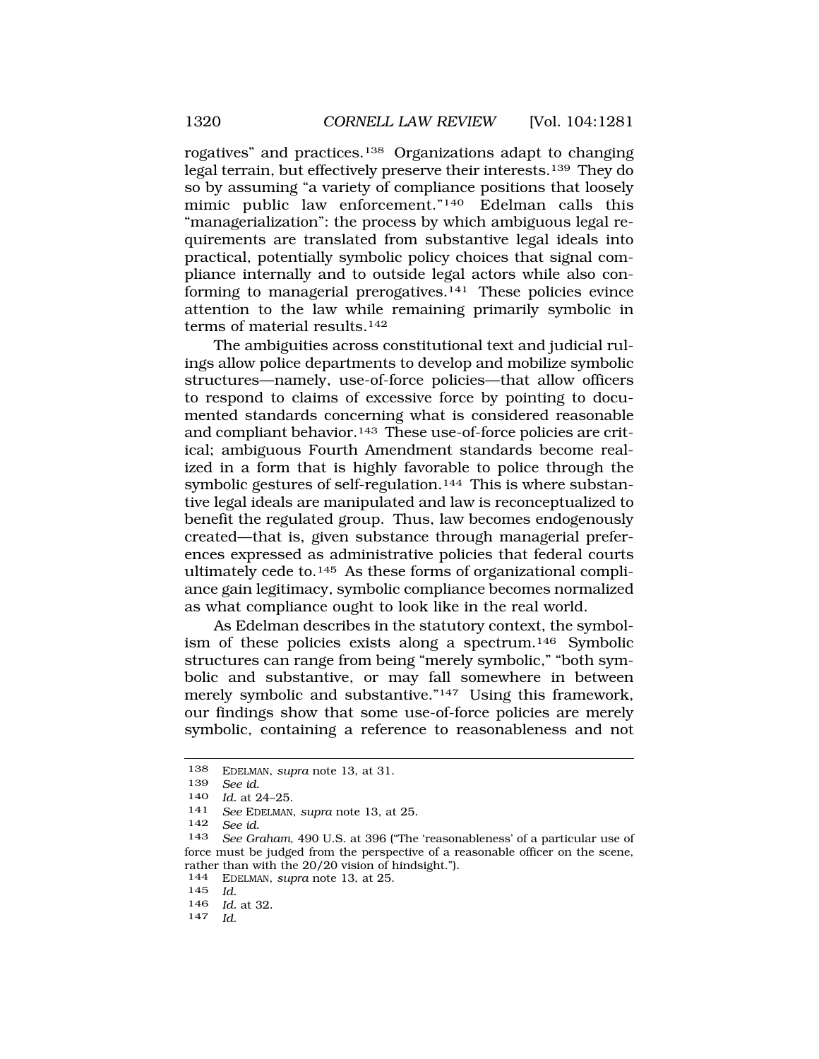rogatives" and practices.[138] Organizations adapt to changing legal terrain, but effectively preserve their interests.[139] They do so by assuming "a variety of compliance positions that loosely mimic public law enforcement."[140] Edelman calls this "managerialization": the process by which ambiguous legal requirements are translated from substantive legal ideals into practical, potentially symbolic policy choices that signal compliance internally and to outside legal actors while also conforming to managerial prerogatives.[141] These policies evince attention to the law while remaining primarily symbolic in terms of material results.[142]

The ambiguities across constitutional text and judicial rulings allow police departments to develop and mobilize symbolic structures—namely, use-of-force policies—that allow officers to respond to claims of excessive force by pointing to documented standards concerning what is considered reasonable and compliant behavior.[143] These use-of-force policies are critical; ambiguous Fourth Amendment standards become realized in a form that is highly favorable to police through the symbolic gestures of self-regulation.[144] This is where substantive legal ideals are manipulated and law is reconceptualized to benefit the regulated group. Thus, law becomes endogenously created—that is, given substance through managerial preferences expressed as administrative policies that federal courts ultimately cede to.[145] As these forms of organizational compliance gain legitimacy, symbolic compliance becomes normalized as what compliance ought to look like in the real world.

As Edelman describes in the statutory context, the symbolism of these policies exists along a spectrum.[146] Symbolic structures can range from being "merely symbolic," "both symbolic and substantive, or may fall somewhere in between merely symbolic and substantive."[147] Using this framework, our findings show that some use-of-force policies are merely symbolic, containing a reference to reasonableness and not

---

138 EDELMAN, *supra* note 13, at 31.

139 *See id.*

140 *Id.* at 24–25.

141 *See* EDELMAN, *supra* note 13, at 25.

142 *See id.*

143 *See Graham*, 490 U.S. at 396 ("The 'reasonableness' of a particular use of force must be judged from the perspective of a reasonable officer on the scene, rather than with the 20/20 vision of hindsight.").

144 EDELMAN, *supra* note 13, at 25.

145 *Id.*

146 *Id.* at 32.

147 *Id.*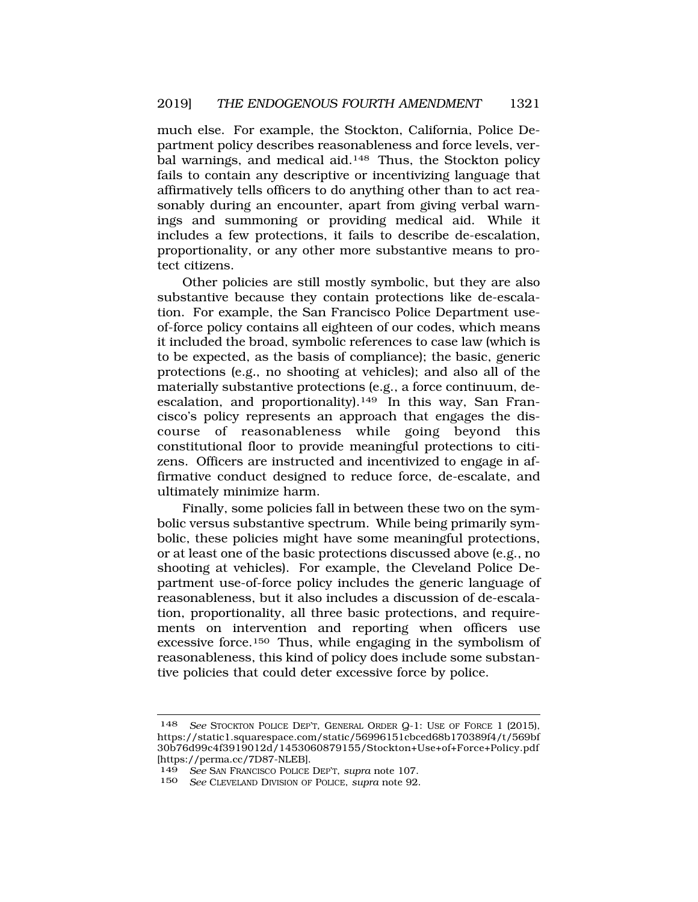much else. For example, the Stockton, California, Police Department policy describes reasonableness and force levels, verbal warnings, and medical aid.[148] Thus, the Stockton policy fails to contain any descriptive or incentivizing language that affirmatively tells officers to do anything other than to act reasonably during an encounter, apart from giving verbal warnings and summoning or providing medical aid. While it includes a few protections, it fails to describe de-escalation, proportionality, or any other more substantive means to protect citizens.

Other policies are still mostly symbolic, but they are also substantive because they contain protections like de-escalation. For example, the San Francisco Police Department use-of-force policy contains all eighteen of our codes, which means it included the broad, symbolic references to case law (which is to be expected, as the basis of compliance); the basic, generic protections (e.g., no shooting at vehicles); and also all of the materially substantive protections (e.g., a force continuum, de-escalation, and proportionality).[149] In this way, San Francisco's policy represents an approach that engages the discourse of reasonableness while going beyond this constitutional floor to provide meaningful protections to citizens. Officers are instructed and incentivized to engage in affirmative conduct designed to reduce force, de-escalate, and ultimately minimize harm.

Finally, some policies fall in between these two on the symbolic versus substantive spectrum. While being primarily symbolic, these policies might have some meaningful protections, or at least one of the basic protections discussed above (e.g., no shooting at vehicles). For example, the Cleveland Police Department use-of-force policy includes the generic language of reasonableness, but it also includes a discussion of de-escalation, proportionality, all three basic protections, and requirements on intervention and reporting when officers use excessive force.[150] Thus, while engaging in the symbolism of reasonableness, this kind of policy does include some substantive policies that could deter excessive force by police.

---

[148] *See* STOCKTON POLICE DEP'T, GENERAL ORDER Q-1: USE OF FORCE 1 (2015), https://static1.squarespace.com/static/56996151cbced68b170389f4/t/569bf30b76d99c4f3919012d/1453060879155/Stockton+Use+of+Force+Policy.pdf [https://perma.cc/7D87-NLEB].

[149] *See* SAN FRANCISCO POLICE DEP'T, *supra* note 107.

[150] *See* CLEVELAND DIVISION OF POLICE, *supra* note 92.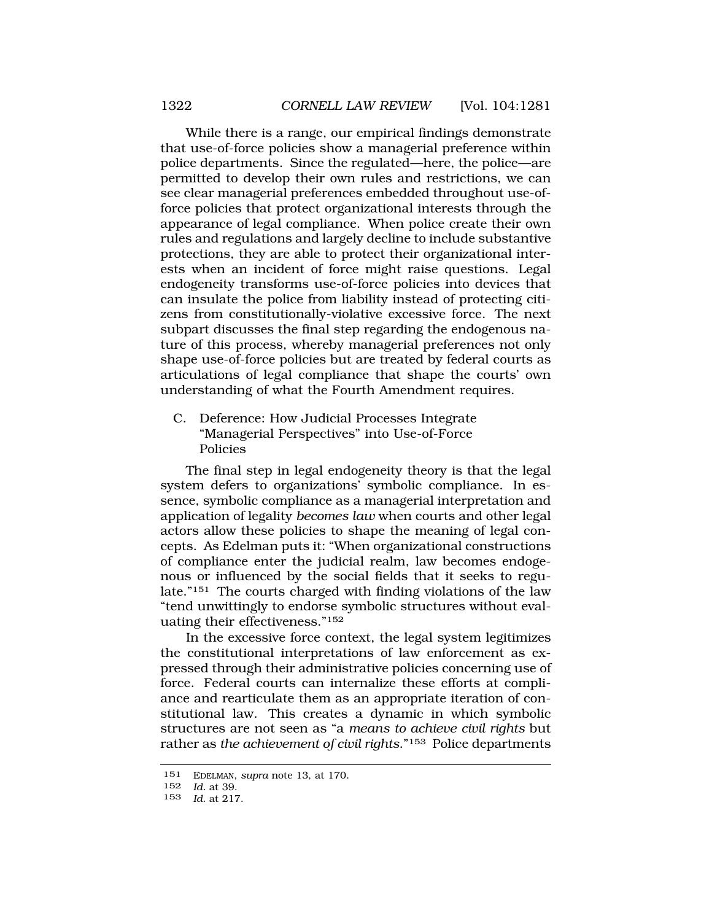While there is a range, our empirical findings demonstrate that use-of-force policies show a managerial preference within police departments. Since the regulated—here, the police—are permitted to develop their own rules and restrictions, we can see clear managerial preferences embedded throughout use-of-force policies that protect organizational interests through the appearance of legal compliance. When police create their own rules and regulations and largely decline to include substantive protections, they are able to protect their organizational interests when an incident of force might raise questions. Legal endogeneity transforms use-of-force policies into devices that can insulate the police from liability instead of protecting citizens from constitutionally-violative excessive force. The next subpart discusses the final step regarding the endogenous nature of this process, whereby managerial preferences not only shape use-of-force policies but are treated by federal courts as articulations of legal compliance that shape the courts' own understanding of what the Fourth Amendment requires.

### C. Deference: How Judicial Processes Integrate "Managerial Perspectives" into Use-of-Force Policies

The final step in legal endogeneity theory is that the legal system defers to organizations' symbolic compliance. In essence, symbolic compliance as a managerial interpretation and application of legality *becomes law* when courts and other legal actors allow these policies to shape the meaning of legal concepts. As Edelman puts it: "When organizational constructions of compliance enter the judicial realm, law becomes endogenous or influenced by the social fields that it seeks to regulate."[151] The courts charged with finding violations of the law "tend unwittingly to endorse symbolic structures without evaluating their effectiveness."[152]

In the excessive force context, the legal system legitimizes the constitutional interpretations of law enforcement as expressed through their administrative policies concerning use of force. Federal courts can internalize these efforts at compliance and rearticulate them as an appropriate iteration of constitutional law. This creates a dynamic in which symbolic structures are not seen as "a *means to achieve civil rights* but rather as *the achievement of civil rights*."[153] Police departments

---

151 EDELMAN, *supra* note 13, at 170.

152 *Id.* at 39.

153 *Id.* at 217.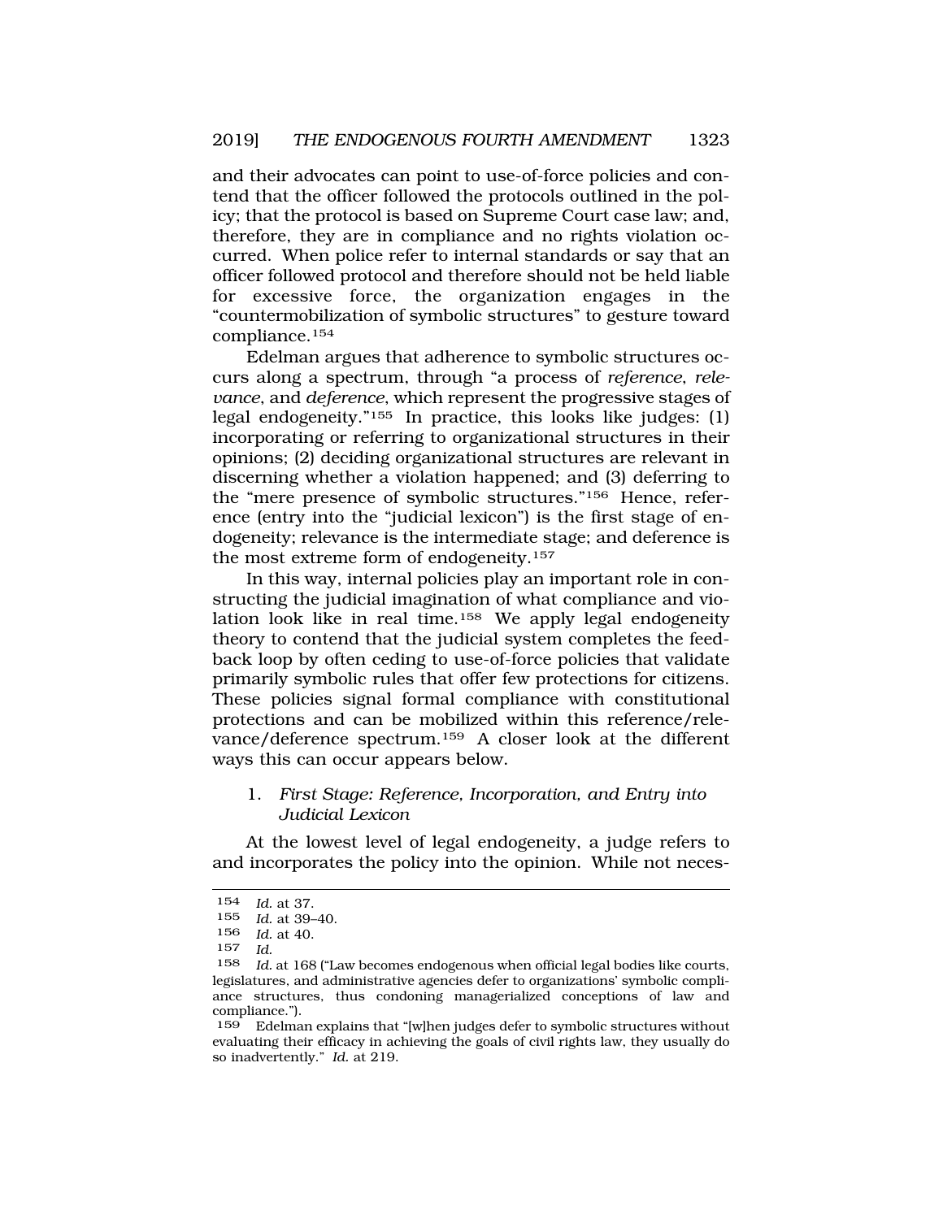and their advocates can point to use-of-force policies and contend that the officer followed the protocols outlined in the policy; that the protocol is based on Supreme Court case law; and, therefore, they are in compliance and no rights violation occurred. When police refer to internal standards or say that an officer followed protocol and therefore should not be held liable for excessive force, the organization engages in the "countermobilization of symbolic structures" to gesture toward compliance.[154]

Edelman argues that adherence to symbolic structures occurs along a spectrum, through "a process of *reference*, *relevance*, and *deference*, which represent the progressive stages of legal endogeneity."[155] In practice, this looks like judges: (1) incorporating or referring to organizational structures in their opinions; (2) deciding organizational structures are relevant in discerning whether a violation happened; and (3) deferring to the "mere presence of symbolic structures."[156] Hence, reference (entry into the "judicial lexicon") is the first stage of endogeneity; relevance is the intermediate stage; and deference is the most extreme form of endogeneity.[157]

In this way, internal policies play an important role in constructing the judicial imagination of what compliance and violation look like in real time.[158] We apply legal endogeneity theory to contend that the judicial system completes the feedback loop by often ceding to use-of-force policies that validate primarily symbolic rules that offer few protections for citizens. These policies signal formal compliance with constitutional protections and can be mobilized within this reference/relevance/deference spectrum.[159] A closer look at the different ways this can occur appears below.

### 1. *First Stage: Reference, Incorporation, and Entry into Judicial Lexicon*

At the lowest level of legal endogeneity, a judge refers to and incorporates the policy into the opinion. While not neces-

---

154 *Id.* at 37.

155 *Id.* at 39–40.

156 *Id.* at 40.

157 *Id.*

158 *Id.* at 168 ("Law becomes endogenous when official legal bodies like courts, legislatures, and administrative agencies defer to organizations' symbolic compliance structures, thus condoning managerialized conceptions of law and compliance.").

159 Edelman explains that "[w]hen judges defer to symbolic structures without evaluating their efficacy in achieving the goals of civil rights law, they usually do so inadvertently." *Id.* at 219.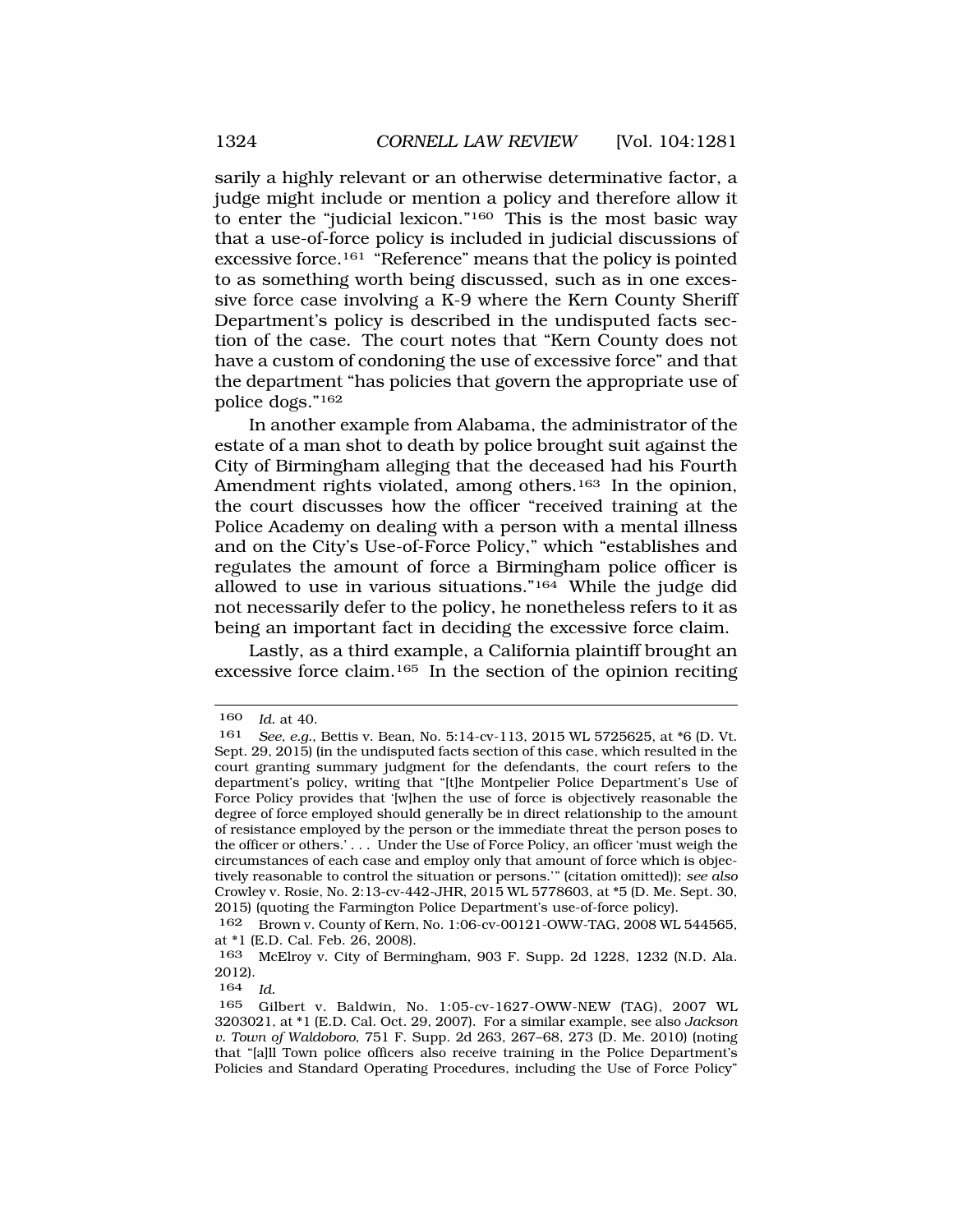sarily a highly relevant or an otherwise determinative factor, a judge might include or mention a policy and therefore allow it to enter the "judicial lexicon."[160] This is the most basic way that a use-of-force policy is included in judicial discussions of excessive force.[161] "Reference" means that the policy is pointed to as something worth being discussed, such as in one excessive force case involving a K-9 where the Kern County Sheriff Department's policy is described in the undisputed facts section of the case. The court notes that "Kern County does not have a custom of condoning the use of excessive force" and that the department "has policies that govern the appropriate use of police dogs."[162]

In another example from Alabama, the administrator of the estate of a man shot to death by police brought suit against the City of Birmingham alleging that the deceased had his Fourth Amendment rights violated, among others.[163] In the opinion, the court discusses how the officer "received training at the Police Academy on dealing with a person with a mental illness and on the City's Use-of-Force Policy," which "establishes and regulates the amount of force a Birmingham police officer is allowed to use in various situations."[164] While the judge did not necessarily defer to the policy, he nonetheless refers to it as being an important fact in deciding the excessive force claim.

Lastly, as a third example, a California plaintiff brought an excessive force claim.[165] In the section of the opinion reciting

---

160 *Id.* at 40.

161 *See, e.g.*, Bettis v. Bean, No. 5:14-cv-113, 2015 WL 5725625, at *6 (D. Vt. Sept. 29, 2015) (in the undisputed facts section of this case, which resulted in the court granting summary judgment for the defendants, the court refers to the department's policy, writing that "[t]he Montpelier Police Department's Use of Force Policy provides that '[w]hen the use of force is objectively reasonable the degree of force employed should generally be in direct relationship to the amount of resistance employed by the person or the immediate threat the person poses to the officer or others.' . . . Under the Use of Force Policy, an officer 'must weigh the circumstances of each case and employ only that amount of force which is objectively reasonable to control the situation or persons.'" (citation omitted)); *see also* Crowley v. Rosie, No. 2:13-cv-442-JHR, 2015 WL 5778603, at *5 (D. Me. Sept. 30, 2015) (quoting the Farmington Police Department's use-of-force policy).

162 Brown v. County of Kern, No. 1:06-cv-00121-OWW-TAG, 2008 WL 544565, at *1 (E.D. Cal. Feb. 26, 2008).

163 McElroy v. City of Bermingham, 903 F. Supp. 2d 1228, 1232 (N.D. Ala. 2012).

164 *Id.*

165 Gilbert v. Baldwin, No. 1:05-cv-1627-OWW-NEW (TAG), 2007 WL 3203021, at *1 (E.D. Cal. Oct. 29, 2007). For a similar example, see also *Jackson v. Town of Waldoboro*, 751 F. Supp. 2d 263, 267–68, 273 (D. Me. 2010) (noting that "[a]ll Town police officers also receive training in the Police Department's Policies and Standard Operating Procedures, including the Use of Force Policy"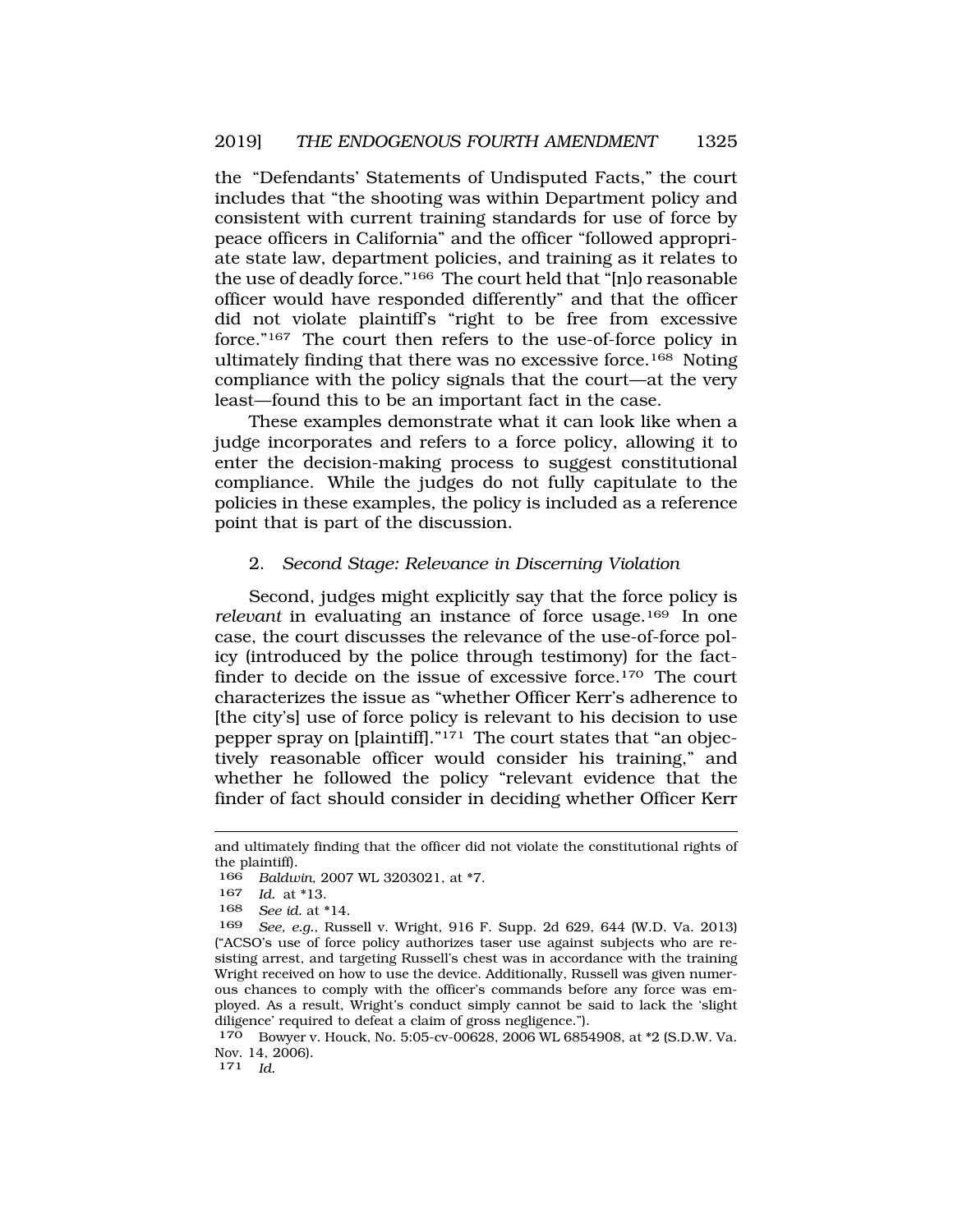the "Defendants' Statements of Undisputed Facts," the court includes that "the shooting was within Department policy and consistent with current training standards for use of force by peace officers in California" and the officer "followed appropriate state law, department policies, and training as it relates to the use of deadly force."[166] The court held that "[n]o reasonable officer would have responded differently" and that the officer did not violate plaintiff's "right to be free from excessive force."[167] The court then refers to the use-of-force policy in ultimately finding that there was no excessive force.[168] Noting compliance with the policy signals that the court—at the very least—found this to be an important fact in the case.

These examples demonstrate what it can look like when a judge incorporates and refers to a force policy, allowing it to enter the decision-making process to suggest constitutional compliance. While the judges do not fully capitulate to the policies in these examples, the policy is included as a reference point that is part of the discussion.

### 2. *Second Stage: Relevance in Discerning Violation*

Second, judges might explicitly say that the force policy is *relevant* in evaluating an instance of force usage.[169] In one case, the court discusses the relevance of the use-of-force policy (introduced by the police through testimony) for the fact-finder to decide on the issue of excessive force.[170] The court characterizes the issue as "whether Officer Kerr's adherence to [the city's] use of force policy is relevant to his decision to use pepper spray on [plaintiff]."[171] The court states that "an objectively reasonable officer would consider his training," and whether he followed the policy "relevant evidence that the finder of fact should consider in deciding whether Officer Kerr

---

and ultimately finding that the officer did not violate the constitutional rights of the plaintiff).

166 *Baldwin*, 2007 WL 3203021, at *7.

167 *Id.* at *13.

168 *See id.* at *14.

169 *See, e.g.*, Russell v. Wright, 916 F. Supp. 2d 629, 644 (W.D. Va. 2013) ("ACSO's use of force policy authorizes taser use against subjects who are resisting arrest, and targeting Russell's chest was in accordance with the training Wright received on how to use the device. Additionally, Russell was given numerous chances to comply with the officer's commands before any force was employed. As a result, Wright's conduct simply cannot be said to lack the 'slight diligence' required to defeat a claim of gross negligence.").

170 Bowyer v. Houck, No. 5:05-cv-00628, 2006 WL 6854908, at *2 (S.D.W. Va. Nov. 14, 2006).

171 *Id.*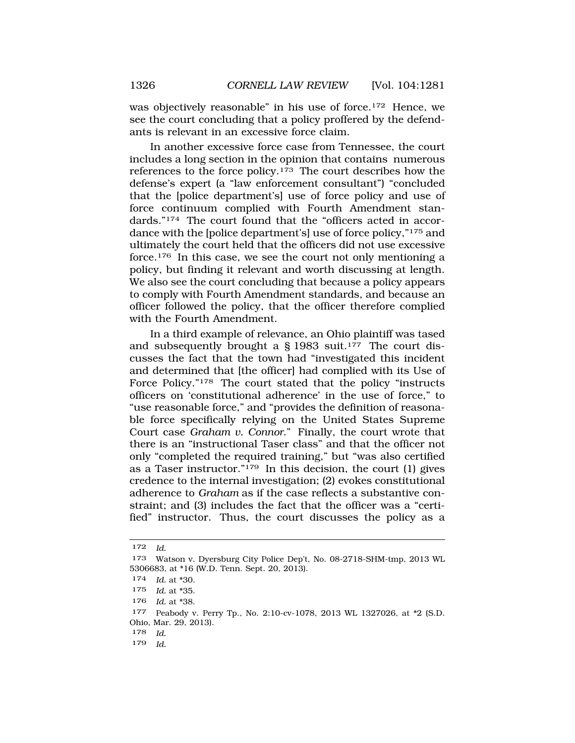was objectively reasonable" in his use of force.[172] Hence, we see the court concluding that a policy proffered by the defendants is relevant in an excessive force claim.

In another excessive force case from Tennessee, the court includes a long section in the opinion that contains numerous references to the force policy.[173] The court describes how the defense's expert (a "law enforcement consultant") "concluded that the [police department's] use of force policy and use of force continuum complied with Fourth Amendment standards."[174] The court found that the "officers acted in accordance with the [police department's] use of force policy,"[175] and ultimately the court held that the officers did not use excessive force.[176] In this case, we see the court not only mentioning a policy, but finding it relevant and worth discussing at length. We also see the court concluding that because a policy appears to comply with Fourth Amendment standards, and because an officer followed the policy, that the officer therefore complied with the Fourth Amendment.

In a third example of relevance, an Ohio plaintiff was tased and subsequently brought a § 1983 suit.[177] The court discusses the fact that the town had "investigated this incident and determined that [the officer] had complied with its Use of Force Policy."[178] The court stated that the policy "instructs officers on 'constitutional adherence' in the use of force," to "use reasonable force," and "provides the definition of reasonable force specifically relying on the United States Supreme Court case *Graham v. Connor*." Finally, the court wrote that there is an "instructional Taser class" and that the officer not only "completed the required training," but "was also certified as a Taser instructor."[179] In this decision, the court (1) gives credence to the internal investigation; (2) evokes constitutional adherence to *Graham* as if the case reflects a substantive constraint; and (3) includes the fact that the officer was a "certified" instructor. Thus, the court discusses the policy as a

---

172 *Id.*

173 Watson v. Dyersburg City Police Dep't, No. 08-2718-SHM-tmp, 2013 WL 5306683, at *16 (W.D. Tenn. Sept. 20, 2013).

174 *Id.* at *30.

175 *Id.* at *35.

176 *Id.* at *38.

177 Peabody v. Perry Tp., No. 2:10-cv-1078, 2013 WL 1327026, at *2 (S.D. Ohio, Mar. 29, 2013).

178 *Id.*

179 *Id.*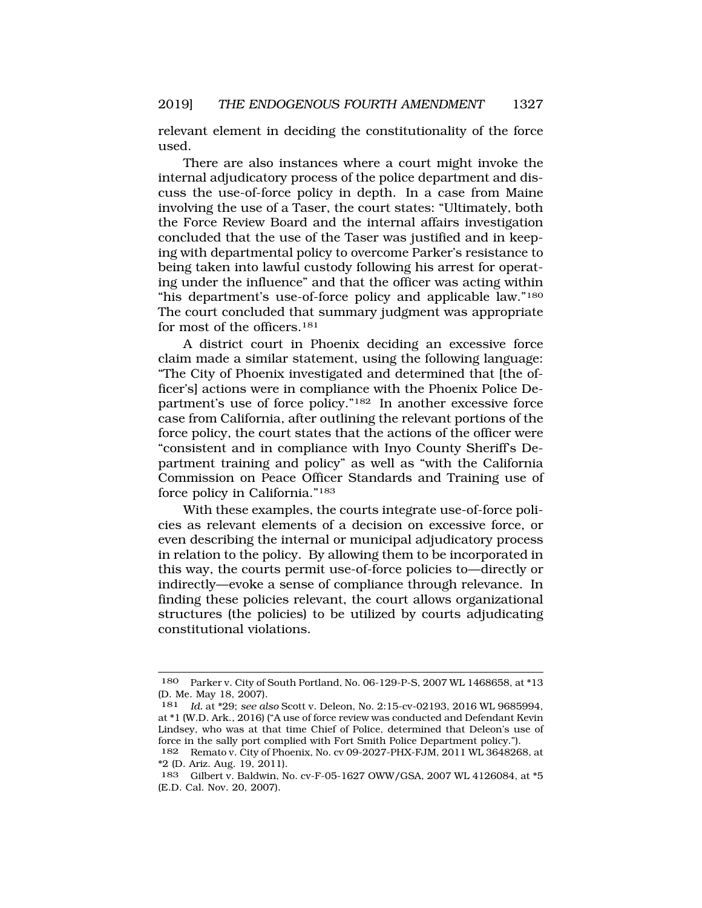relevant element in deciding the constitutionality of the force used.

There are also instances where a court might invoke the internal adjudicatory process of the police department and discuss the use-of-force policy in depth. In a case from Maine involving the use of a Taser, the court states: "Ultimately, both the Force Review Board and the internal affairs investigation concluded that the use of the Taser was justified and in keeping with departmental policy to overcome Parker's resistance to being taken into lawful custody following his arrest for operating under the influence" and that the officer was acting within "his department's use-of-force policy and applicable law."[180] The court concluded that summary judgment was appropriate for most of the officers.[181]

A district court in Phoenix deciding an excessive force claim made a similar statement, using the following language: "The City of Phoenix investigated and determined that [the officer's] actions were in compliance with the Phoenix Police Department's use of force policy."[182] In another excessive force case from California, after outlining the relevant portions of the force policy, the court states that the actions of the officer were "consistent and in compliance with Inyo County Sheriff's Department training and policy" as well as "with the California Commission on Peace Officer Standards and Training use of force policy in California."[183]

With these examples, the courts integrate use-of-force policies as relevant elements of a decision on excessive force, or even describing the internal or municipal adjudicatory process in relation to the policy. By allowing them to be incorporated in this way, the courts permit use-of-force policies to—directly or indirectly—evoke a sense of compliance through relevance. In finding these policies relevant, the court allows organizational structures (the policies) to be utilized by courts adjudicating constitutional violations.

---

180 Parker v. City of South Portland, No. 06-129-P-S, 2007 WL 1468658, at *13 (D. Me. May 18, 2007).

181 *Id.* at *29; *see also* Scott v. Deleon, No. 2:15-cv-02193, 2016 WL 9685994, at *1 (W.D. Ark., 2016) ("A use of force review was conducted and Defendant Kevin Lindsey, who was at that time Chief of Police, determined that Deleon's use of force in the sally port complied with Fort Smith Police Department policy.").

182 Remato v. City of Phoenix, No. cv 09-2027-PHX-FJM, 2011 WL 3648268, at *2 (D. Ariz. Aug. 19, 2011).

183 Gilbert v. Baldwin, No. cv-F-05-1627 OWW/GSA, 2007 WL 4126084, at *5 (E.D. Cal. Nov. 20, 2007).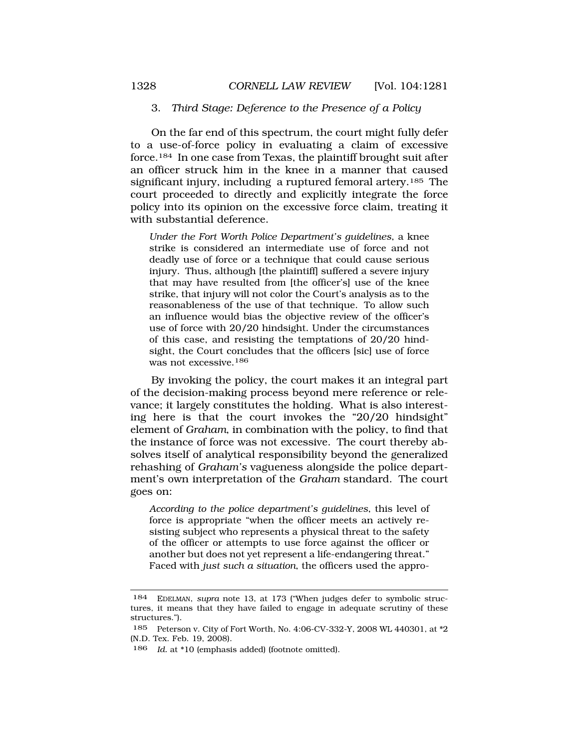### 3. *Third Stage: Deference to the Presence of a Policy*

On the far end of this spectrum, the court might fully defer to a use-of-force policy in evaluating a claim of excessive force.[184] In one case from Texas, the plaintiff brought suit after an officer struck him in the knee in a manner that caused significant injury, including a ruptured femoral artery.[185] The court proceeded to directly and explicitly integrate the force policy into its opinion on the excessive force claim, treating it with substantial deference.

> *Under the Fort Worth Police Department's guidelines*, a knee strike is considered an intermediate use of force and not deadly use of force or a technique that could cause serious injury. Thus, although [the plaintiff] suffered a severe injury that may have resulted from [the officer's] use of the knee strike, that injury will not color the Court's analysis as to the reasonableness of the use of that technique. To allow such an influence would bias the objective review of the officer's use of force with 20/20 hindsight. Under the circumstances of this case, and resisting the temptations of 20/20 hindsight, the Court concludes that the officers [sic] use of force was not excessive.[186]

By invoking the policy, the court makes it an integral part of the decision-making process beyond mere reference or relevance; it largely constitutes the holding. What is also interesting here is that the court invokes the "20/20 hindsight" element of *Graham*, in combination with the policy, to find that the instance of force was not excessive. The court thereby absolves itself of analytical responsibility beyond the generalized rehashing of *Graham's* vagueness alongside the police department's own interpretation of the *Graham* standard. The court goes on:

> *According to the police department's guidelines*, this level of force is appropriate "when the officer meets an actively resisting subject who represents a physical threat to the safety of the officer or attempts to use force against the officer or another but does not yet represent a life-endangering threat." Faced with *just such a situation*, the officers used the appro-

---

184 EDELMAN, *supra* note 13, at 173 ("When judges defer to symbolic structures, it means that they have failed to engage in adequate scrutiny of these structures.").

185 Peterson v. City of Fort Worth, No. 4:06-CV-332-Y, 2008 WL 440301, at *2 (N.D. Tex. Feb. 19, 2008).

186 *Id.* at *10 (emphasis added) (footnote omitted).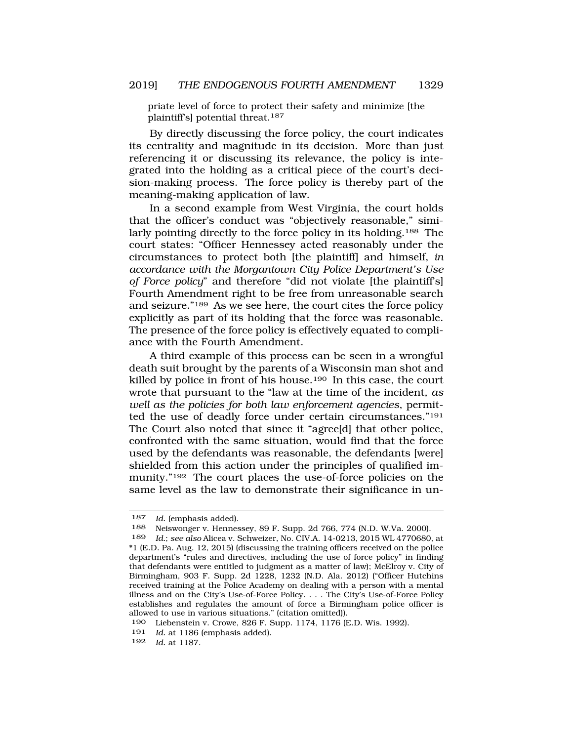priate level of force to protect their safety and minimize [the plaintiff's] potential threat.[187]

By directly discussing the force policy, the court indicates its centrality and magnitude in its decision. More than just referencing it or discussing its relevance, the policy is integrated into the holding as a critical piece of the court's decision-making process. The force policy is thereby part of the meaning-making application of law.

In a second example from West Virginia, the court holds that the officer's conduct was "objectively reasonable," similarly pointing directly to the force policy in its holding.[188] The court states: "Officer Hennessey acted reasonably under the circumstances to protect both [the plaintiff] and himself, *in accordance with the Morgantown City Police Department's Use of Force policy*" and therefore "did not violate [the plaintiff's] Fourth Amendment right to be free from unreasonable search and seizure."[189] As we see here, the court cites the force policy explicitly as part of its holding that the force was reasonable. The presence of the force policy is effectively equated to compliance with the Fourth Amendment.

A third example of this process can be seen in a wrongful death suit brought by the parents of a Wisconsin man shot and killed by police in front of his house.[190] In this case, the court wrote that pursuant to the "law at the time of the incident, *as well as the policies for both law enforcement agencies*, permitted the use of deadly force under certain circumstances."[191] The Court also noted that since it "agree[d] that other police, confronted with the same situation, would find that the force used by the defendants was reasonable, the defendants [were] shielded from this action under the principles of qualified immunity."[192] The court places the use-of-force policies on the same level as the law to demonstrate their significance in un-

---

187 *Id.* (emphasis added).

188 Neiswonger v. Hennessey, 89 F. Supp. 2d 766, 774 (N.D. W.Va. 2000).

189 *Id.*; *see also* Alicea v. Schweizer, No. CIV.A. 14-0213, 2015 WL 4770680, at *1 (E.D. Pa. Aug. 12, 2015) (discussing the training officers received on the police department's "rules and directives, including the use of force policy" in finding that defendants were entitled to judgment as a matter of law); McElroy v. City of Birmingham, 903 F. Supp. 2d 1228, 1232 (N.D. Ala. 2012) ("Officer Hutchins received training at the Police Academy on dealing with a person with a mental illness and on the City's Use-of-Force Policy. . . . The City's Use-of-Force Policy establishes and regulates the amount of force a Birmingham police officer is allowed to use in various situations." (citation omitted)).

190 Liebenstein v. Crowe, 826 F. Supp. 1174, 1176 (E.D. Wis. 1992).

191 *Id.* at 1186 (emphasis added).

192 *Id.* at 1187.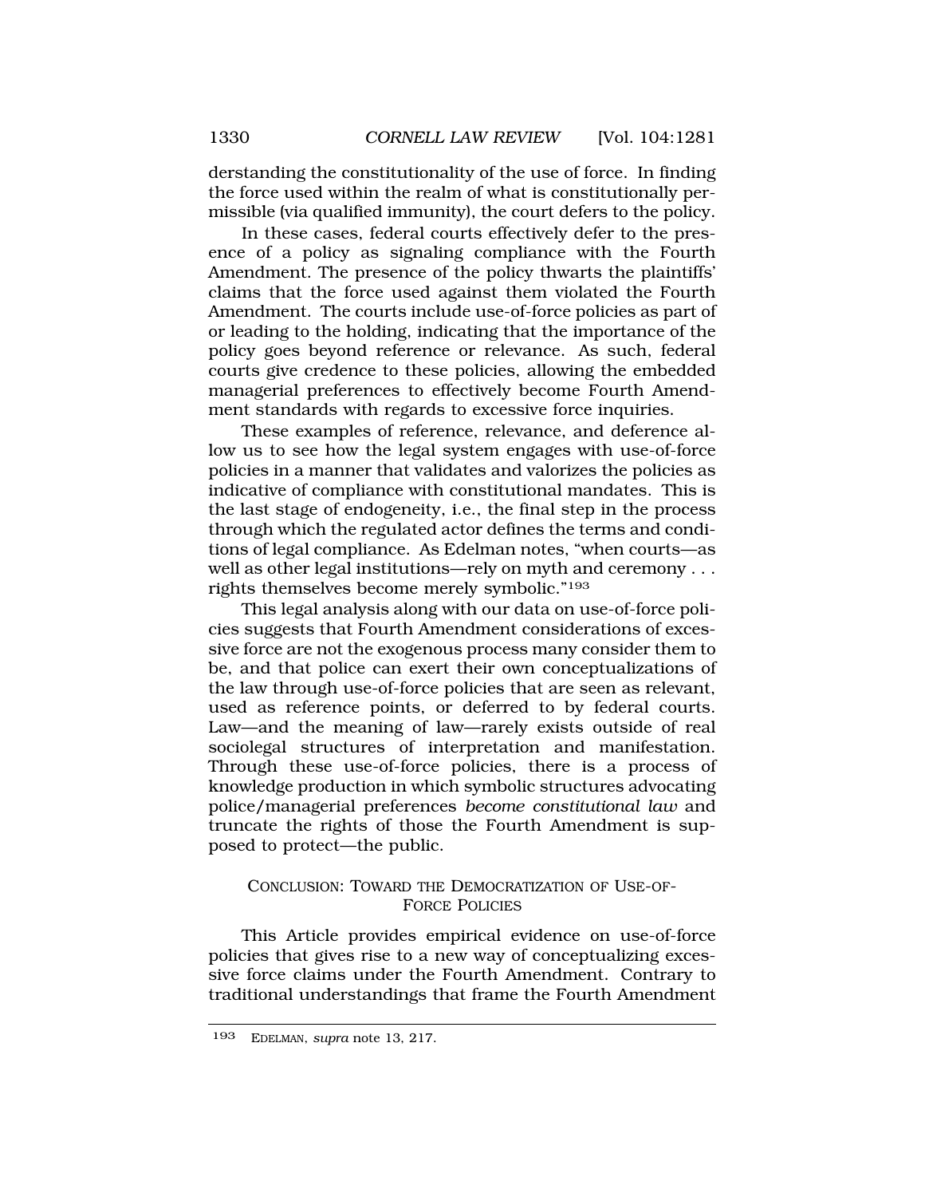derstanding the constitutionality of the use of force. In finding the force used within the realm of what is constitutionally permissible (via qualified immunity), the court defers to the policy.

In these cases, federal courts effectively defer to the presence of a policy as signaling compliance with the Fourth Amendment. The presence of the policy thwarts the plaintiffs' claims that the force used against them violated the Fourth Amendment. The courts include use-of-force policies as part of or leading to the holding, indicating that the importance of the policy goes beyond reference or relevance. As such, federal courts give credence to these policies, allowing the embedded managerial preferences to effectively become Fourth Amendment standards with regards to excessive force inquiries.

These examples of reference, relevance, and deference allow us to see how the legal system engages with use-of-force policies in a manner that validates and valorizes the policies as indicative of compliance with constitutional mandates. This is the last stage of endogeneity, i.e., the final step in the process through which the regulated actor defines the terms and conditions of legal compliance. As Edelman notes, "when courts—as well as other legal institutions—rely on myth and ceremony . . . rights themselves become merely symbolic."[193]

This legal analysis along with our data on use-of-force policies suggests that Fourth Amendment considerations of excessive force are not the exogenous process many consider them to be, and that police can exert their own conceptualizations of the law through use-of-force policies that are seen as relevant, used as reference points, or deferred to by federal courts. Law—and the meaning of law—rarely exists outside of real sociolegal structures of interpretation and manifestation. Through these use-of-force policies, there is a process of knowledge production in which symbolic structures advocating police/managerial preferences *become constitutional law* and truncate the rights of those the Fourth Amendment is supposed to protect—the public.

## CONCLUSION: TOWARD THE DEMOCRATIZATION OF USE-OF-FORCE POLICIES

This Article provides empirical evidence on use-of-force policies that gives rise to a new way of conceptualizing excessive force claims under the Fourth Amendment. Contrary to traditional understandings that frame the Fourth Amendment

---

[193] EDELMAN, *supra* note 13, 217.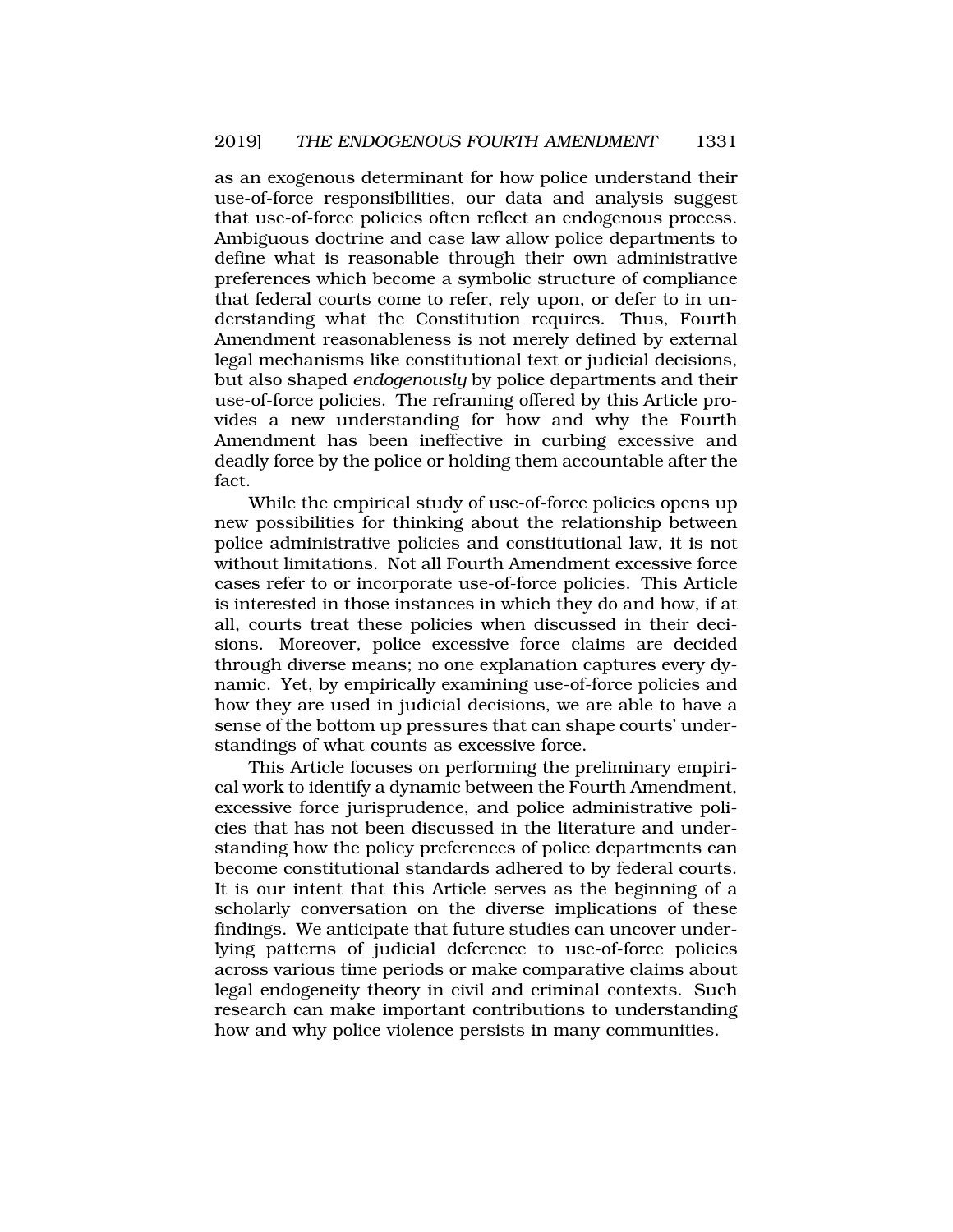as an exogenous determinant for how police understand their use-of-force responsibilities, our data and analysis suggest that use-of-force policies often reflect an endogenous process. Ambiguous doctrine and case law allow police departments to define what is reasonable through their own administrative preferences which become a symbolic structure of compliance that federal courts come to refer, rely upon, or defer to in understanding what the Constitution requires. Thus, Fourth Amendment reasonableness is not merely defined by external legal mechanisms like constitutional text or judicial decisions, but also shaped *endogenously* by police departments and their use-of-force policies. The reframing offered by this Article provides a new understanding for how and why the Fourth Amendment has been ineffective in curbing excessive and deadly force by the police or holding them accountable after the fact.

While the empirical study of use-of-force policies opens up new possibilities for thinking about the relationship between police administrative policies and constitutional law, it is not without limitations. Not all Fourth Amendment excessive force cases refer to or incorporate use-of-force policies. This Article is interested in those instances in which they do and how, if at all, courts treat these policies when discussed in their decisions. Moreover, police excessive force claims are decided through diverse means; no one explanation captures every dynamic. Yet, by empirically examining use-of-force policies and how they are used in judicial decisions, we are able to have a sense of the bottom up pressures that can shape courts' understandings of what counts as excessive force.

This Article focuses on performing the preliminary empirical work to identify a dynamic between the Fourth Amendment, excessive force jurisprudence, and police administrative policies that has not been discussed in the literature and understanding how the policy preferences of police departments can become constitutional standards adhered to by federal courts. It is our intent that this Article serves as the beginning of a scholarly conversation on the diverse implications of these findings. We anticipate that future studies can uncover underlying patterns of judicial deference to use-of-force policies across various time periods or make comparative claims about legal endogeneity theory in civil and criminal contexts. Such research can make important contributions to understanding how and why police violence persists in many communities.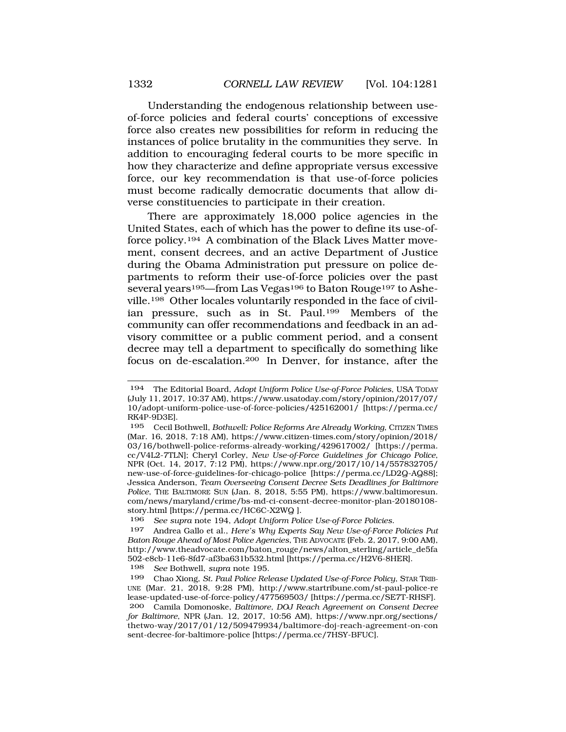Understanding the endogenous relationship between use-of-force policies and federal courts' conceptions of excessive force also creates new possibilities for reform in reducing the instances of police brutality in the communities they serve. In addition to encouraging federal courts to be more specific in how they characterize and define appropriate versus excessive force, our key recommendation is that use-of-force policies must become radically democratic documents that allow diverse constituencies to participate in their creation.

There are approximately 18,000 police agencies in the United States, each of which has the power to define its use-of-force policy.[194] A combination of the Black Lives Matter movement, consent decrees, and an active Department of Justice during the Obama Administration put pressure on police departments to reform their use-of-force policies over the past several years[195]—from Las Vegas[196] to Baton Rouge[197] to Asheville.[198] Other locales voluntarily responded in the face of civilian pressure, such as in St. Paul.[199] Members of the community can offer recommendations and feedback in an advisory committee or a public comment period, and a consent decree may tell a department to specifically do something like focus on de-escalation.[200] In Denver, for instance, after the

---

194 The Editorial Board, *Adopt Uniform Police Use-of-Force Policies*, USA TODAY (July 11, 2017, 10:37 AM), https://www.usatoday.com/story/opinion/2017/07/10/adopt-uniform-police-use-of-force-policies/425162001/ [https://perma.cc/RK4P-9D3E].

195 Cecil Bothwell, *Bothwell: Police Reforms Are Already Working*, CITIZEN TIMES (Mar. 16, 2018, 7:18 AM), https://www.citizen-times.com/story/opinion/2018/03/16/bothwell-police-reforms-already-working/429617002/ [https://perma.cc/V4L2-7TLN]; Cheryl Corley, *New Use-of-Force Guidelines for Chicago Police*, NPR (Oct. 14, 2017, 7:12 PM), https://www.npr.org/2017/10/14/557832705/new-use-of-force-guidelines-for-chicago-police [https://perma.cc/LD2Q-AQ88]; Jessica Anderson, *Team Overseeing Consent Decree Sets Deadlines for Baltimore Police*, THE BALTIMORE SUN (Jan. 8, 2018, 5:55 PM), https://www.baltimoresun.com/news/maryland/crime/bs-md-ci-consent-decree-monitor-plan-20180108-story.html [https://perma.cc/HC6C-X2WQ ].

196 *See supra* note 194, *Adopt Uniform Police Use-of-Force Policies*.

197 Andrea Gallo et al., *Here's Why Experts Say New Use-of-Force Policies Put Baton Rouge Ahead of Most Police Agencies*, THE ADVOCATE (Feb. 2, 2017, 9:00 AM), http://www.theadvocate.com/baton_rouge/news/alton_sterling/article_de5fa502-e8cb-11e6-8fd7-af3ba631b532.html [https://perma.cc/H2V6-8HER].

198 *See* Bothwell, *supra* note 195.

199 Chao Xiong, *St. Paul Police Release Updated Use-of-Force Policy*, STAR TRIBUNE (Mar. 21, 2018, 9:28 PM), http://www.startribune.com/st-paul-police-release-updated-use-of-force-policy/477569503/ [https://perma.cc/SE7T-RHSF].

200 Camila Domonoske, *Baltimore, DOJ Reach Agreement on Consent Decree for Baltimore*, NPR (Jan. 12, 2017, 10:56 AM), https://www.npr.org/sections/thetwo-way/2017/01/12/509479934/baltimore-doj-reach-agreement-on-consent-decree-for-baltimore-police [https://perma.cc/7HSY-BFUC].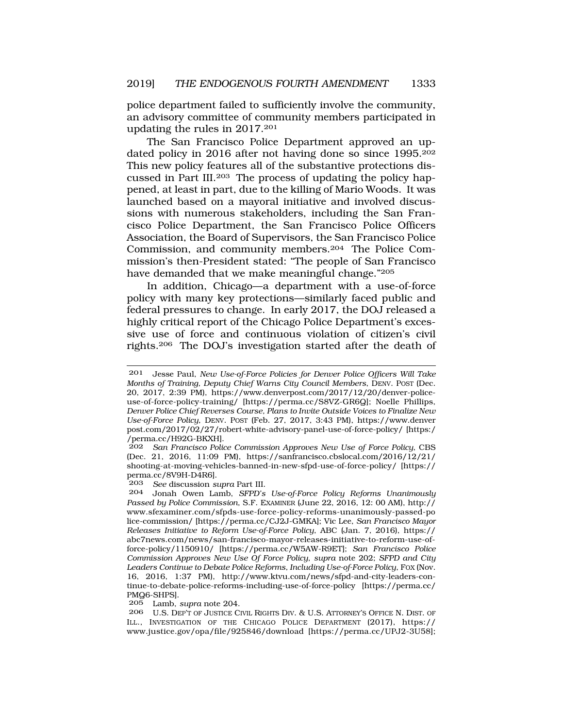police department failed to sufficiently involve the community, an advisory committee of community members participated in updating the rules in 2017.[201]

The San Francisco Police Department approved an updated policy in 2016 after not having done so since 1995.[202] This new policy features all of the substantive protections discussed in Part III.[203] The process of updating the policy happened, at least in part, due to the killing of Mario Woods. It was launched based on a mayoral initiative and involved discussions with numerous stakeholders, including the San Francisco Police Department, the San Francisco Police Officers Association, the Board of Supervisors, the San Francisco Police Commission, and community members.[204] The Police Commission's then-President stated: "The people of San Francisco have demanded that we make meaningful change."[205]

In addition, Chicago—a department with a use-of-force policy with many key protections—similarly faced public and federal pressures to change. In early 2017, the DOJ released a highly critical report of the Chicago Police Department's excessive use of force and continuous violation of citizen's civil rights.[206] The DOJ's investigation started after the death of

---

201 Jesse Paul, *New Use-of-Force Policies for Denver Police Officers Will Take Months of Training, Deputy Chief Warns City Council Members*, DENV. POST (Dec. 20, 2017, 2:39 PM), https://www.denverpost.com/2017/12/20/denver-police-use-of-force-policy-training/ [https://perma.cc/S8VZ-GR6Q]; Noelle Phillips, *Denver Police Chief Reverses Course, Plans to Invite Outside Voices to Finalize New Use-of-Force Policy*, DENV. POST (Feb. 27, 2017, 3:43 PM), https://www.denverpost.com/2017/02/27/robert-white-advisory-panel-use-of-force-policy/ [https://perma.cc/H92G-BKXH].

202 *San Francisco Police Commission Approves New Use of Force Policy*, CBS (Dec. 21, 2016, 11:09 PM), https://sanfrancisco.cbslocal.com/2016/12/21/shooting-at-moving-vehicles-banned-in-new-sfpd-use-of-force-policy/ [https://perma.cc/8V9H-D4R6].

203 *See* discussion *supra* Part III.

204 Jonah Owen Lamb, *SFPD's Use-of-Force Policy Reforms Unanimously Passed by Police Commission*, S.F. EXAMINER (June 22, 2016, 12: 00 AM), http://www.sfexaminer.com/sfpds-use-force-policy-reforms-unanimously-passed-police-commission/ [https://perma.cc/CJ2J-GMKA]; Vic Lee, *San Francisco Mayor Releases Initiative to Reform Use-of-Force Policy*, ABC (Jan. 7, 2016), https://abc7news.com/news/san-francisco-mayor-releases-initiative-to-reform-use-of-force-policy/1150910/ [https://perma.cc/W5AW-R9ET]; *San Francisco Police Commission Approves New Use Of Force Policy*, *supra* note 202; *SFPD and City Leaders Continue to Debate Police Reforms, Including Use-of-Force Policy*, FOX (Nov. 16, 2016, 1:37 PM), http://www.ktvu.com/news/sfpd-and-city-leaders-continue-to-debate-police-reforms-including-use-of-force-policy [https://perma.cc/PMQ6-SHPS].

205 Lamb, *supra* note 204.

206 U.S. DEP'T OF JUSTICE CIVIL RIGHTS DIV. & U.S. ATTORNEY'S OFFICE N. DIST. OF ILL., INVESTIGATION OF THE CHICAGO POLICE DEPARTMENT (2017), https://www.justice.gov/opa/file/925846/download [https://perma.cc/UPJ2-3U58];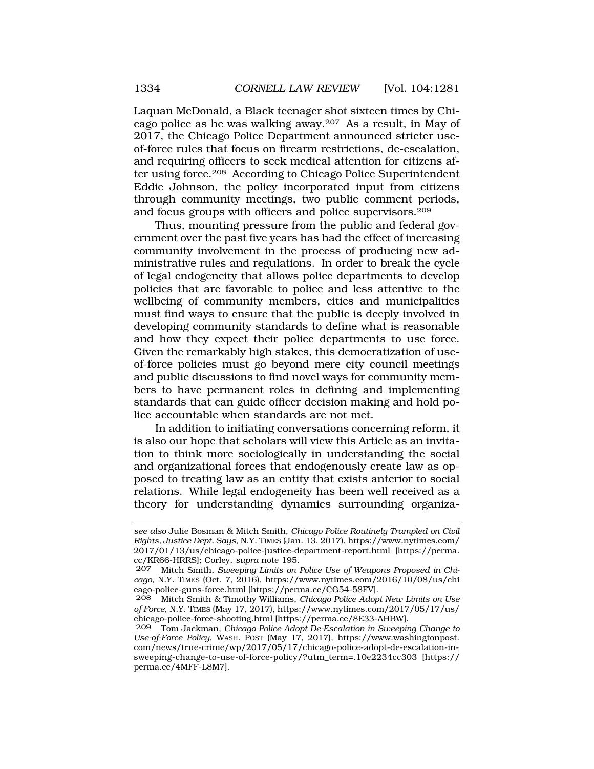Laquan McDonald, a Black teenager shot sixteen times by Chicago police as he was walking away.[207] As a result, in May of 2017, the Chicago Police Department announced stricter use-of-force rules that focus on firearm restrictions, de-escalation, and requiring officers to seek medical attention for citizens after using force.[208] According to Chicago Police Superintendent Eddie Johnson, the policy incorporated input from citizens through community meetings, two public comment periods, and focus groups with officers and police supervisors.[209]

Thus, mounting pressure from the public and federal government over the past five years has had the effect of increasing community involvement in the process of producing new administrative rules and regulations. In order to break the cycle of legal endogeneity that allows police departments to develop policies that are favorable to police and less attentive to the wellbeing of community members, cities and municipalities must find ways to ensure that the public is deeply involved in developing community standards to define what is reasonable and how they expect their police departments to use force. Given the remarkably high stakes, this democratization of use-of-force policies must go beyond mere city council meetings and public discussions to find novel ways for community members to have permanent roles in defining and implementing standards that can guide officer decision making and hold police accountable when standards are not met.

In addition to initiating conversations concerning reform, it is also our hope that scholars will view this Article as an invitation to think more sociologically in understanding the social and organizational forces that endogenously create law as opposed to treating law as an entity that exists anterior to social relations. While legal endogeneity has been well received as a theory for understanding dynamics surrounding organiza-

---

*see also* Julie Bosman & Mitch Smith, *Chicago Police Routinely Trampled on Civil Rights, Justice Dept. Says*, N.Y. TIMES (Jan. 13, 2017), https://www.nytimes.com/2017/01/13/us/chicago-police-justice-department-report.html [https://perma.cc/KR66-HRRS]; Corley, *supra* note 195.

207 Mitch Smith, *Sweeping Limits on Police Use of Weapons Proposed in Chicago*, N.Y. TIMES (Oct. 7, 2016), https://www.nytimes.com/2016/10/08/us/chicago-police-guns-force.html [https://perma.cc/CG54-58FV].

208 Mitch Smith & Timothy Williams, *Chicago Police Adopt New Limits on Use of Force*, N.Y. TIMES (May 17, 2017), https://www.nytimes.com/2017/05/17/us/chicago-police-force-shooting.html [https://perma.cc/8E33-AHBW].

209 Tom Jackman, *Chicago Police Adopt De-Escalation in Sweeping Change to Use-of-Force Policy*, WASH. POST (May 17, 2017), https://www.washingtonpost.com/news/true-crime/wp/2017/05/17/chicago-police-adopt-de-escalation-in-sweeping-change-to-use-of-force-policy/?utm_term=.10e2234cc303 [https://perma.cc/4MFF-L8M7].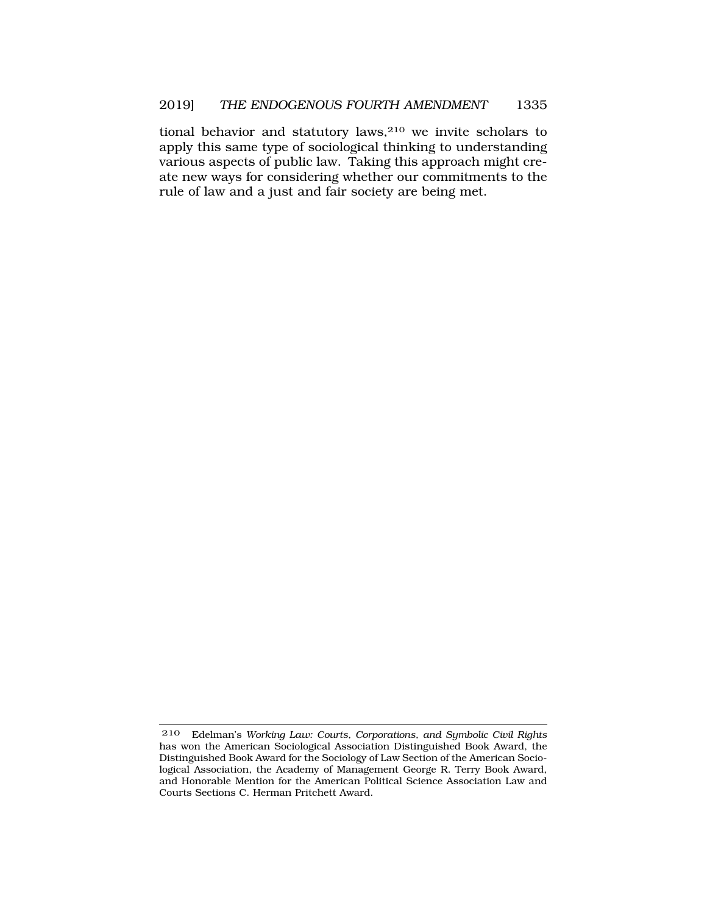tional behavior and statutory laws,[210] we invite scholars to apply this same type of sociological thinking to understanding various aspects of public law. Taking this approach might create new ways for considering whether our commitments to the rule of law and a just and fair society are being met.

[210] Edelman's *Working Law: Courts, Corporations, and Symbolic Civil Rights* has won the American Sociological Association Distinguished Book Award, the Distinguished Book Award for the Sociology of Law Section of the American Sociological Association, the Academy of Management George R. Terry Book Award, and Honorable Mention for the American Political Science Association Law and Courts Sections C. Herman Pritchett Award.